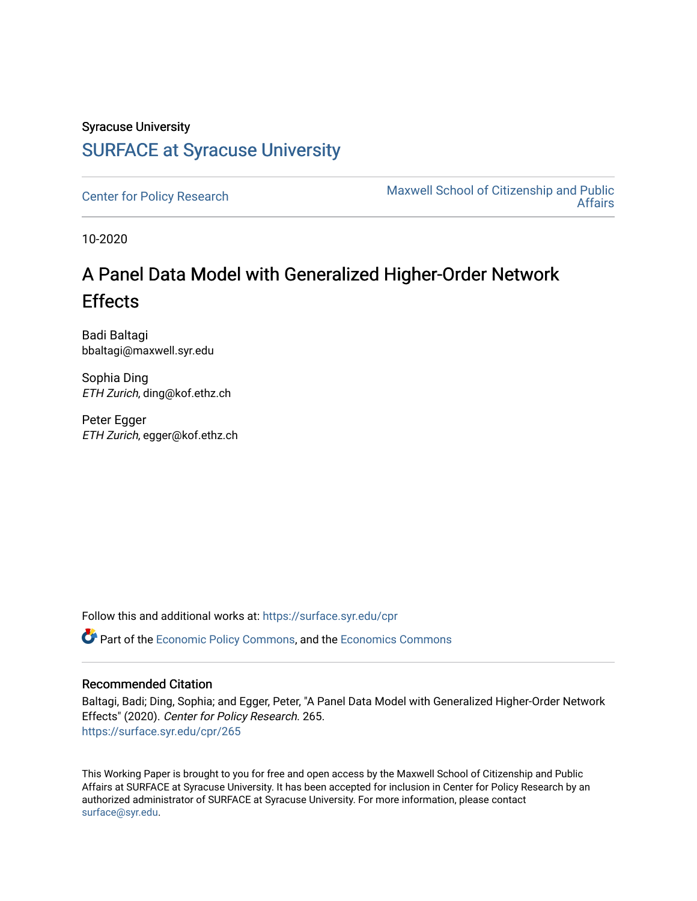Syracuse University

# SURFACE at Syracuse University

Center for Policy Research

Maxwell School of Citizenship and Public Affairs

10-2020

## A Panel Data Model with Generalized Higher-Order Network Effects

Badi Baltagi
bbaltagi@maxwell.syr.edu

Sophia Ding
*ETH Zurich*, ding@kof.ethz.ch

Peter Egger
*ETH Zurich*, egger@kof.ethz.ch

Follow this and additional works at: https://surface.syr.edu/cpr

Part of the Economic Policy Commons, and the Economics Commons

### Recommended Citation

Baltagi, Badi; Ding, Sophia; and Egger, Peter, "A Panel Data Model with Generalized Higher-Order Network Effects" (2020). *Center for Policy Research*. 265.
https://surface.syr.edu/cpr/265

This Working Paper is brought to you for free and open access by the Maxwell School of Citizenship and Public Affairs at SURFACE at Syracuse University. It has been accepted for inclusion in Center for Policy Research by an authorized administrator of SURFACE at Syracuse University. For more information, please contact surface@syr.edu.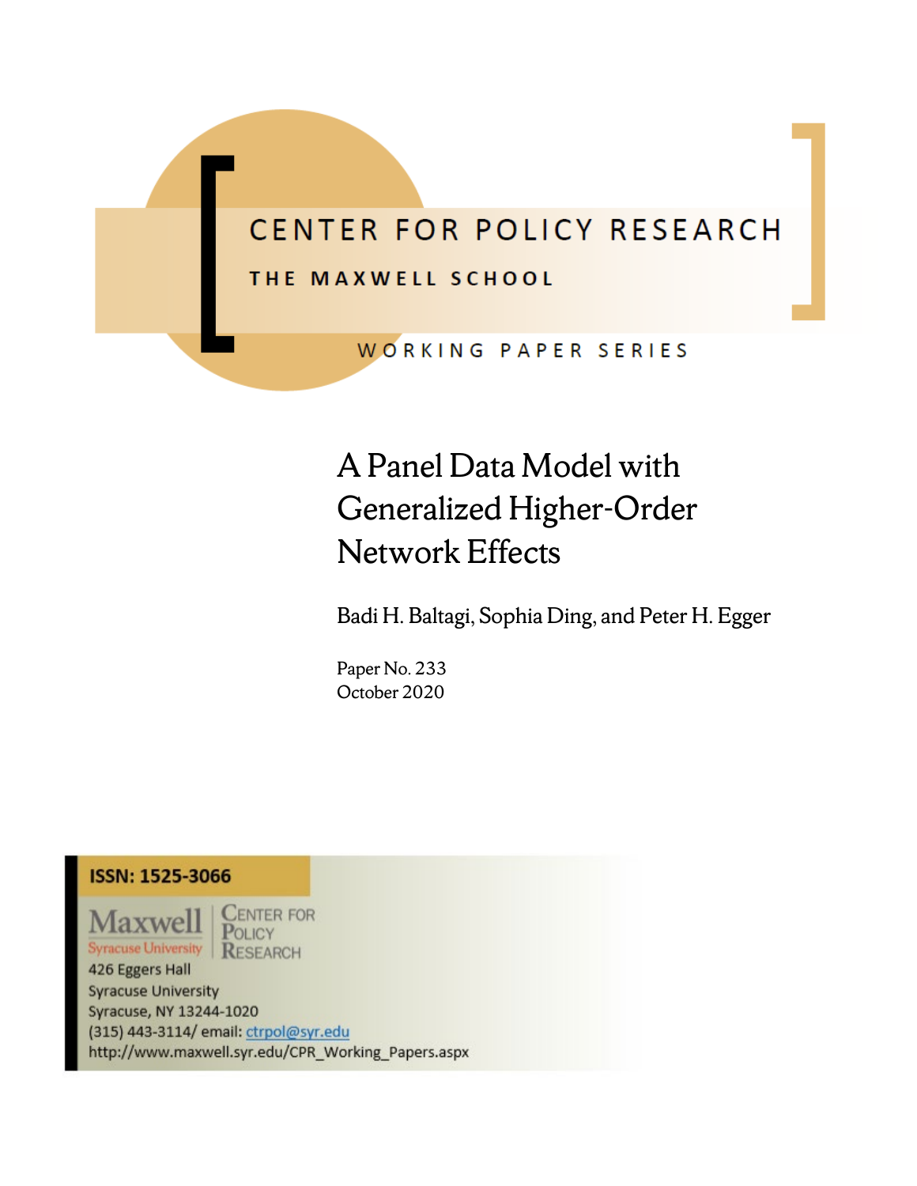# CENTER FOR POLICY RESEARCH

**THE MAXWELL SCHOOL**

WORKING PAPER SERIES

# A Panel Data Model with Generalized Higher-Order Network Effects

Badi H. Baltagi, Sophia Ding, and Peter H. Egger

Paper No. 233
October 2020

**ISSN: 1525-3066**

Maxwell
Syracuse University

Center for Policy Research

426 Eggers Hall
Syracuse University
Syracuse, NY 13244-1020
(315) 443-3114/ email: ctrpol@syr.edu
http://www.maxwell.syr.edu/CPR_Working_Papers.aspx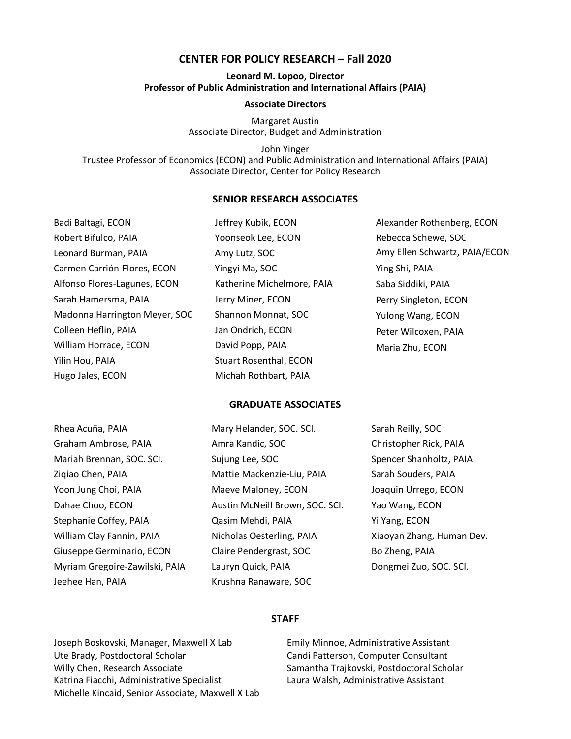# CENTER FOR POLICY RESEARCH – Fall 2020

**Leonard M. Lopoo, Director**
**Professor of Public Administration and International Affairs (PAIA)**

**Associate Directors**

Margaret Austin
Associate Director, Budget and Administration

John Yinger
Trustee Professor of Economics (ECON) and Public Administration and International Affairs (PAIA)
Associate Director, Center for Policy Research

## SENIOR RESEARCH ASSOCIATES

Badi Baltagi, ECON
Robert Bifulco, PAIA
Leonard Burman, PAIA
Carmen Carrión-Flores, ECON
Alfonso Flores-Lagunes, ECON
Sarah Hamersma, PAIA
Madonna Harrington Meyer, SOC
Colleen Heflin, PAIA
William Horrace, ECON
Yilin Hou, PAIA
Hugo Jales, ECON
Jeffrey Kubik, ECON
Yoonseok Lee, ECON
Amy Lutz, SOC
Yingyi Ma, SOC
Katherine Michelmore, PAIA
Jerry Miner, ECON
Shannon Monnat, SOC
Jan Ondrich, ECON
David Popp, PAIA
Stuart Rosenthal, ECON
Michah Rothbart, PAIA
Alexander Rothenberg, ECON
Rebecca Schewe, SOC
Amy Ellen Schwartz, PAIA/ECON
Ying Shi, PAIA
Saba Siddiki, PAIA
Perry Singleton, ECON
Yulong Wang, ECON
Peter Wilcoxen, PAIA
Maria Zhu, ECON

## GRADUATE ASSOCIATES

Rhea Acuña, PAIA
Graham Ambrose, PAIA
Mariah Brennan, SOC. SCI.
Ziqiao Chen, PAIA
Yoon Jung Choi, PAIA
Dahae Choo, ECON
Stephanie Coffey, PAIA
William Clay Fannin, PAIA
Giuseppe Germinario, ECON
Myriam Gregoire-Zawilski, PAIA
Jeehee Han, PAIA
Mary Helander, SOC. SCI.
Amra Kandic, SOC
Sujung Lee, SOC
Mattie Mackenzie-Liu, PAIA
Maeve Maloney, ECON
Austin McNeill Brown, SOC. SCI.
Qasim Mehdi, PAIA
Nicholas Oesterling, PAIA
Claire Pendergrast, SOC
Lauryn Quick, PAIA
Krushna Ranaware, SOC
Sarah Reilly, SOC
Christopher Rick, PAIA
Spencer Shanholtz, PAIA
Sarah Souders, PAIA
Joaquin Urrego, ECON
Yao Wang, ECON
Yi Yang, ECON
Xiaoyan Zhang, Human Dev.
Bo Zheng, PAIA
Dongmei Zuo, SOC. SCI.

## STAFF

Joseph Boskovski, Manager, Maxwell X Lab
Ute Brady, Postdoctoral Scholar
Willy Chen, Research Associate
Katrina Fiacchi, Administrative Specialist
Michelle Kincaid, Senior Associate, Maxwell X Lab
Emily Minnoe, Administrative Assistant
Candi Patterson, Computer Consultant
Samantha Trajkovski, Postdoctoral Scholar
Laura Walsh, Administrative Assistant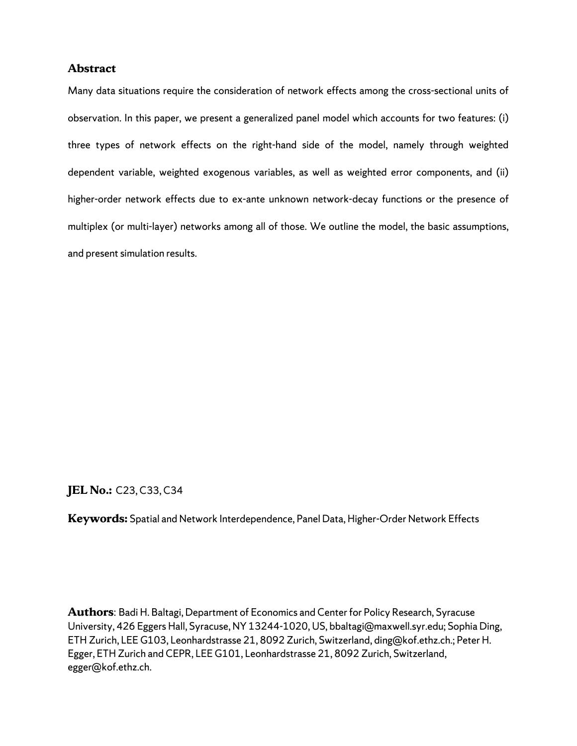## Abstract

Many data situations require the consideration of network effects among the cross-sectional units of observation. In this paper, we present a generalized panel model which accounts for two features: (i) three types of network effects on the right-hand side of the model, namely through weighted dependent variable, weighted exogenous variables, as well as weighted error components, and (ii) higher-order network effects due to ex-ante unknown network-decay functions or the presence of multiplex (or multi-layer) networks among all of those. We outline the model, the basic assumptions, and present simulation results.

**JEL No.:** C23, C33, C34

**Keywords:** Spatial and Network Interdependence, Panel Data, Higher-Order Network Effects

**Authors**: Badi H. Baltagi, Department of Economics and Center for Policy Research, Syracuse University, 426 Eggers Hall, Syracuse, NY 13244-1020, US, bbaltagi@maxwell.syr.edu; Sophia Ding, ETH Zurich, LEE G103, Leonhardstrasse 21, 8092 Zurich, Switzerland, ding@kof.ethz.ch.; Peter H. Egger, ETH Zurich and CEPR, LEE G101, Leonhardstrasse 21, 8092 Zurich, Switzerland, egger@kof.ethz.ch.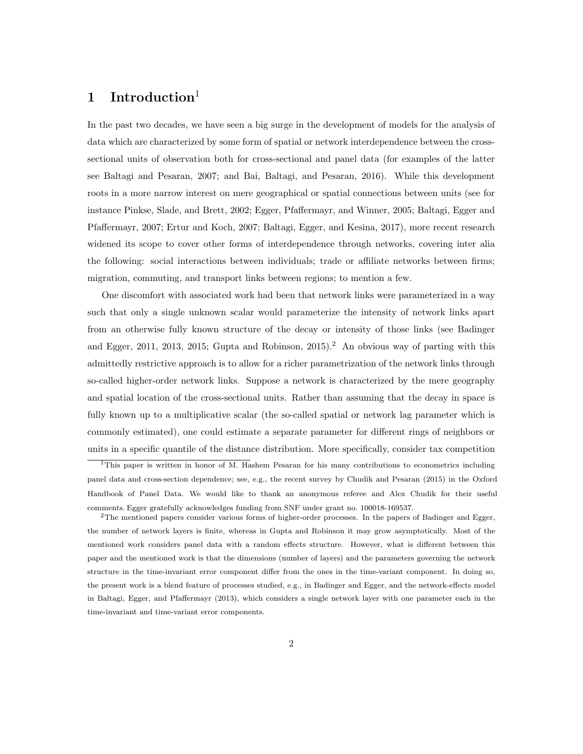# 1 Introduction[1]

In the past two decades, we have seen a big surge in the development of models for the analysis of data which are characterized by some form of spatial or network interdependence between the cross-sectional units of observation both for cross-sectional and panel data (for examples of the latter see Baltagi and Pesaran, 2007; and Bai, Baltagi, and Pesaran, 2016). While this development roots in a more narrow interest on mere geographical or spatial connections between units (see for instance Pinkse, Slade, and Brett, 2002; Egger, Pfaffermayr, and Winner, 2005; Baltagi, Egger and Pfaffermayr, 2007; Ertur and Koch, 2007; Baltagi, Egger, and Kesina, 2017), more recent research widened its scope to cover other forms of interdependence through networks, covering inter alia the following: social interactions between individuals; trade or affiliate networks between firms; migration, commuting, and transport links between regions; to mention a few.

One discomfort with associated work had been that network links were parameterized in a way such that only a single unknown scalar would parameterize the intensity of network links apart from an otherwise fully known structure of the decay or intensity of those links (see Badinger and Egger, 2011, 2013, 2015; Gupta and Robinson, 2015).[2] An obvious way of parting with this admittedly restrictive approach is to allow for a richer parametrization of the network links through so-called higher-order network links. Suppose a network is characterized by the mere geography and spatial location of the cross-sectional units. Rather than assuming that the decay in space is fully known up to a multiplicative scalar (the so-called spatial or network lag parameter which is commonly estimated), one could estimate a separate parameter for different rings of neighbors or units in a specific quantile of the distance distribution. More specifically, consider tax competition

[1] This paper is written in honor of M. Hashem Pesaran for his many contributions to econometrics including panel data and cross-section dependence; see, e.g., the recent survey by Chudik and Pesaran (2015) in the Oxford Handbook of Panel Data. We would like to thank an anonymous referee and Alex Chudik for their useful comments. Egger gratefully acknowledges funding from SNF under grant no. 100018-169537.

[2] The mentioned papers consider various forms of higher-order processes. In the papers of Badinger and Egger, the number of network layers is finite, whereas in Gupta and Robinson it may grow asymptotically. Most of the mentioned work considers panel data with a random effects structure. However, what is different between this paper and the mentioned work is that the dimensions (number of layers) and the parameters governing the network structure in the time-invariant error component differ from the ones in the time-variant component. In doing so, the present work is a blend feature of processes studied, e.g., in Badinger and Egger, and the network-effects model in Baltagi, Egger, and Pfaffermayr (2013), which considers a single network layer with one parameter each in the time-invariant and time-variant error components.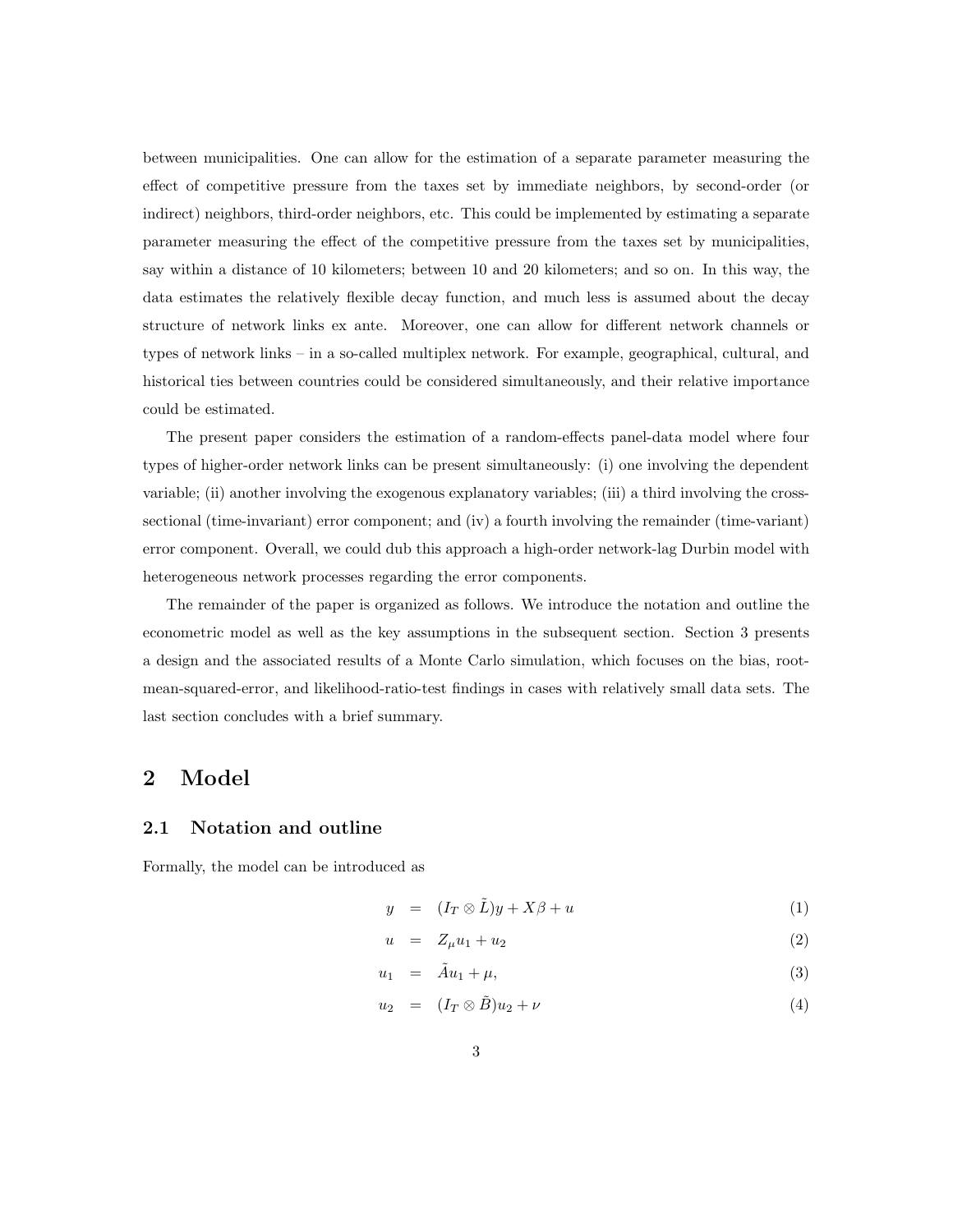between municipalities. One can allow for the estimation of a separate parameter measuring the effect of competitive pressure from the taxes set by immediate neighbors, by second-order (or indirect) neighbors, third-order neighbors, etc. This could be implemented by estimating a separate parameter measuring the effect of the competitive pressure from the taxes set by municipalities, say within a distance of 10 kilometers; between 10 and 20 kilometers; and so on. In this way, the data estimates the relatively flexible decay function, and much less is assumed about the decay structure of network links ex ante. Moreover, one can allow for different network channels or types of network links – in a so-called multiplex network. For example, geographical, cultural, and historical ties between countries could be considered simultaneously, and their relative importance could be estimated.

The present paper considers the estimation of a random-effects panel-data model where four types of higher-order network links can be present simultaneously: (i) one involving the dependent variable; (ii) another involving the exogenous explanatory variables; (iii) a third involving the cross-sectional (time-invariant) error component; and (iv) a fourth involving the remainder (time-variant) error component. Overall, we could dub this approach a high-order network-lag Durbin model with heterogeneous network processes regarding the error components.

The remainder of the paper is organized as follows. We introduce the notation and outline the econometric model as well as the key assumptions in the subsequent section. Section 3 presents a design and the associated results of a Monte Carlo simulation, which focuses on the bias, root-mean-squared-error, and likelihood-ratio-test findings in cases with relatively small data sets. The last section concludes with a brief summary.

# 2 Model

## 2.1 Notation and outline

Formally, the model can be introduced as

$$y = (I_T \otimes \tilde{L})y + X\beta + u \tag{1}$$

$$u = Z_\mu u_1 + u_2 \tag{2}$$

$$u_1 = \tilde{A}u_1 + \mu, \tag{3}$$

$$u_2 = (I_T \otimes \tilde{B})u_2 + \nu \tag{4}$$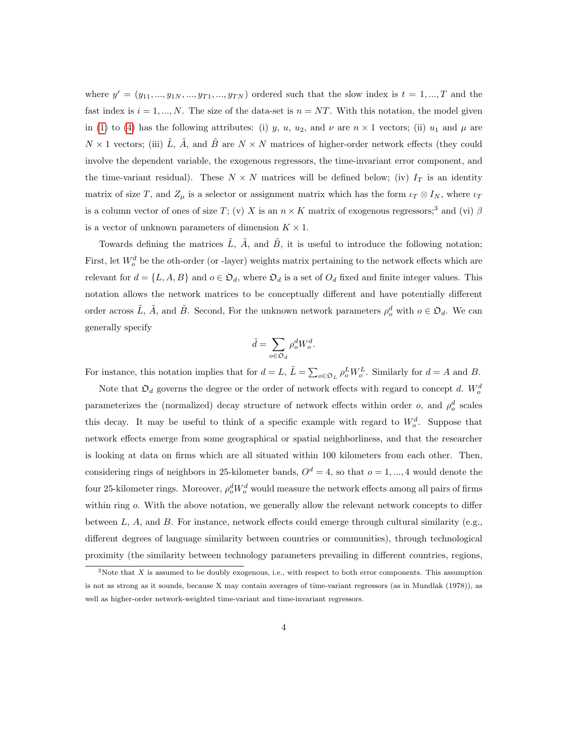where $y' = (y_{11}, ..., y_{1N}, ..., y_{T1}, ..., y_{TN})$ ordered such that the slow index is $t = 1, ..., T$ and the fast index is $i = 1, ..., N$. The size of the data-set is $n = NT$. With this notation, the model given in (1) to (4) has the following attributes: (i) $y$, $u$, $u_2$, and $\nu$ are $n \times 1$ vectors; (ii) $u_1$ and $\mu$ are $N \times 1$ vectors; (iii) $\tilde{L}$, $\tilde{A}$, and $\tilde{B}$ are $N \times N$ matrices of higher-order network effects (they could involve the dependent variable, the exogenous regressors, the time-invariant error component, and the time-variant residual). These $N \times N$ matrices will be defined below; (iv) $I_T$ is an identity matrix of size $T$, and $Z_\mu$ is a selector or assignment matrix which has the form $\iota_T \otimes I_N$, where $\iota_T$ is a column vector of ones of size $T$; (v) $X$ is an $n \times K$ matrix of exogenous regressors;[3] and (vi) $\beta$ is a vector of unknown parameters of dimension $K \times 1$.

Towards defining the matrices $\tilde{L}$, $\tilde{A}$, and $\tilde{B}$, it is useful to introduce the following notation; First, let $W_o^d$ be the $o$th-order (or -layer) weights matrix pertaining to the network effects which are relevant for $d = \{L, A, B\}$ and $o \in \mathfrak{O}_d$, where $\mathfrak{O}_d$ is a set of $O_d$ fixed and finite integer values. This notation allows the network matrices to be conceptually different and have potentially different order across $\tilde{L}$, $\tilde{A}$, and $\tilde{B}$. Second, For the unknown network parameters $\rho_o^d$ with $o \in \mathfrak{O}_d$. We can generally specify

$$\tilde{d} = \sum_{o \in \mathfrak{O}_d} \rho_o^d W_o^d.$$

For instance, this notation implies that for $d = L$, $\tilde{L} = \sum_{o \in \mathfrak{O}_L} \rho_o^L W_o^L$. Similarly for $d = A$ and $B$.

Note that $\mathfrak{O}_d$ governs the degree or the order of network effects with regard to concept $d$. $W_o^d$ parameterizes the (normalized) decay structure of network effects within order $o$, and $\rho_o^d$ scales this decay. It may be useful to think of a specific example with regard to $W_o^d$. Suppose that network effects emerge from some geographical or spatial neighborliness, and that the researcher is looking at data on firms which are all situated within 100 kilometers from each other. Then, considering rings of neighbors in 25-kilometer bands, $O^d = 4$, so that $o = 1, ..., 4$ would denote the four 25-kilometer rings. Moreover, $\rho_o^d W_o^d$ would measure the network effects among all pairs of firms within ring $o$. With the above notation, we generally allow the relevant network concepts to differ between $L$, $A$, and $B$. For instance, network effects could emerge through cultural similarity (e.g., different degrees of language similarity between countries or communities), through technological proximity (the similarity between technology parameters prevailing in different countries, regions,

[3]Note that X is assumed to be doubly exogenous, i.e., with respect to both error components. This assumption is not as strong as it sounds, because X may contain averages of time-variant regressors (as in Mundlak (1978)), as well as higher-order network-weighted time-variant and time-invariant regressors.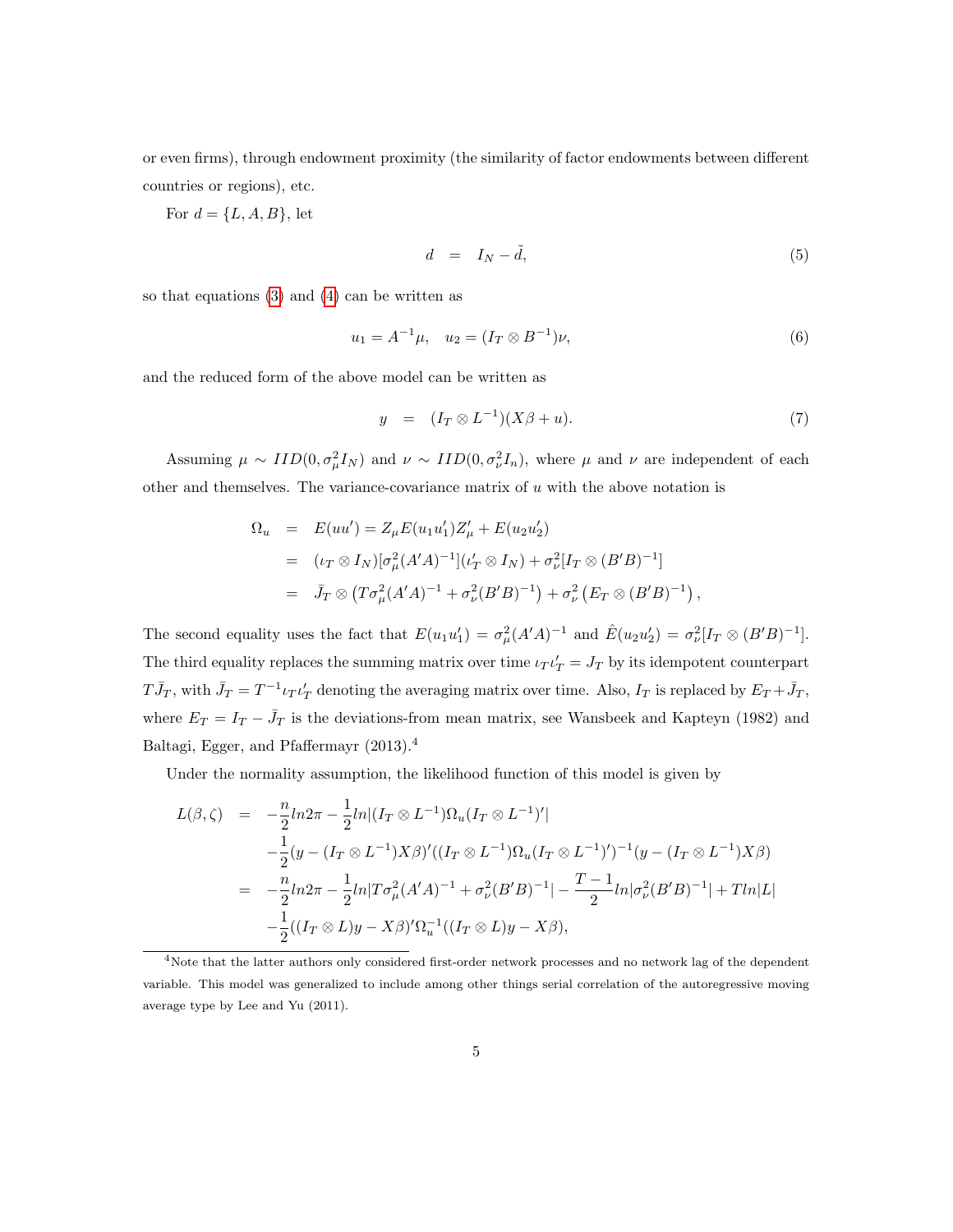or even firms), through endowment proximity (the similarity of factor endowments between different countries or regions), etc.

For $d = \{L, A, B\}$, let

$$d \quad = \quad I_N - \tilde{d}, \tag{5}$$

so that equations (3) and (4) can be written as

$$u_1 = A^{-1}\mu, \quad u_2 = (I_T \otimes B^{-1})\nu, \tag{6}$$

and the reduced form of the above model can be written as

$$y \quad = \quad (I_T \otimes L^{-1})(X\beta + u). \tag{7}$$

Assuming $\mu \sim IID(0, \sigma_\mu^2 I_N)$ and $\nu \sim IID(0, \sigma_\nu^2 I_n)$, where $\mu$ and $\nu$ are independent of each other and themselves. The variance-covariance matrix of $u$ with the above notation is

$$\begin{aligned}
\Omega_u &= E(uu') = Z_\mu E(u_1 u_1') Z_\mu' + E(u_2 u_2') \\
&= (\iota_T \otimes I_N)[\sigma_\mu^2 (A'A)^{-1}](\iota_T' \otimes I_N) + \sigma_\nu^2 [I_T \otimes (B'B)^{-1}] \\
&= \bar{J}_T \otimes \left(T\sigma_\mu^2 (A'A)^{-1} + \sigma_\nu^2 (B'B)^{-1}\right) + \sigma_\nu^2 \left(E_T \otimes (B'B)^{-1}\right),
\end{aligned}$$

The second equality uses the fact that $E(u_1 u_1') = \sigma_\mu^2 (A'A)^{-1}$ and $\hat{E}(u_2 u_2') = \sigma_\nu^2 [I_T \otimes (B'B)^{-1}]$. The third equality replaces the summing matrix over time $\iota_T \iota_T' = J_T$ by its idempotent counterpart $T\bar{J}_T$, with $\bar{J}_T = T^{-1}\iota_T \iota_T'$ denoting the averaging matrix over time. Also, $I_T$ is replaced by $E_T + \bar{J}_T$, where $E_T = I_T - \bar{J}_T$ is the deviations-from mean matrix, see Wansbeek and Kapteyn (1982) and Baltagi, Egger, and Pfaffermayr (2013).[4]

Under the normality assumption, the likelihood function of this model is given by

$$\begin{aligned}
L(\beta, \zeta) &= -\frac{n}{2} ln 2\pi - \frac{1}{2} ln |(I_T \otimes L^{-1}) \Omega_u (I_T \otimes L^{-1})'| \\
&\quad - \frac{1}{2}(y - (I_T \otimes L^{-1})X\beta)'((I_T \otimes L^{-1})\Omega_u (I_T \otimes L^{-1})')^{-1}(y - (I_T \otimes L^{-1})X\beta) \\
&= -\frac{n}{2} ln 2\pi - \frac{1}{2} ln |T\sigma_\mu^2 (A'A)^{-1} + \sigma_\nu^2 (B'B)^{-1}| - \frac{T-1}{2} ln |\sigma_\nu^2 (B'B)^{-1}| + T ln |L| \\
&\quad - \frac{1}{2}((I_T \otimes L)y - X\beta)' \Omega_u^{-1} ((I_T \otimes L)y - X\beta),
\end{aligned}$$

[4] Note that the latter authors only considered first-order network processes and no network lag of the dependent variable. This model was generalized to include among other things serial correlation of the autoregressive moving average type by Lee and Yu (2011).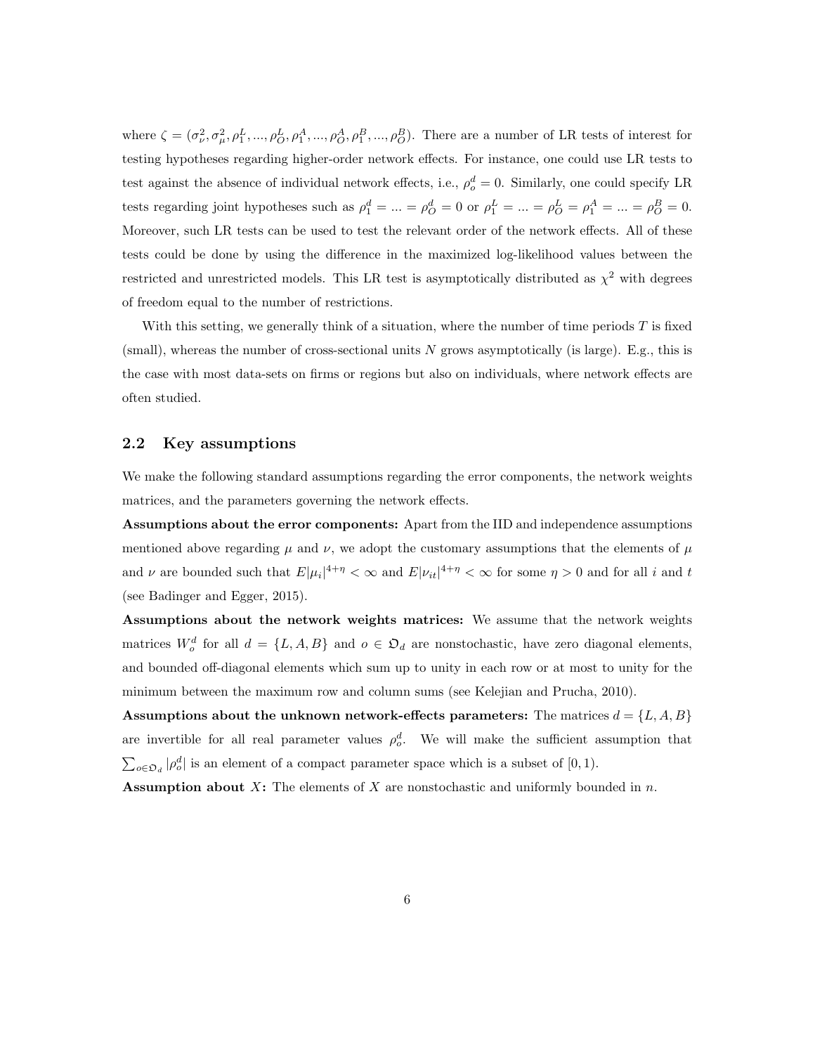where $\zeta = (\sigma_\nu^2, \sigma_\mu^2, \rho_1^L, ..., \rho_O^L, \rho_1^A, ..., \rho_O^A, \rho_1^B, ..., \rho_O^B)$. There are a number of LR tests of interest for testing hypotheses regarding higher-order network effects. For instance, one could use LR tests to test against the absence of individual network effects, i.e., $\rho_o^d = 0$. Similarly, one could specify LR tests regarding joint hypotheses such as $\rho_1^d = ... = \rho_O^d = 0$ or $\rho_1^L = ... = \rho_O^L = \rho_1^A = ... = \rho_O^B = 0$. Moreover, such LR tests can be used to test the relevant order of the network effects. All of these tests could be done by using the difference in the maximized log-likelihood values between the restricted and unrestricted models. This LR test is asymptotically distributed as $\chi^2$ with degrees of freedom equal to the number of restrictions.

With this setting, we generally think of a situation, where the number of time periods $T$ is fixed (small), whereas the number of cross-sectional units $N$ grows asymptotically (is large). E.g., this is the case with most data-sets on firms or regions but also on individuals, where network effects are often studied.

## 2.2 Key assumptions

We make the following standard assumptions regarding the error components, the network weights matrices, and the parameters governing the network effects.

**Assumptions about the error components:** Apart from the IID and independence assumptions mentioned above regarding $\mu$ and $\nu$, we adopt the customary assumptions that the elements of $\mu$ and $\nu$ are bounded such that $E|\mu_i|^{4+\eta} < \infty$ and $E|\nu_{it}|^{4+\eta} < \infty$ for some $\eta > 0$ and for all $i$ and $t$ (see Badinger and Egger, 2015).

**Assumptions about the network weights matrices:** We assume that the network weights matrices $W_o^d$ for all $d = \{L, A, B\}$ and $o \in \mathfrak{O}_d$ are nonstochastic, have zero diagonal elements, and bounded off-diagonal elements which sum up to unity in each row or at most to unity for the minimum between the maximum row and column sums (see Kelejian and Prucha, 2010).

**Assumptions about the unknown network-effects parameters:** The matrices $d = \{L, A, B\}$ are invertible for all real parameter values $\rho_o^d$. We will make the sufficient assumption that $\sum_{o \in \mathfrak{O}_d} |\rho_o^d|$ is an element of a compact parameter space which is a subset of $[0, 1)$.

**Assumption about** $X$**:** The elements of $X$ are nonstochastic and uniformly bounded in $n$.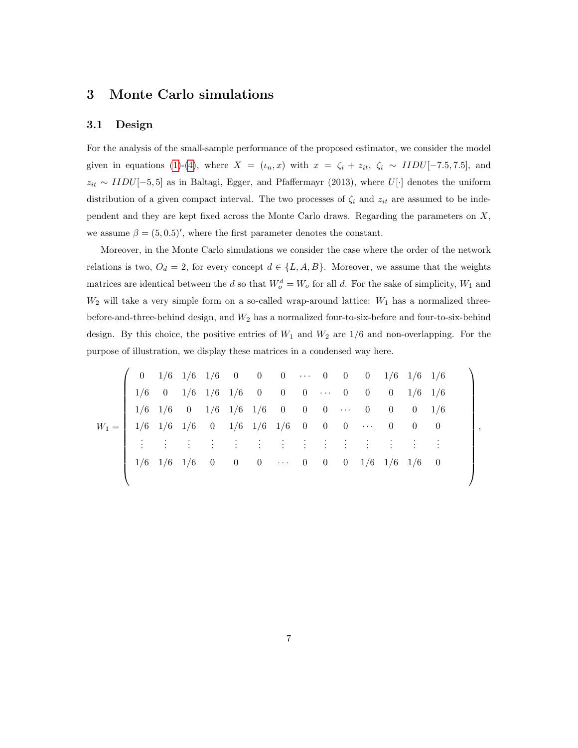## 3 Monte Carlo simulations

### 3.1 Design

For the analysis of the small-sample performance of the proposed estimator, we consider the model given in equations (1)-(4), where $X = (\iota_n, x)$ with $x = \zeta_i + z_{it}$, $\zeta_i \sim IIDU[-7.5, 7.5]$, and $z_{it} \sim IIDU[-5, 5]$ as in Baltagi, Egger, and Pfaffermayr (2013), where $U[\cdot]$ denotes the uniform distribution of a given compact interval. The two processes of $\zeta_i$ and $z_{it}$ are assumed to be independent and they are kept fixed across the Monte Carlo draws. Regarding the parameters on $X$, we assume $\beta = (5, 0.5)'$, where the first parameter denotes the constant.

Moreover, in the Monte Carlo simulations we consider the case where the order of the network relations is two, $O_d = 2$, for every concept $d \in \{L, A, B\}$. Moreover, we assume that the weights matrices are identical between the $d$ so that $W_o^d = W_o$ for all $d$. For the sake of simplicity, $W_1$ and $W_2$ will take a very simple form on a so-called wrap-around lattice: $W_1$ has a normalized three-before-and-three-behind design, and $W_2$ has a normalized four-to-six-before and four-to-six-behind design. By this choice, the positive entries of $W_1$ and $W_2$ are $1/6$ and non-overlapping. For the purpose of illustration, we display these matrices in a condensed way here.

$$
W_1 = \begin{pmatrix}
0 & 1/6 & 1/6 & 1/6 & 0 & 0 & 0 & \cdots & 0 & 0 & 0 & 1/6 & 1/6 & 1/6 \\
1/6 & 0 & 1/6 & 1/6 & 1/6 & 0 & 0 & 0 & \cdots & 0 & 0 & 0 & 1/6 & 1/6 \\
1/6 & 1/6 & 0 & 1/6 & 1/6 & 1/6 & 0 & 0 & 0 & \cdots & 0 & 0 & 0 & 1/6 \\
1/6 & 1/6 & 1/6 & 0 & 1/6 & 1/6 & 1/6 & 0 & 0 & 0 & \cdots & 0 & 0 & 0 \\
\vdots & \vdots & \vdots & \vdots & \vdots & \vdots & \vdots & \vdots & \vdots & \vdots & \vdots & \vdots & \vdots & \vdots \\
1/6 & 1/6 & 1/6 & 0 & 0 & 0 & \cdots & 0 & 0 & 0 & 1/6 & 1/6 & 1/6 & 0 \\
\end{pmatrix},
$$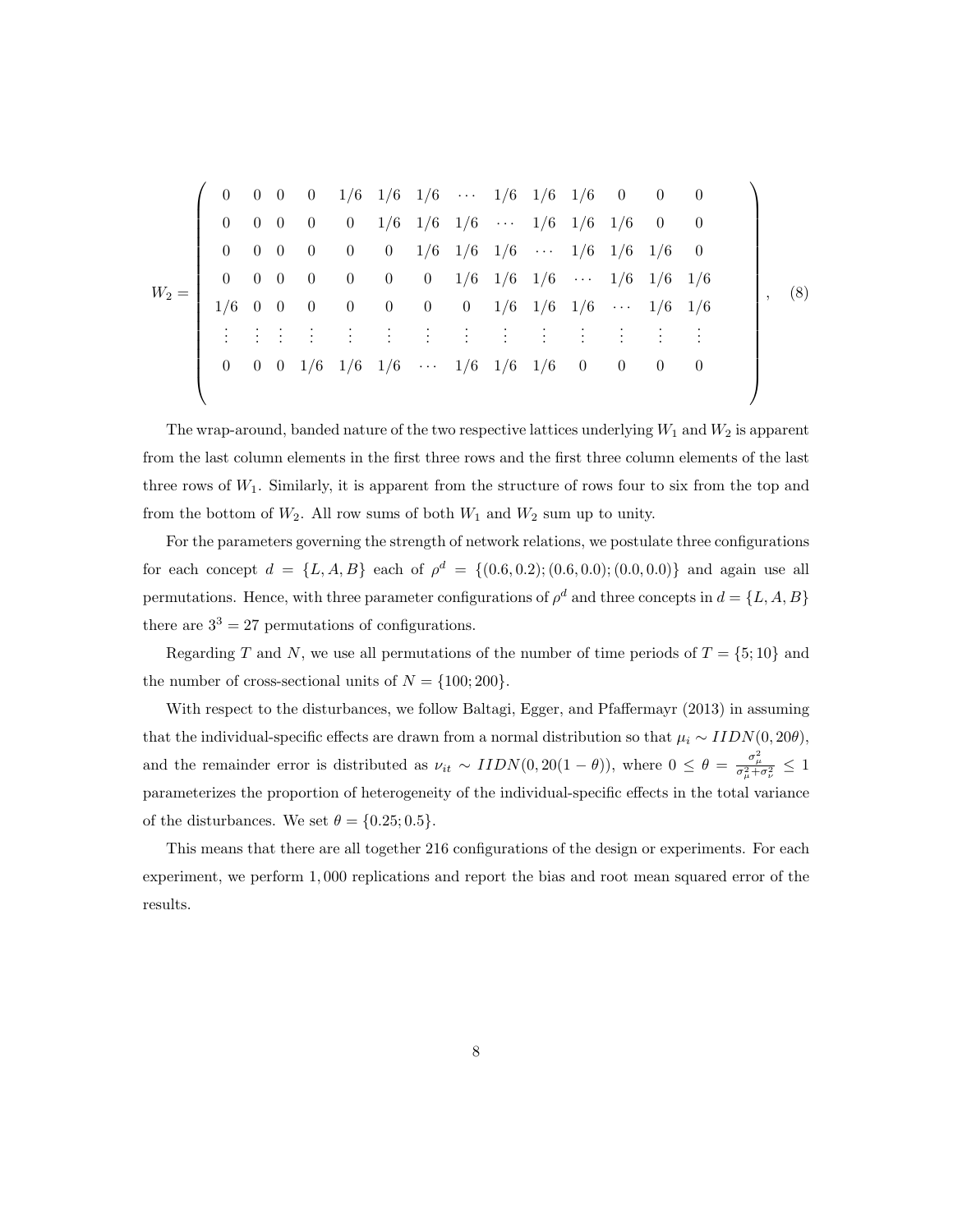$$
W_2 = \left( \begin{array}{cccccccccccccc}
0 & 0 & 0 & 0 & 1/6 & 1/6 & 1/6 & \cdots & 1/6 & 1/6 & 1/6 & 0 & 0 & 0 \\
0 & 0 & 0 & 0 & 0 & 1/6 & 1/6 & 1/6 & \cdots & 1/6 & 1/6 & 1/6 & 0 & 0 \\
0 & 0 & 0 & 0 & 0 & 0 & 1/6 & 1/6 & 1/6 & \cdots & 1/6 & 1/6 & 1/6 & 0 \\
0 & 0 & 0 & 0 & 0 & 0 & 0 & 1/6 & 1/6 & 1/6 & \cdots & 1/6 & 1/6 & 1/6 \\
1/6 & 0 & 0 & 0 & 0 & 0 & 0 & 0 & 1/6 & 1/6 & 1/6 & \cdots & 1/6 & 1/6 \\
\vdots & \vdots & \vdots & \vdots & \vdots & \vdots & \vdots & \vdots & \vdots & \vdots & \vdots & \vdots & \vdots & \vdots \\
0 & 0 & 0 & 1/6 & 1/6 & 1/6 & \cdots & 1/6 & 1/6 & 1/6 & 0 & 0 & 0 & 0 \\
\end{array} \right), \quad (8)
$$

The wrap-around, banded nature of the two respective lattices underlying $W_1$ and $W_2$ is apparent from the last column elements in the first three rows and the first three column elements of the last three rows of $W_1$. Similarly, it is apparent from the structure of rows four to six from the top and from the bottom of $W_2$. All row sums of both $W_1$ and $W_2$ sum up to unity.

For the parameters governing the strength of network relations, we postulate three configurations for each concept $d = \{L, A, B\}$ each of $\rho^d = \{(0.6, 0.2); (0.6, 0.0); (0.0, 0.0)\}$ and again use all permutations. Hence, with three parameter configurations of $\rho^d$ and three concepts in $d = \{L, A, B\}$ there are $3^3 = 27$ permutations of configurations.

Regarding $T$ and $N$, we use all permutations of the number of time periods of $T = \{5; 10\}$ and the number of cross-sectional units of $N = \{100; 200\}$.

With respect to the disturbances, we follow Baltagi, Egger, and Pfaffermayr (2013) in assuming that the individual-specific effects are drawn from a normal distribution so that $\mu_i \sim IIDN(0, 20\theta)$, and the remainder error is distributed as $\nu_{it} \sim IIDN(0, 20(1-\theta))$, where $0 \leq \theta = \frac{\sigma_\mu^2}{\sigma_\mu^2 + \sigma_\nu^2} \leq 1$ parameterizes the proportion of heterogeneity of the individual-specific effects in the total variance of the disturbances. We set $\theta = \{0.25; 0.5\}$.

This means that there are all together 216 configurations of the design or experiments. For each experiment, we perform 1,000 replications and report the bias and root mean squared error of the results.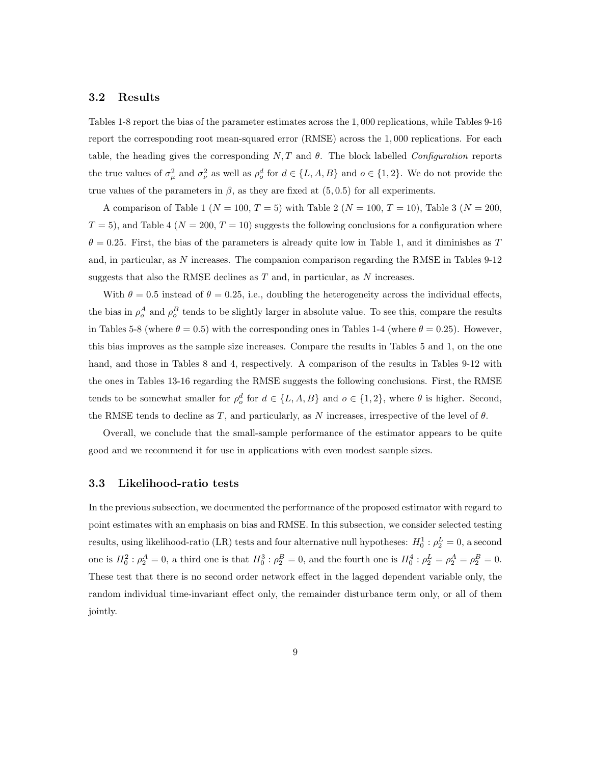### 3.2 Results

Tables 1-8 report the bias of the parameter estimates across the $1,000$ replications, while Tables 9-16 report the corresponding root mean-squared error (RMSE) across the $1,000$ replications. For each table, the heading gives the corresponding $N, T$ and $\theta$. The block labelled *Configuration* reports the true values of $\sigma_\mu^2$ and $\sigma_\nu^2$ as well as $\rho_o^d$ for $d \in \{L, A, B\}$ and $o \in \{1, 2\}$. We do not provide the true values of the parameters in $\beta$, as they are fixed at $(5, 0.5)$ for all experiments.

A comparison of Table 1 ($N = 100$, $T = 5$) with Table 2 ($N = 100$, $T = 10$), Table 3 ($N = 200$, $T = 5$), and Table 4 ($N = 200$, $T = 10$) suggests the following conclusions for a configuration where $\theta = 0.25$. First, the bias of the parameters is already quite low in Table 1, and it diminishes as $T$ and, in particular, as $N$ increases. The companion comparison regarding the RMSE in Tables 9-12 suggests that also the RMSE declines as $T$ and, in particular, as $N$ increases.

With $\theta = 0.5$ instead of $\theta = 0.25$, i.e., doubling the heterogeneity across the individual effects, the bias in $\rho_o^A$ and $\rho_o^B$ tends to be slightly larger in absolute value. To see this, compare the results in Tables 5-8 (where $\theta = 0.5$) with the corresponding ones in Tables 1-4 (where $\theta = 0.25$). However, this bias improves as the sample size increases. Compare the results in Tables 5 and 1, on the one hand, and those in Tables 8 and 4, respectively. A comparison of the results in Tables 9-12 with the ones in Tables 13-16 regarding the RMSE suggests the following conclusions. First, the RMSE tends to be somewhat smaller for $\rho_o^d$ for $d \in \{L, A, B\}$ and $o \in \{1, 2\}$, where $\theta$ is higher. Second, the RMSE tends to decline as $T$, and particularly, as $N$ increases, irrespective of the level of $\theta$.

Overall, we conclude that the small-sample performance of the estimator appears to be quite good and we recommend it for use in applications with even modest sample sizes.

### 3.3 Likelihood-ratio tests

In the previous subsection, we documented the performance of the proposed estimator with regard to point estimates with an emphasis on bias and RMSE. In this subsection, we consider selected testing results, using likelihood-ratio (LR) tests and four alternative null hypotheses: $H_0^1 : \rho_2^L = 0$, a second one is $H_0^2 : \rho_2^A = 0$, a third one is that $H_0^3 : \rho_2^B = 0$, and the fourth one is $H_0^4 : \rho_2^L = \rho_2^A = \rho_2^B = 0$. These test that there is no second order network effect in the lagged dependent variable only, the random individual time-invariant effect only, the remainder disturbance term only, or all of them jointly.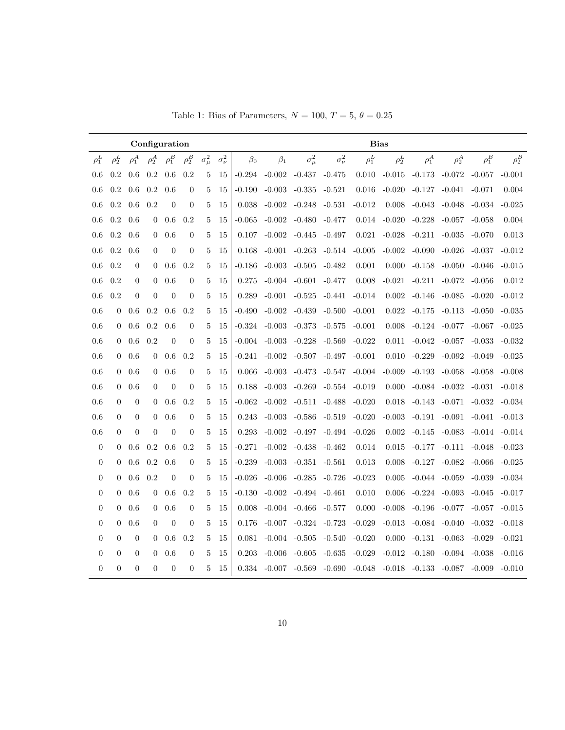Table 1: Bias of Parameters, $N = 100$, $T = 5$, $\theta = 0.25$

| Configuration | | | | | | | | Bias | | | | | | | | | |
|---|---|---|---|---|---|---|---|---|---|---|---|---|---|---|---|---|---|
| $\rho_1^L$ | $\rho_2^L$ | $\rho_1^A$ | $\rho_2^A$ | $\rho_1^B$ | $\rho_2^B$ | $\sigma_\mu^2$ | $\sigma_\nu^2$ | $\beta_0$ | $\beta_1$ | $\sigma_\mu^2$ | $\sigma_\nu^2$ | $\rho_1^L$ | $\rho_2^L$ | $\rho_1^A$ | $\rho_2^A$ | $\rho_1^B$ | $\rho_2^B$ |
| 0.6 | 0.2 | 0.6 | 0.2 | 0.6 | 0.2 | 5 | 15 | -0.294 | -0.002 | -0.437 | -0.475 | 0.010 | -0.015 | -0.173 | -0.072 | -0.057 | -0.001 |
| 0.6 | 0.2 | 0.6 | 0.2 | 0.6 | 0 | 5 | 15 | -0.190 | -0.003 | -0.335 | -0.521 | 0.016 | -0.020 | -0.127 | -0.041 | -0.071 | 0.004 |
| 0.6 | 0.2 | 0.6 | 0.2 | 0 | 0 | 5 | 15 | 0.038 | -0.002 | -0.248 | -0.531 | -0.012 | 0.008 | -0.043 | -0.048 | -0.034 | -0.025 |
| 0.6 | 0.2 | 0.6 | 0 | 0.6 | 0.2 | 5 | 15 | -0.065 | -0.002 | -0.480 | -0.477 | 0.014 | -0.020 | -0.228 | -0.057 | -0.058 | 0.004 |
| 0.6 | 0.2 | 0.6 | 0 | 0.6 | 0 | 5 | 15 | 0.107 | -0.002 | -0.445 | -0.497 | 0.021 | -0.028 | -0.211 | -0.035 | -0.070 | 0.013 |
| 0.6 | 0.2 | 0.6 | 0 | 0 | 0 | 5 | 15 | 0.168 | -0.001 | -0.263 | -0.514 | -0.005 | -0.002 | -0.090 | -0.026 | -0.037 | -0.012 |
| 0.6 | 0.2 | 0 | 0 | 0.6 | 0.2 | 5 | 15 | -0.186 | -0.003 | -0.505 | -0.482 | 0.001 | 0.000 | -0.158 | -0.050 | -0.046 | -0.015 |
| 0.6 | 0.2 | 0 | 0 | 0.6 | 0 | 5 | 15 | 0.275 | -0.004 | -0.601 | -0.477 | 0.008 | -0.021 | -0.211 | -0.072 | -0.056 | 0.012 |
| 0.6 | 0.2 | 0 | 0 | 0 | 0 | 5 | 15 | 0.289 | -0.001 | -0.525 | -0.441 | -0.014 | 0.002 | -0.146 | -0.085 | -0.020 | -0.012 |
| 0.6 | 0 | 0.6 | 0.2 | 0.6 | 0.2 | 5 | 15 | -0.490 | -0.002 | -0.439 | -0.500 | -0.001 | 0.022 | -0.175 | -0.113 | -0.050 | -0.035 |
| 0.6 | 0 | 0.6 | 0.2 | 0.6 | 0 | 5 | 15 | -0.324 | -0.003 | -0.373 | -0.575 | -0.001 | 0.008 | -0.124 | -0.077 | -0.067 | -0.025 |
| 0.6 | 0 | 0.6 | 0.2 | 0 | 0 | 5 | 15 | -0.004 | -0.003 | -0.228 | -0.569 | -0.022 | 0.011 | -0.042 | -0.057 | -0.033 | -0.032 |
| 0.6 | 0 | 0.6 | 0 | 0.6 | 0.2 | 5 | 15 | -0.241 | -0.002 | -0.507 | -0.497 | -0.001 | 0.010 | -0.229 | -0.092 | -0.049 | -0.025 |
| 0.6 | 0 | 0.6 | 0 | 0.6 | 0 | 5 | 15 | 0.066 | -0.003 | -0.473 | -0.547 | -0.004 | -0.009 | -0.193 | -0.058 | -0.058 | -0.008 |
| 0.6 | 0 | 0.6 | 0 | 0 | 0 | 5 | 15 | 0.188 | -0.003 | -0.269 | -0.554 | -0.019 | 0.000 | -0.084 | -0.032 | -0.031 | -0.018 |
| 0.6 | 0 | 0 | 0 | 0.6 | 0.2 | 5 | 15 | -0.062 | -0.002 | -0.511 | -0.488 | -0.020 | 0.018 | -0.143 | -0.071 | -0.032 | -0.034 |
| 0.6 | 0 | 0 | 0 | 0.6 | 0 | 5 | 15 | 0.243 | -0.003 | -0.586 | -0.519 | -0.020 | -0.003 | -0.191 | -0.091 | -0.041 | -0.013 |
| 0.6 | 0 | 0 | 0 | 0 | 0 | 5 | 15 | 0.293 | -0.002 | -0.497 | -0.494 | -0.026 | 0.002 | -0.145 | -0.083 | -0.014 | -0.014 |
| 0 | 0 | 0.6 | 0.2 | 0.6 | 0.2 | 5 | 15 | -0.271 | -0.002 | -0.438 | -0.462 | 0.014 | 0.015 | -0.177 | -0.111 | -0.048 | -0.023 |
| 0 | 0 | 0.6 | 0.2 | 0.6 | 0 | 5 | 15 | -0.239 | -0.003 | -0.351 | -0.561 | 0.013 | 0.008 | -0.127 | -0.082 | -0.066 | -0.025 |
| 0 | 0 | 0.6 | 0.2 | 0 | 0 | 5 | 15 | -0.026 | -0.006 | -0.285 | -0.726 | -0.023 | 0.005 | -0.044 | -0.059 | -0.039 | -0.034 |
| 0 | 0 | 0.6 | 0 | 0.6 | 0.2 | 5 | 15 | -0.130 | -0.002 | -0.494 | -0.461 | 0.010 | 0.006 | -0.224 | -0.093 | -0.045 | -0.017 |
| 0 | 0 | 0.6 | 0 | 0.6 | 0 | 5 | 15 | 0.008 | -0.004 | -0.466 | -0.577 | 0.000 | -0.008 | -0.196 | -0.077 | -0.057 | -0.015 |
| 0 | 0 | 0.6 | 0 | 0 | 0 | 5 | 15 | 0.176 | -0.007 | -0.324 | -0.723 | -0.029 | -0.013 | -0.084 | -0.040 | -0.032 | -0.018 |
| 0 | 0 | 0 | 0 | 0.6 | 0.2 | 5 | 15 | 0.081 | -0.004 | -0.505 | -0.540 | -0.020 | 0.000 | -0.131 | -0.063 | -0.029 | -0.021 |
| 0 | 0 | 0 | 0 | 0.6 | 0 | 5 | 15 | 0.203 | -0.006 | -0.605 | -0.635 | -0.029 | -0.012 | -0.180 | -0.094 | -0.038 | -0.016 |
| 0 | 0 | 0 | 0 | 0 | 0 | 5 | 15 | 0.334 | -0.007 | -0.569 | -0.690 | -0.048 | -0.018 | -0.133 | -0.087 | -0.009 | -0.010 |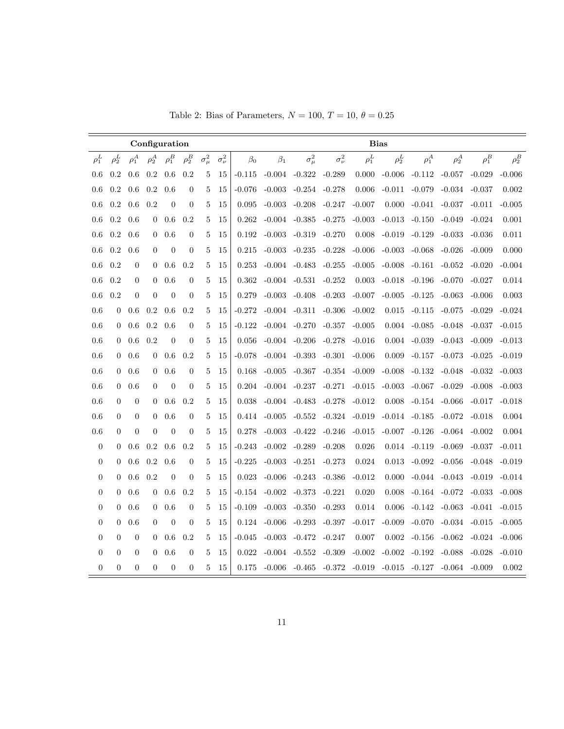Table 2: Bias of Parameters, $N = 100$, $T = 10$, $\theta = 0.25$

| Configuration | | | | | | | | Bias | | | | | | | | | |
|---|---|---|---|---|---|---|---|---|---|---|---|---|---|---|---|---|---|
| $\rho_1^L$ | $\rho_2^L$ | $\rho_1^A$ | $\rho_2^A$ | $\rho_1^B$ | $\rho_2^B$ | $\sigma_\mu^2$ | $\sigma_\nu^2$ | $\beta_0$ | $\beta_1$ | $\sigma_\mu^2$ | $\sigma_\nu^2$ | $\rho_1^L$ | $\rho_2^L$ | $\rho_1^A$ | $\rho_2^A$ | $\rho_1^B$ | $\rho_2^B$ |
| 0.6 | 0.2 | 0.6 | 0.2 | 0.6 | 0.2 | 5 | 15 | -0.115 | -0.004 | -0.322 | -0.289 | 0.000 | -0.006 | -0.112 | -0.057 | -0.029 | -0.006 |
| 0.6 | 0.2 | 0.6 | 0.2 | 0.6 | 0 | 5 | 15 | -0.076 | -0.003 | -0.254 | -0.278 | 0.006 | -0.011 | -0.079 | -0.034 | -0.037 | 0.002 |
| 0.6 | 0.2 | 0.6 | 0.2 | 0 | 0 | 5 | 15 | 0.095 | -0.003 | -0.208 | -0.247 | -0.007 | 0.000 | -0.041 | -0.037 | -0.011 | -0.005 |
| 0.6 | 0.2 | 0.6 | 0 | 0.6 | 0.2 | 5 | 15 | 0.262 | -0.004 | -0.385 | -0.275 | -0.003 | -0.013 | -0.150 | -0.049 | -0.024 | 0.001 |
| 0.6 | 0.2 | 0.6 | 0 | 0.6 | 0 | 5 | 15 | 0.192 | -0.003 | -0.319 | -0.270 | 0.008 | -0.019 | -0.129 | -0.033 | -0.036 | 0.011 |
| 0.6 | 0.2 | 0.6 | 0 | 0 | 0 | 5 | 15 | 0.215 | -0.003 | -0.235 | -0.228 | -0.006 | -0.003 | -0.068 | -0.026 | -0.009 | 0.000 |
| 0.6 | 0.2 | 0 | 0 | 0.6 | 0.2 | 5 | 15 | 0.253 | -0.004 | -0.483 | -0.255 | -0.005 | -0.008 | -0.161 | -0.052 | -0.020 | -0.004 |
| 0.6 | 0.2 | 0 | 0 | 0.6 | 0 | 5 | 15 | 0.362 | -0.004 | -0.531 | -0.252 | 0.003 | -0.018 | -0.196 | -0.070 | -0.027 | 0.014 |
| 0.6 | 0.2 | 0 | 0 | 0 | 0 | 5 | 15 | 0.279 | -0.003 | -0.408 | -0.203 | -0.007 | -0.005 | -0.125 | -0.063 | -0.006 | 0.003 |
| 0.6 | 0 | 0.6 | 0.2 | 0.6 | 0.2 | 5 | 15 | -0.272 | -0.004 | -0.311 | -0.306 | -0.002 | 0.015 | -0.115 | -0.075 | -0.029 | -0.024 |
| 0.6 | 0 | 0.6 | 0.2 | 0.6 | 0 | 5 | 15 | -0.122 | -0.004 | -0.270 | -0.357 | -0.005 | 0.004 | -0.085 | -0.048 | -0.037 | -0.015 |
| 0.6 | 0 | 0.6 | 0.2 | 0 | 0 | 5 | 15 | 0.056 | -0.004 | -0.206 | -0.278 | -0.016 | 0.004 | -0.039 | -0.043 | -0.009 | -0.013 |
| 0.6 | 0 | 0.6 | 0 | 0.6 | 0.2 | 5 | 15 | -0.078 | -0.004 | -0.393 | -0.301 | -0.006 | 0.009 | -0.157 | -0.073 | -0.025 | -0.019 |
| 0.6 | 0 | 0.6 | 0 | 0.6 | 0 | 5 | 15 | 0.168 | -0.005 | -0.367 | -0.354 | -0.009 | -0.008 | -0.132 | -0.048 | -0.032 | -0.003 |
| 0.6 | 0 | 0.6 | 0 | 0 | 0 | 5 | 15 | 0.204 | -0.004 | -0.237 | -0.271 | -0.015 | -0.003 | -0.067 | -0.029 | -0.008 | -0.003 |
| 0.6 | 0 | 0 | 0 | 0.6 | 0.2 | 5 | 15 | 0.038 | -0.004 | -0.483 | -0.278 | -0.012 | 0.008 | -0.154 | -0.066 | -0.017 | -0.018 |
| 0.6 | 0 | 0 | 0 | 0.6 | 0 | 5 | 15 | 0.414 | -0.005 | -0.552 | -0.324 | -0.019 | -0.014 | -0.185 | -0.072 | -0.018 | 0.004 |
| 0.6 | 0 | 0 | 0 | 0 | 0 | 5 | 15 | 0.278 | -0.003 | -0.422 | -0.246 | -0.015 | -0.007 | -0.126 | -0.064 | -0.002 | 0.004 |
| 0 | 0 | 0.6 | 0.2 | 0.6 | 0.2 | 5 | 15 | -0.243 | -0.002 | -0.289 | -0.208 | 0.026 | 0.014 | -0.119 | -0.069 | -0.037 | -0.011 |
| 0 | 0 | 0.6 | 0.2 | 0.6 | 0 | 5 | 15 | -0.225 | -0.003 | -0.251 | -0.273 | 0.024 | 0.013 | -0.092 | -0.056 | -0.048 | -0.019 |
| 0 | 0 | 0.6 | 0.2 | 0 | 0 | 5 | 15 | 0.023 | -0.006 | -0.243 | -0.386 | -0.012 | 0.000 | -0.044 | -0.043 | -0.019 | -0.014 |
| 0 | 0 | 0.6 | 0 | 0.6 | 0.2 | 5 | 15 | -0.154 | -0.002 | -0.373 | -0.221 | 0.020 | 0.008 | -0.164 | -0.072 | -0.033 | -0.008 |
| 0 | 0 | 0.6 | 0 | 0.6 | 0 | 5 | 15 | -0.109 | -0.003 | -0.350 | -0.293 | 0.014 | 0.006 | -0.142 | -0.063 | -0.041 | -0.015 |
| 0 | 0 | 0.6 | 0 | 0 | 0 | 5 | 15 | 0.124 | -0.006 | -0.293 | -0.397 | -0.017 | -0.009 | -0.070 | -0.034 | -0.015 | -0.005 |
| 0 | 0 | 0 | 0 | 0.6 | 0.2 | 5 | 15 | -0.045 | -0.003 | -0.472 | -0.247 | 0.007 | 0.002 | -0.156 | -0.062 | -0.024 | -0.006 |
| 0 | 0 | 0 | 0 | 0.6 | 0 | 5 | 15 | 0.022 | -0.004 | -0.552 | -0.309 | -0.002 | -0.002 | -0.192 | -0.088 | -0.028 | -0.010 |
| 0 | 0 | 0 | 0 | 0 | 0 | 5 | 15 | 0.175 | -0.006 | -0.465 | -0.372 | -0.019 | -0.015 | -0.127 | -0.064 | -0.009 | 0.002 |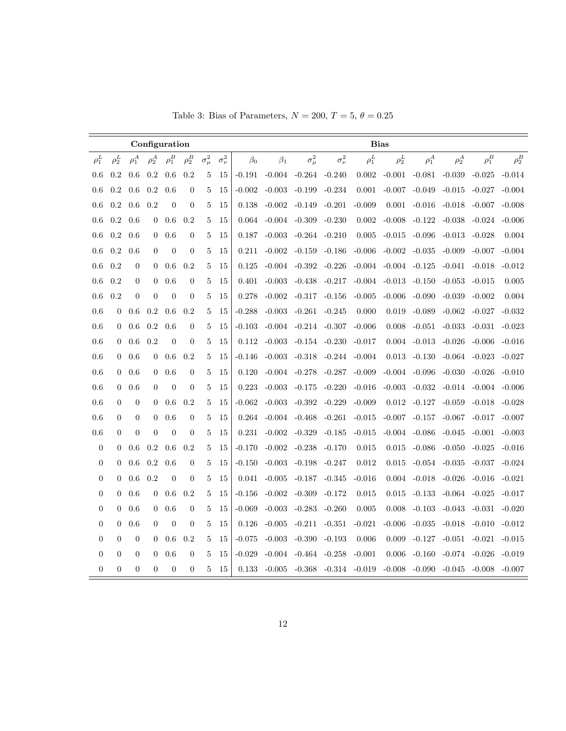Table 3: Bias of Parameters, $N = 200$, $T = 5$, $\theta = 0.25$

| Configuration | | | | | | | | Bias | | | | | | | | | |
|---|---|---|---|---|---|---|---|---|---|---|---|---|---|---|---|---|---|
| $\rho_1^L$ | $\rho_2^L$ | $\rho_1^A$ | $\rho_2^A$ | $\rho_1^B$ | $\rho_2^B$ | $\sigma_\mu^2$ | $\sigma_\nu^2$ | $\beta_0$ | $\beta_1$ | $\sigma_\mu^2$ | $\sigma_\nu^2$ | $\rho_1^L$ | $\rho_2^L$ | $\rho_1^A$ | $\rho_2^A$ | $\rho_1^B$ | $\rho_2^B$ |
| 0.6 | 0.2 | 0.6 | 0.2 | 0.6 | 0.2 | 5 | 15 | -0.191 | -0.004 | -0.264 | -0.240 | 0.002 | -0.001 | -0.081 | -0.039 | -0.025 | -0.014 |
| 0.6 | 0.2 | 0.6 | 0.2 | 0.6 | 0 | 5 | 15 | -0.002 | -0.003 | -0.199 | -0.234 | 0.001 | -0.007 | -0.049 | -0.015 | -0.027 | -0.004 |
| 0.6 | 0.2 | 0.6 | 0.2 | 0 | 0 | 5 | 15 | 0.138 | -0.002 | -0.149 | -0.201 | -0.009 | 0.001 | -0.016 | -0.018 | -0.007 | -0.008 |
| 0.6 | 0.2 | 0.6 | 0 | 0.6 | 0.2 | 5 | 15 | 0.064 | -0.004 | -0.309 | -0.230 | 0.002 | -0.008 | -0.122 | -0.038 | -0.024 | -0.006 |
| 0.6 | 0.2 | 0.6 | 0 | 0.6 | 0 | 5 | 15 | 0.187 | -0.003 | -0.264 | -0.210 | 0.005 | -0.015 | -0.096 | -0.013 | -0.028 | 0.004 |
| 0.6 | 0.2 | 0.6 | 0 | 0 | 0 | 5 | 15 | 0.211 | -0.002 | -0.159 | -0.186 | -0.006 | -0.002 | -0.035 | -0.009 | -0.007 | -0.004 |
| 0.6 | 0.2 | 0 | 0 | 0.6 | 0.2 | 5 | 15 | 0.125 | -0.004 | -0.392 | -0.226 | -0.004 | -0.004 | -0.125 | -0.041 | -0.018 | -0.012 |
| 0.6 | 0.2 | 0 | 0 | 0.6 | 0 | 5 | 15 | 0.401 | -0.003 | -0.438 | -0.217 | -0.004 | -0.013 | -0.150 | -0.053 | -0.015 | 0.005 |
| 0.6 | 0.2 | 0 | 0 | 0 | 0 | 5 | 15 | 0.278 | -0.002 | -0.317 | -0.156 | -0.005 | -0.006 | -0.090 | -0.039 | -0.002 | 0.004 |
| 0.6 | 0 | 0.6 | 0.2 | 0.6 | 0.2 | 5 | 15 | -0.288 | -0.003 | -0.261 | -0.245 | 0.000 | 0.019 | -0.089 | -0.062 | -0.027 | -0.032 |
| 0.6 | 0 | 0.6 | 0.2 | 0.6 | 0 | 5 | 15 | -0.103 | -0.004 | -0.214 | -0.307 | -0.006 | 0.008 | -0.051 | -0.033 | -0.031 | -0.023 |
| 0.6 | 0 | 0.6 | 0.2 | 0 | 0 | 5 | 15 | 0.112 | -0.003 | -0.154 | -0.230 | -0.017 | 0.004 | -0.013 | -0.026 | -0.006 | -0.016 |
| 0.6 | 0 | 0.6 | 0 | 0.6 | 0.2 | 5 | 15 | -0.146 | -0.003 | -0.318 | -0.244 | -0.004 | 0.013 | -0.130 | -0.064 | -0.023 | -0.027 |
| 0.6 | 0 | 0.6 | 0 | 0.6 | 0 | 5 | 15 | 0.120 | -0.004 | -0.278 | -0.287 | -0.009 | -0.004 | -0.096 | -0.030 | -0.026 | -0.010 |
| 0.6 | 0 | 0.6 | 0 | 0 | 0 | 5 | 15 | 0.223 | -0.003 | -0.175 | -0.220 | -0.016 | -0.003 | -0.032 | -0.014 | -0.004 | -0.006 |
| 0.6 | 0 | 0 | 0 | 0.6 | 0.2 | 5 | 15 | -0.062 | -0.003 | -0.392 | -0.229 | -0.009 | 0.012 | -0.127 | -0.059 | -0.018 | -0.028 |
| 0.6 | 0 | 0 | 0 | 0.6 | 0 | 5 | 15 | 0.264 | -0.004 | -0.468 | -0.261 | -0.015 | -0.007 | -0.157 | -0.067 | -0.017 | -0.007 |
| 0.6 | 0 | 0 | 0 | 0 | 0 | 5 | 15 | 0.231 | -0.002 | -0.329 | -0.185 | -0.015 | -0.004 | -0.086 | -0.045 | -0.001 | -0.003 |
| 0 | 0 | 0.6 | 0.2 | 0.6 | 0.2 | 5 | 15 | -0.170 | -0.002 | -0.238 | -0.170 | 0.015 | 0.015 | -0.086 | -0.050 | -0.025 | -0.016 |
| 0 | 0 | 0.6 | 0.2 | 0.6 | 0 | 5 | 15 | -0.150 | -0.003 | -0.198 | -0.247 | 0.012 | 0.015 | -0.054 | -0.035 | -0.037 | -0.024 |
| 0 | 0 | 0.6 | 0.2 | 0 | 0 | 5 | 15 | 0.041 | -0.005 | -0.187 | -0.345 | -0.016 | 0.004 | -0.018 | -0.026 | -0.016 | -0.021 |
| 0 | 0 | 0.6 | 0 | 0.6 | 0.2 | 5 | 15 | -0.156 | -0.002 | -0.309 | -0.172 | 0.015 | 0.015 | -0.133 | -0.064 | -0.025 | -0.017 |
| 0 | 0 | 0.6 | 0 | 0.6 | 0 | 5 | 15 | -0.069 | -0.003 | -0.283 | -0.260 | 0.005 | 0.008 | -0.103 | -0.043 | -0.031 | -0.020 |
| 0 | 0 | 0.6 | 0 | 0 | 0 | 5 | 15 | 0.126 | -0.005 | -0.211 | -0.351 | -0.021 | -0.006 | -0.035 | -0.018 | -0.010 | -0.012 |
| 0 | 0 | 0 | 0 | 0.6 | 0.2 | 5 | 15 | -0.075 | -0.003 | -0.390 | -0.193 | 0.006 | 0.009 | -0.127 | -0.051 | -0.021 | -0.015 |
| 0 | 0 | 0 | 0 | 0.6 | 0 | 5 | 15 | -0.029 | -0.004 | -0.464 | -0.258 | -0.001 | 0.006 | -0.160 | -0.074 | -0.026 | -0.019 |
| 0 | 0 | 0 | 0 | 0 | 0 | 5 | 15 | 0.133 | -0.005 | -0.368 | -0.314 | -0.019 | -0.008 | -0.090 | -0.045 | -0.008 | -0.007 |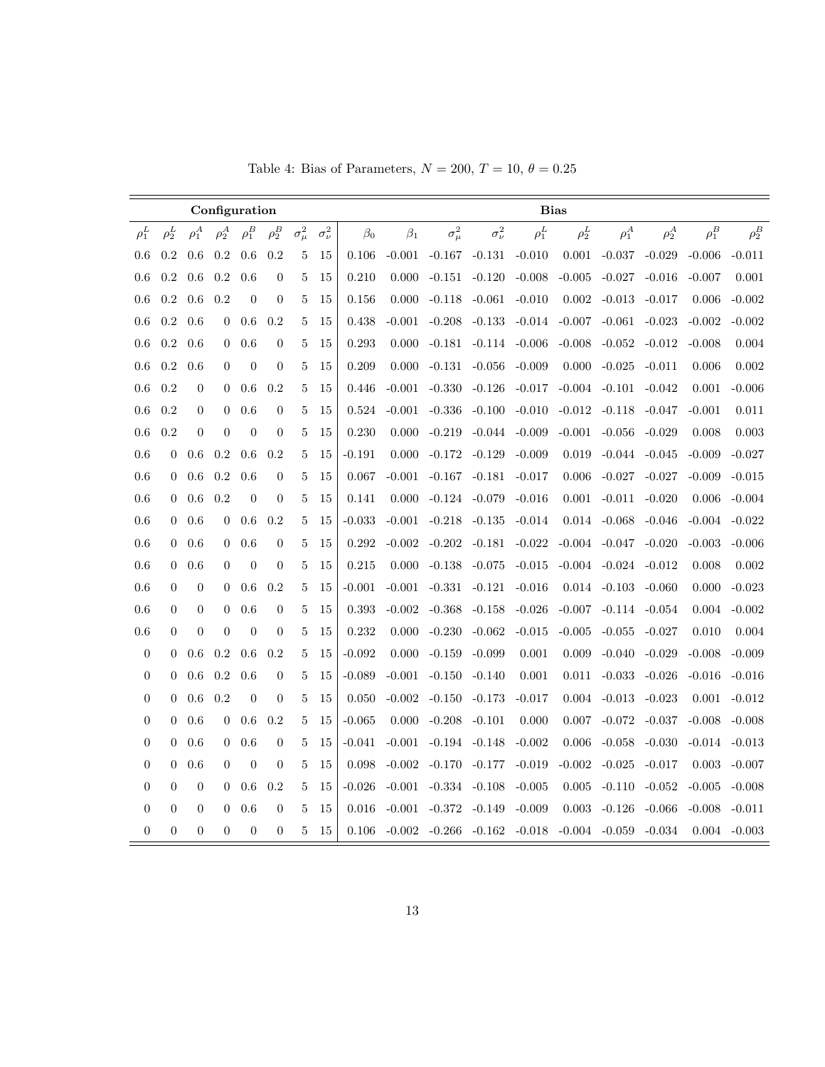Table 4: Bias of Parameters, $N = 200$, $T = 10$, $\theta = 0.25$

| Configuration | | | | | | | | Bias | | | | | | | | | |
|---|---|---|---|---|---|---|---|---|---|---|---|---|---|---|---|---|---|
| $\rho_1^L$ | $\rho_2^L$ | $\rho_1^A$ | $\rho_2^A$ | $\rho_1^B$ | $\rho_2^B$ | $\sigma_\mu^2$ | $\sigma_\nu^2$ | $\beta_0$ | $\beta_1$ | $\sigma_\mu^2$ | $\sigma_\nu^2$ | $\rho_1^L$ | $\rho_2^L$ | $\rho_1^A$ | $\rho_2^A$ | $\rho_1^B$ | $\rho_2^B$ |
| 0.6 | 0.2 | 0.6 | 0.2 | 0.6 | 0.2 | 5 | 15 | 0.106 | -0.001 | -0.167 | -0.131 | -0.010 | 0.001 | -0.037 | -0.029 | -0.006 | -0.011 |
| 0.6 | 0.2 | 0.6 | 0.2 | 0.6 | 0 | 5 | 15 | 0.210 | 0.000 | -0.151 | -0.120 | -0.008 | -0.005 | -0.027 | -0.016 | -0.007 | 0.001 |
| 0.6 | 0.2 | 0.6 | 0.2 | 0 | 0 | 5 | 15 | 0.156 | 0.000 | -0.118 | -0.061 | -0.010 | 0.002 | -0.013 | -0.017 | 0.006 | -0.002 |
| 0.6 | 0.2 | 0.6 | 0 | 0.6 | 0.2 | 5 | 15 | 0.438 | -0.001 | -0.208 | -0.133 | -0.014 | -0.007 | -0.061 | -0.023 | -0.002 | -0.002 |
| 0.6 | 0.2 | 0.6 | 0 | 0.6 | 0 | 5 | 15 | 0.293 | 0.000 | -0.181 | -0.114 | -0.006 | -0.008 | -0.052 | -0.012 | -0.008 | 0.004 |
| 0.6 | 0.2 | 0.6 | 0 | 0 | 0 | 5 | 15 | 0.209 | 0.000 | -0.131 | -0.056 | -0.009 | 0.000 | -0.025 | -0.011 | 0.006 | 0.002 |
| 0.6 | 0.2 | 0 | 0 | 0.6 | 0.2 | 5 | 15 | 0.446 | -0.001 | -0.330 | -0.126 | -0.017 | -0.004 | -0.101 | -0.042 | 0.001 | -0.006 |
| 0.6 | 0.2 | 0 | 0 | 0.6 | 0 | 5 | 15 | 0.524 | -0.001 | -0.336 | -0.100 | -0.010 | -0.012 | -0.118 | -0.047 | -0.001 | 0.011 |
| 0.6 | 0.2 | 0 | 0 | 0 | 0 | 5 | 15 | 0.230 | 0.000 | -0.219 | -0.044 | -0.009 | -0.001 | -0.056 | -0.029 | 0.008 | 0.003 |
| 0.6 | 0 | 0.6 | 0.2 | 0.6 | 0.2 | 5 | 15 | -0.191 | 0.000 | -0.172 | -0.129 | -0.009 | 0.019 | -0.044 | -0.045 | -0.009 | -0.027 |
| 0.6 | 0 | 0.6 | 0.2 | 0.6 | 0 | 5 | 15 | 0.067 | -0.001 | -0.167 | -0.181 | -0.017 | 0.006 | -0.027 | -0.027 | -0.009 | -0.015 |
| 0.6 | 0 | 0.6 | 0.2 | 0 | 0 | 5 | 15 | 0.141 | 0.000 | -0.124 | -0.079 | -0.016 | 0.001 | -0.011 | -0.020 | 0.006 | -0.004 |
| 0.6 | 0 | 0.6 | 0 | 0.6 | 0.2 | 5 | 15 | -0.033 | -0.001 | -0.218 | -0.135 | -0.014 | 0.014 | -0.068 | -0.046 | -0.004 | -0.022 |
| 0.6 | 0 | 0.6 | 0 | 0.6 | 0 | 5 | 15 | 0.292 | -0.002 | -0.202 | -0.181 | -0.022 | -0.004 | -0.047 | -0.020 | -0.003 | -0.006 |
| 0.6 | 0 | 0.6 | 0 | 0 | 0 | 5 | 15 | 0.215 | 0.000 | -0.138 | -0.075 | -0.015 | -0.004 | -0.024 | -0.012 | 0.008 | 0.002 |
| 0.6 | 0 | 0 | 0 | 0.6 | 0.2 | 5 | 15 | -0.001 | -0.001 | -0.331 | -0.121 | -0.016 | 0.014 | -0.103 | -0.060 | 0.000 | -0.023 |
| 0.6 | 0 | 0 | 0 | 0.6 | 0 | 5 | 15 | 0.393 | -0.002 | -0.368 | -0.158 | -0.026 | -0.007 | -0.114 | -0.054 | 0.004 | -0.002 |
| 0.6 | 0 | 0 | 0 | 0 | 0 | 5 | 15 | 0.232 | 0.000 | -0.230 | -0.062 | -0.015 | -0.005 | -0.055 | -0.027 | 0.010 | 0.004 |
| 0 | 0 | 0.6 | 0.2 | 0.6 | 0.2 | 5 | 15 | -0.092 | 0.000 | -0.159 | -0.099 | 0.001 | 0.009 | -0.040 | -0.029 | -0.008 | -0.009 |
| 0 | 0 | 0.6 | 0.2 | 0.6 | 0 | 5 | 15 | -0.089 | -0.001 | -0.150 | -0.140 | 0.001 | 0.011 | -0.033 | -0.026 | -0.016 | -0.016 |
| 0 | 0 | 0.6 | 0.2 | 0 | 0 | 5 | 15 | 0.050 | -0.002 | -0.150 | -0.173 | -0.017 | 0.004 | -0.013 | -0.023 | 0.001 | -0.012 |
| 0 | 0 | 0.6 | 0 | 0.6 | 0.2 | 5 | 15 | -0.065 | 0.000 | -0.208 | -0.101 | 0.000 | 0.007 | -0.072 | -0.037 | -0.008 | -0.008 |
| 0 | 0 | 0.6 | 0 | 0.6 | 0 | 5 | 15 | -0.041 | -0.001 | -0.194 | -0.148 | -0.002 | 0.006 | -0.058 | -0.030 | -0.014 | -0.013 |
| 0 | 0 | 0.6 | 0 | 0 | 0 | 5 | 15 | 0.098 | -0.002 | -0.170 | -0.177 | -0.019 | -0.002 | -0.025 | -0.017 | 0.003 | -0.007 |
| 0 | 0 | 0 | 0 | 0.6 | 0.2 | 5 | 15 | -0.026 | -0.001 | -0.334 | -0.108 | -0.005 | 0.005 | -0.110 | -0.052 | -0.005 | -0.008 |
| 0 | 0 | 0 | 0 | 0.6 | 0 | 5 | 15 | 0.016 | -0.001 | -0.372 | -0.149 | -0.009 | 0.003 | -0.126 | -0.066 | -0.008 | -0.011 |
| 0 | 0 | 0 | 0 | 0 | 0 | 5 | 15 | 0.106 | -0.002 | -0.266 | -0.162 | -0.018 | -0.004 | -0.059 | -0.034 | 0.004 | -0.003 |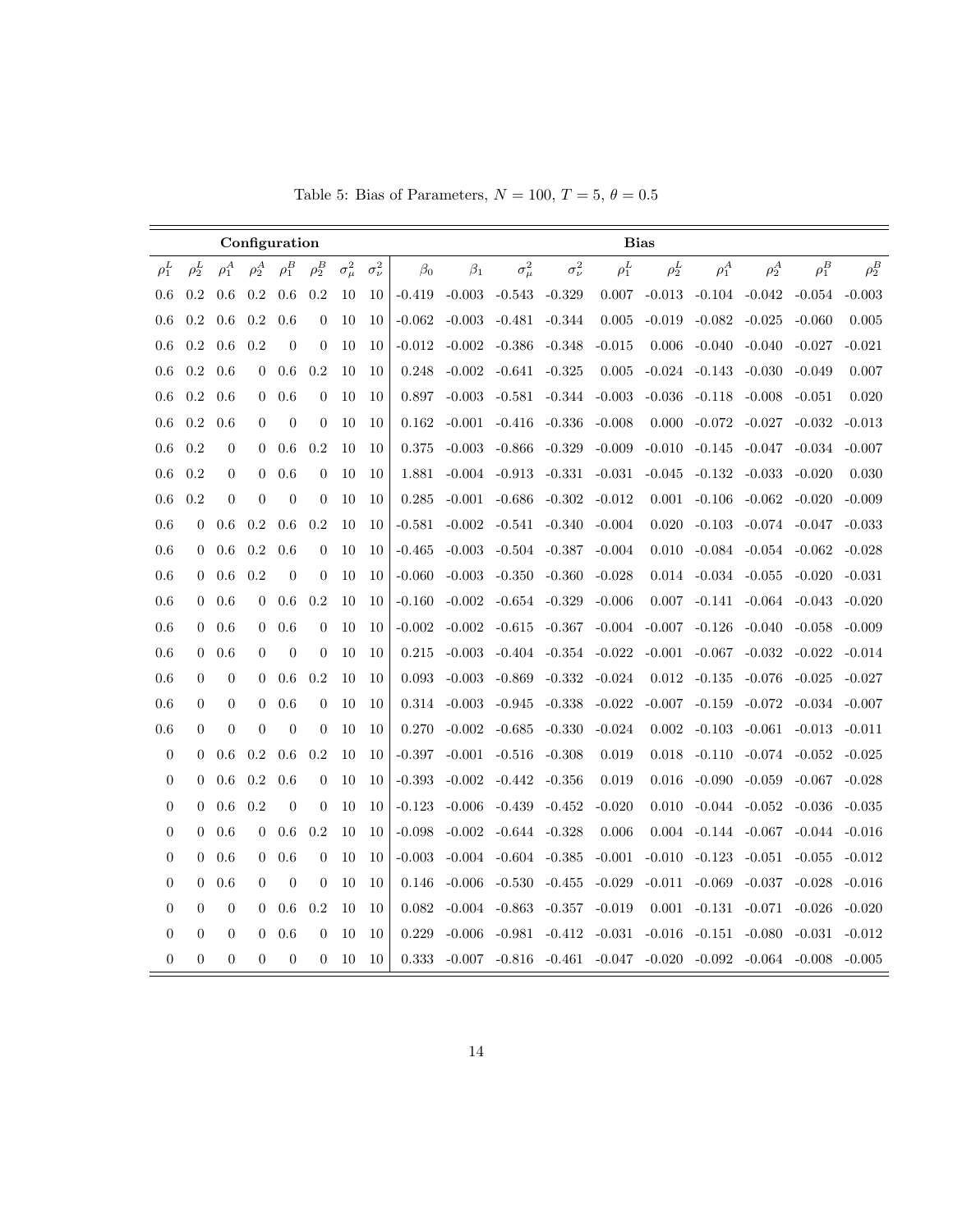Table 5: Bias of Parameters, $N = 100$, $T = 5$, $\theta = 0.5$

| Configuration | | | | | | | | Bias | | | | | | | | | |
|---|---|---|---|---|---|---|---|---|---|---|---|---|---|---|---|---|---|
| $\rho_1^L$ | $\rho_2^L$ | $\rho_1^A$ | $\rho_2^A$ | $\rho_1^B$ | $\rho_2^B$ | $\sigma_\mu^2$ | $\sigma_\nu^2$ | $\beta_0$ | $\beta_1$ | $\sigma_\mu^2$ | $\sigma_\nu^2$ | $\rho_1^L$ | $\rho_2^L$ | $\rho_1^A$ | $\rho_2^A$ | $\rho_1^B$ | $\rho_2^B$ |
| 0.6 | 0.2 | 0.6 | 0.2 | 0.6 | 0.2 | 10 | 10 | -0.419 | -0.003 | -0.543 | -0.329 | 0.007 | -0.013 | -0.104 | -0.042 | -0.054 | -0.003 |
| 0.6 | 0.2 | 0.6 | 0.2 | 0.6 | 0 | 10 | 10 | -0.062 | -0.003 | -0.481 | -0.344 | 0.005 | -0.019 | -0.082 | -0.025 | -0.060 | 0.005 |
| 0.6 | 0.2 | 0.6 | 0.2 | 0 | 0 | 10 | 10 | -0.012 | -0.002 | -0.386 | -0.348 | -0.015 | 0.006 | -0.040 | -0.040 | -0.027 | -0.021 |
| 0.6 | 0.2 | 0.6 | 0 | 0.6 | 0.2 | 10 | 10 | 0.248 | -0.002 | -0.641 | -0.325 | 0.005 | -0.024 | -0.143 | -0.030 | -0.049 | 0.007 |
| 0.6 | 0.2 | 0.6 | 0 | 0.6 | 0 | 10 | 10 | 0.897 | -0.003 | -0.581 | -0.344 | -0.003 | -0.036 | -0.118 | -0.008 | -0.051 | 0.020 |
| 0.6 | 0.2 | 0.6 | 0 | 0 | 0 | 10 | 10 | 0.162 | -0.001 | -0.416 | -0.336 | -0.008 | 0.000 | -0.072 | -0.027 | -0.032 | -0.013 |
| 0.6 | 0.2 | 0 | 0 | 0.6 | 0.2 | 10 | 10 | 0.375 | -0.003 | -0.866 | -0.329 | -0.009 | -0.010 | -0.145 | -0.047 | -0.034 | -0.007 |
| 0.6 | 0.2 | 0 | 0 | 0.6 | 0 | 10 | 10 | 1.881 | -0.004 | -0.913 | -0.331 | -0.031 | -0.045 | -0.132 | -0.033 | -0.020 | 0.030 |
| 0.6 | 0.2 | 0 | 0 | 0 | 0 | 10 | 10 | 0.285 | -0.001 | -0.686 | -0.302 | -0.012 | 0.001 | -0.106 | -0.062 | -0.020 | -0.009 |
| 0.6 | 0 | 0.6 | 0.2 | 0.6 | 0.2 | 10 | 10 | -0.581 | -0.002 | -0.541 | -0.340 | -0.004 | 0.020 | -0.103 | -0.074 | -0.047 | -0.033 |
| 0.6 | 0 | 0.6 | 0.2 | 0.6 | 0 | 10 | 10 | -0.465 | -0.003 | -0.504 | -0.387 | -0.004 | 0.010 | -0.084 | -0.054 | -0.062 | -0.028 |
| 0.6 | 0 | 0.6 | 0.2 | 0 | 0 | 10 | 10 | -0.060 | -0.003 | -0.350 | -0.360 | -0.028 | 0.014 | -0.034 | -0.055 | -0.020 | -0.031 |
| 0.6 | 0 | 0.6 | 0 | 0.6 | 0.2 | 10 | 10 | -0.160 | -0.002 | -0.654 | -0.329 | -0.006 | 0.007 | -0.141 | -0.064 | -0.043 | -0.020 |
| 0.6 | 0 | 0.6 | 0 | 0.6 | 0 | 10 | 10 | -0.002 | -0.002 | -0.615 | -0.367 | -0.004 | -0.007 | -0.126 | -0.040 | -0.058 | -0.009 |
| 0.6 | 0 | 0.6 | 0 | 0 | 0 | 10 | 10 | 0.215 | -0.003 | -0.404 | -0.354 | -0.022 | -0.001 | -0.067 | -0.032 | -0.022 | -0.014 |
| 0.6 | 0 | 0 | 0 | 0.6 | 0.2 | 10 | 10 | 0.093 | -0.003 | -0.869 | -0.332 | -0.024 | 0.012 | -0.135 | -0.076 | -0.025 | -0.027 |
| 0.6 | 0 | 0 | 0 | 0.6 | 0 | 10 | 10 | 0.314 | -0.003 | -0.945 | -0.338 | -0.022 | -0.007 | -0.159 | -0.072 | -0.034 | -0.007 |
| 0.6 | 0 | 0 | 0 | 0 | 0 | 10 | 10 | 0.270 | -0.002 | -0.685 | -0.330 | -0.024 | 0.002 | -0.103 | -0.061 | -0.013 | -0.011 |
| 0 | 0 | 0.6 | 0.2 | 0.6 | 0.2 | 10 | 10 | -0.397 | -0.001 | -0.516 | -0.308 | 0.019 | 0.018 | -0.110 | -0.074 | -0.052 | -0.025 |
| 0 | 0 | 0.6 | 0.2 | 0.6 | 0 | 10 | 10 | -0.393 | -0.002 | -0.442 | -0.356 | 0.019 | 0.016 | -0.090 | -0.059 | -0.067 | -0.028 |
| 0 | 0 | 0.6 | 0.2 | 0 | 0 | 10 | 10 | -0.123 | -0.006 | -0.439 | -0.452 | -0.020 | 0.010 | -0.044 | -0.052 | -0.036 | -0.035 |
| 0 | 0 | 0.6 | 0 | 0.6 | 0.2 | 10 | 10 | -0.098 | -0.002 | -0.644 | -0.328 | 0.006 | 0.004 | -0.144 | -0.067 | -0.044 | -0.016 |
| 0 | 0 | 0.6 | 0 | 0.6 | 0 | 10 | 10 | -0.003 | -0.004 | -0.604 | -0.385 | -0.001 | -0.010 | -0.123 | -0.051 | -0.055 | -0.012 |
| 0 | 0 | 0.6 | 0 | 0 | 0 | 10 | 10 | 0.146 | -0.006 | -0.530 | -0.455 | -0.029 | -0.011 | -0.069 | -0.037 | -0.028 | -0.016 |
| 0 | 0 | 0 | 0 | 0.6 | 0.2 | 10 | 10 | 0.082 | -0.004 | -0.863 | -0.357 | -0.019 | 0.001 | -0.131 | -0.071 | -0.026 | -0.020 |
| 0 | 0 | 0 | 0 | 0.6 | 0 | 10 | 10 | 0.229 | -0.006 | -0.981 | -0.412 | -0.031 | -0.016 | -0.151 | -0.080 | -0.031 | -0.012 |
| 0 | 0 | 0 | 0 | 0 | 0 | 10 | 10 | 0.333 | -0.007 | -0.816 | -0.461 | -0.047 | -0.020 | -0.092 | -0.064 | -0.008 | -0.005 |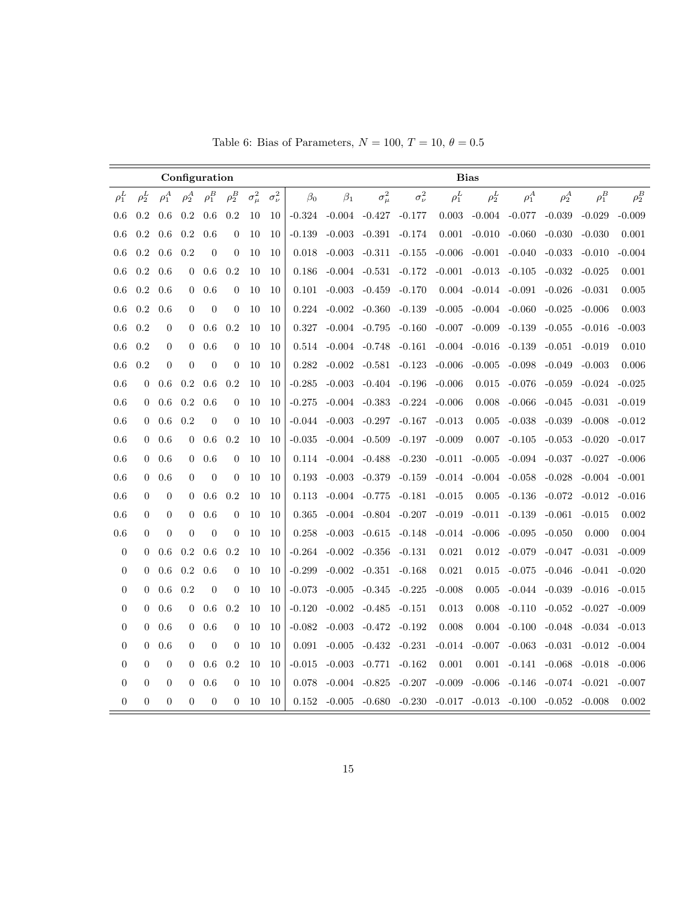Table 6: Bias of Parameters, $N = 100$, $T = 10$, $\theta = 0.5$

| Configuration | | | | | | | | Bias | | | | | | | | | |
|---|---|---|---|---|---|---|---|---|---|---|---|---|---|---|---|---|---|
| $\rho_1^L$ | $\rho_2^L$ | $\rho_1^A$ | $\rho_2^A$ | $\rho_1^B$ | $\rho_2^B$ | $\sigma_\mu^2$ | $\sigma_\nu^2$ | $\beta_0$ | $\beta_1$ | $\sigma_\mu^2$ | $\sigma_\nu^2$ | $\rho_1^L$ | $\rho_2^L$ | $\rho_1^A$ | $\rho_2^A$ | $\rho_1^B$ | $\rho_2^B$ |
| 0.6 | 0.2 | 0.6 | 0.2 | 0.6 | 0.2 | 10 | 10 | -0.324 | -0.004 | -0.427 | -0.177 | 0.003 | -0.004 | -0.077 | -0.039 | -0.029 | -0.009 |
| 0.6 | 0.2 | 0.6 | 0.2 | 0.6 | 0 | 10 | 10 | -0.139 | -0.003 | -0.391 | -0.174 | 0.001 | -0.010 | -0.060 | -0.030 | -0.030 | 0.001 |
| 0.6 | 0.2 | 0.6 | 0.2 | 0 | 0 | 10 | 10 | 0.018 | -0.003 | -0.311 | -0.155 | -0.006 | -0.001 | -0.040 | -0.033 | -0.010 | -0.004 |
| 0.6 | 0.2 | 0.6 | 0 | 0.6 | 0.2 | 10 | 10 | 0.186 | -0.004 | -0.531 | -0.172 | -0.001 | -0.013 | -0.105 | -0.032 | -0.025 | 0.001 |
| 0.6 | 0.2 | 0.6 | 0 | 0.6 | 0 | 10 | 10 | 0.101 | -0.003 | -0.459 | -0.170 | 0.004 | -0.014 | -0.091 | -0.026 | -0.031 | 0.005 |
| 0.6 | 0.2 | 0.6 | 0 | 0 | 0 | 10 | 10 | 0.224 | -0.002 | -0.360 | -0.139 | -0.005 | -0.004 | -0.060 | -0.025 | -0.006 | 0.003 |
| 0.6 | 0.2 | 0 | 0 | 0.6 | 0.2 | 10 | 10 | 0.327 | -0.004 | -0.795 | -0.160 | -0.007 | -0.009 | -0.139 | -0.055 | -0.016 | -0.003 |
| 0.6 | 0.2 | 0 | 0 | 0.6 | 0 | 10 | 10 | 0.514 | -0.004 | -0.748 | -0.161 | -0.004 | -0.016 | -0.139 | -0.051 | -0.019 | 0.010 |
| 0.6 | 0.2 | 0 | 0 | 0 | 0 | 10 | 10 | 0.282 | -0.002 | -0.581 | -0.123 | -0.006 | -0.005 | -0.098 | -0.049 | -0.003 | 0.006 |
| 0.6 | 0 | 0.6 | 0.2 | 0.6 | 0.2 | 10 | 10 | -0.285 | -0.003 | -0.404 | -0.196 | -0.006 | 0.015 | -0.076 | -0.059 | -0.024 | -0.025 |
| 0.6 | 0 | 0.6 | 0.2 | 0.6 | 0 | 10 | 10 | -0.275 | -0.004 | -0.383 | -0.224 | -0.006 | 0.008 | -0.066 | -0.045 | -0.031 | -0.019 |
| 0.6 | 0 | 0.6 | 0.2 | 0 | 0 | 10 | 10 | -0.044 | -0.003 | -0.297 | -0.167 | -0.013 | 0.005 | -0.038 | -0.039 | -0.008 | -0.012 |
| 0.6 | 0 | 0.6 | 0 | 0.6 | 0.2 | 10 | 10 | -0.035 | -0.004 | -0.509 | -0.197 | -0.009 | 0.007 | -0.105 | -0.053 | -0.020 | -0.017 |
| 0.6 | 0 | 0.6 | 0 | 0.6 | 0 | 10 | 10 | 0.114 | -0.004 | -0.488 | -0.230 | -0.011 | -0.005 | -0.094 | -0.037 | -0.027 | -0.006 |
| 0.6 | 0 | 0.6 | 0 | 0 | 0 | 10 | 10 | 0.193 | -0.003 | -0.379 | -0.159 | -0.014 | -0.004 | -0.058 | -0.028 | -0.004 | -0.001 |
| 0.6 | 0 | 0 | 0 | 0.6 | 0.2 | 10 | 10 | 0.113 | -0.004 | -0.775 | -0.181 | -0.015 | 0.005 | -0.136 | -0.072 | -0.012 | -0.016 |
| 0.6 | 0 | 0 | 0 | 0.6 | 0 | 10 | 10 | 0.365 | -0.004 | -0.804 | -0.207 | -0.019 | -0.011 | -0.139 | -0.061 | -0.015 | 0.002 |
| 0.6 | 0 | 0 | 0 | 0 | 0 | 10 | 10 | 0.258 | -0.003 | -0.615 | -0.148 | -0.014 | -0.006 | -0.095 | -0.050 | 0.000 | 0.004 |
| 0 | 0 | 0.6 | 0.2 | 0.6 | 0.2 | 10 | 10 | -0.264 | -0.002 | -0.356 | -0.131 | 0.021 | 0.012 | -0.079 | -0.047 | -0.031 | -0.009 |
| 0 | 0 | 0.6 | 0.2 | 0.6 | 0 | 10 | 10 | -0.299 | -0.002 | -0.351 | -0.168 | 0.021 | 0.015 | -0.075 | -0.046 | -0.041 | -0.020 |
| 0 | 0 | 0.6 | 0.2 | 0 | 0 | 10 | 10 | -0.073 | -0.005 | -0.345 | -0.225 | -0.008 | 0.005 | -0.044 | -0.039 | -0.016 | -0.015 |
| 0 | 0 | 0.6 | 0 | 0.6 | 0.2 | 10 | 10 | -0.120 | -0.002 | -0.485 | -0.151 | 0.013 | 0.008 | -0.110 | -0.052 | -0.027 | -0.009 |
| 0 | 0 | 0.6 | 0 | 0.6 | 0 | 10 | 10 | -0.082 | -0.003 | -0.472 | -0.192 | 0.008 | 0.004 | -0.100 | -0.048 | -0.034 | -0.013 |
| 0 | 0 | 0.6 | 0 | 0 | 0 | 10 | 10 | 0.091 | -0.005 | -0.432 | -0.231 | -0.014 | -0.007 | -0.063 | -0.031 | -0.012 | -0.004 |
| 0 | 0 | 0 | 0 | 0.6 | 0.2 | 10 | 10 | -0.015 | -0.003 | -0.771 | -0.162 | 0.001 | 0.001 | -0.141 | -0.068 | -0.018 | -0.006 |
| 0 | 0 | 0 | 0 | 0.6 | 0 | 10 | 10 | 0.078 | -0.004 | -0.825 | -0.207 | -0.009 | -0.006 | -0.146 | -0.074 | -0.021 | -0.007 |
| 0 | 0 | 0 | 0 | 0 | 0 | 10 | 10 | 0.152 | -0.005 | -0.680 | -0.230 | -0.017 | -0.013 | -0.100 | -0.052 | -0.008 | 0.002 |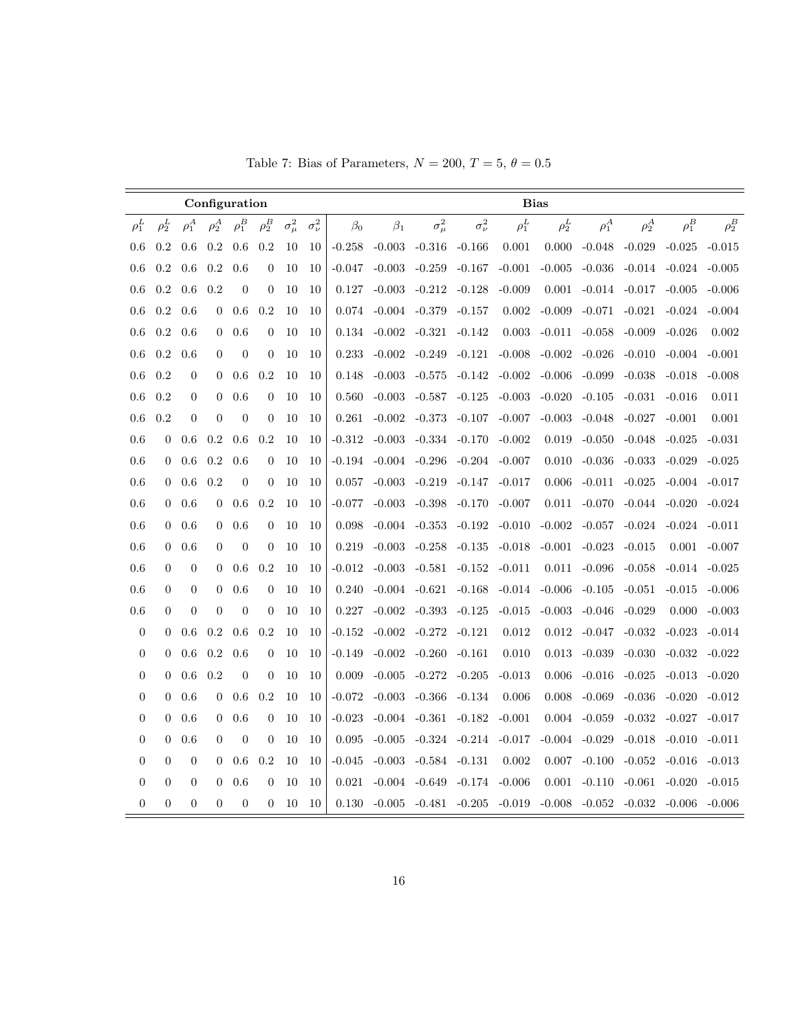Table 7: Bias of Parameters, $N = 200$, $T = 5$, $\theta = 0.5$

| Configuration | | | | | | | | Bias | | | | | | | | | |
|---|---|---|---|---|---|---|---|---|---|---|---|---|---|---|---|---|---|
| $\rho_1^L$ | $\rho_2^L$ | $\rho_1^A$ | $\rho_2^A$ | $\rho_1^B$ | $\rho_2^B$ | $\sigma_\mu^2$ | $\sigma_\nu^2$ | $\beta_0$ | $\beta_1$ | $\sigma_\mu^2$ | $\sigma_\nu^2$ | $\rho_1^L$ | $\rho_2^L$ | $\rho_1^A$ | $\rho_2^A$ | $\rho_1^B$ | $\rho_2^B$ |
| 0.6 | 0.2 | 0.6 | 0.2 | 0.6 | 0.2 | 10 | 10 | -0.258 | -0.003 | -0.316 | -0.166 | 0.001 | 0.000 | -0.048 | -0.029 | -0.025 | -0.015 |
| 0.6 | 0.2 | 0.6 | 0.2 | 0.6 | 0 | 10 | 10 | -0.047 | -0.003 | -0.259 | -0.167 | -0.001 | -0.005 | -0.036 | -0.014 | -0.024 | -0.005 |
| 0.6 | 0.2 | 0.6 | 0.2 | 0 | 0 | 10 | 10 | 0.127 | -0.003 | -0.212 | -0.128 | -0.009 | 0.001 | -0.014 | -0.017 | -0.005 | -0.006 |
| 0.6 | 0.2 | 0.6 | 0 | 0.6 | 0.2 | 10 | 10 | 0.074 | -0.004 | -0.379 | -0.157 | 0.002 | -0.009 | -0.071 | -0.021 | -0.024 | -0.004 |
| 0.6 | 0.2 | 0.6 | 0 | 0.6 | 0 | 10 | 10 | 0.134 | -0.002 | -0.321 | -0.142 | 0.003 | -0.011 | -0.058 | -0.009 | -0.026 | 0.002 |
| 0.6 | 0.2 | 0.6 | 0 | 0 | 0 | 10 | 10 | 0.233 | -0.002 | -0.249 | -0.121 | -0.008 | -0.002 | -0.026 | -0.010 | -0.004 | -0.001 |
| 0.6 | 0.2 | 0 | 0 | 0.6 | 0.2 | 10 | 10 | 0.148 | -0.003 | -0.575 | -0.142 | -0.002 | -0.006 | -0.099 | -0.038 | -0.018 | -0.008 |
| 0.6 | 0.2 | 0 | 0 | 0.6 | 0 | 10 | 10 | 0.560 | -0.003 | -0.587 | -0.125 | -0.003 | -0.020 | -0.105 | -0.031 | -0.016 | 0.011 |
| 0.6 | 0.2 | 0 | 0 | 0 | 0 | 10 | 10 | 0.261 | -0.002 | -0.373 | -0.107 | -0.007 | -0.003 | -0.048 | -0.027 | -0.001 | 0.001 |
| 0.6 | 0 | 0.6 | 0.2 | 0.6 | 0.2 | 10 | 10 | -0.312 | -0.003 | -0.334 | -0.170 | -0.002 | 0.019 | -0.050 | -0.048 | -0.025 | -0.031 |
| 0.6 | 0 | 0.6 | 0.2 | 0.6 | 0 | 10 | 10 | -0.194 | -0.004 | -0.296 | -0.204 | -0.007 | 0.010 | -0.036 | -0.033 | -0.029 | -0.025 |
| 0.6 | 0 | 0.6 | 0.2 | 0 | 0 | 10 | 10 | 0.057 | -0.003 | -0.219 | -0.147 | -0.017 | 0.006 | -0.011 | -0.025 | -0.004 | -0.017 |
| 0.6 | 0 | 0.6 | 0 | 0.6 | 0.2 | 10 | 10 | -0.077 | -0.003 | -0.398 | -0.170 | -0.007 | 0.011 | -0.070 | -0.044 | -0.020 | -0.024 |
| 0.6 | 0 | 0.6 | 0 | 0.6 | 0 | 10 | 10 | 0.098 | -0.004 | -0.353 | -0.192 | -0.010 | -0.002 | -0.057 | -0.024 | -0.024 | -0.011 |
| 0.6 | 0 | 0.6 | 0 | 0 | 0 | 10 | 10 | 0.219 | -0.003 | -0.258 | -0.135 | -0.018 | -0.001 | -0.023 | -0.015 | 0.001 | -0.007 |
| 0.6 | 0 | 0 | 0 | 0.6 | 0.2 | 10 | 10 | -0.012 | -0.003 | -0.581 | -0.152 | -0.011 | 0.011 | -0.096 | -0.058 | -0.014 | -0.025 |
| 0.6 | 0 | 0 | 0 | 0.6 | 0 | 10 | 10 | 0.240 | -0.004 | -0.621 | -0.168 | -0.014 | -0.006 | -0.105 | -0.051 | -0.015 | -0.006 |
| 0.6 | 0 | 0 | 0 | 0 | 0 | 10 | 10 | 0.227 | -0.002 | -0.393 | -0.125 | -0.015 | -0.003 | -0.046 | -0.029 | 0.000 | -0.003 |
| 0 | 0 | 0.6 | 0.2 | 0.6 | 0.2 | 10 | 10 | -0.152 | -0.002 | -0.272 | -0.121 | 0.012 | 0.012 | -0.047 | -0.032 | -0.023 | -0.014 |
| 0 | 0 | 0.6 | 0.2 | 0.6 | 0 | 10 | 10 | -0.149 | -0.002 | -0.260 | -0.161 | 0.010 | 0.013 | -0.039 | -0.030 | -0.032 | -0.022 |
| 0 | 0 | 0.6 | 0.2 | 0 | 0 | 10 | 10 | 0.009 | -0.005 | -0.272 | -0.205 | -0.013 | 0.006 | -0.016 | -0.025 | -0.013 | -0.020 |
| 0 | 0 | 0.6 | 0 | 0.6 | 0.2 | 10 | 10 | -0.072 | -0.003 | -0.366 | -0.134 | 0.006 | 0.008 | -0.069 | -0.036 | -0.020 | -0.012 |
| 0 | 0 | 0.6 | 0 | 0.6 | 0 | 10 | 10 | -0.023 | -0.004 | -0.361 | -0.182 | -0.001 | 0.004 | -0.059 | -0.032 | -0.027 | -0.017 |
| 0 | 0 | 0.6 | 0 | 0 | 0 | 10 | 10 | 0.095 | -0.005 | -0.324 | -0.214 | -0.017 | -0.004 | -0.029 | -0.018 | -0.010 | -0.011 |
| 0 | 0 | 0 | 0 | 0.6 | 0.2 | 10 | 10 | -0.045 | -0.003 | -0.584 | -0.131 | 0.002 | 0.007 | -0.100 | -0.052 | -0.016 | -0.013 |
| 0 | 0 | 0 | 0 | 0.6 | 0 | 10 | 10 | 0.021 | -0.004 | -0.649 | -0.174 | -0.006 | 0.001 | -0.110 | -0.061 | -0.020 | -0.015 |
| 0 | 0 | 0 | 0 | 0 | 0 | 10 | 10 | 0.130 | -0.005 | -0.481 | -0.205 | -0.019 | -0.008 | -0.052 | -0.032 | -0.006 | -0.006 |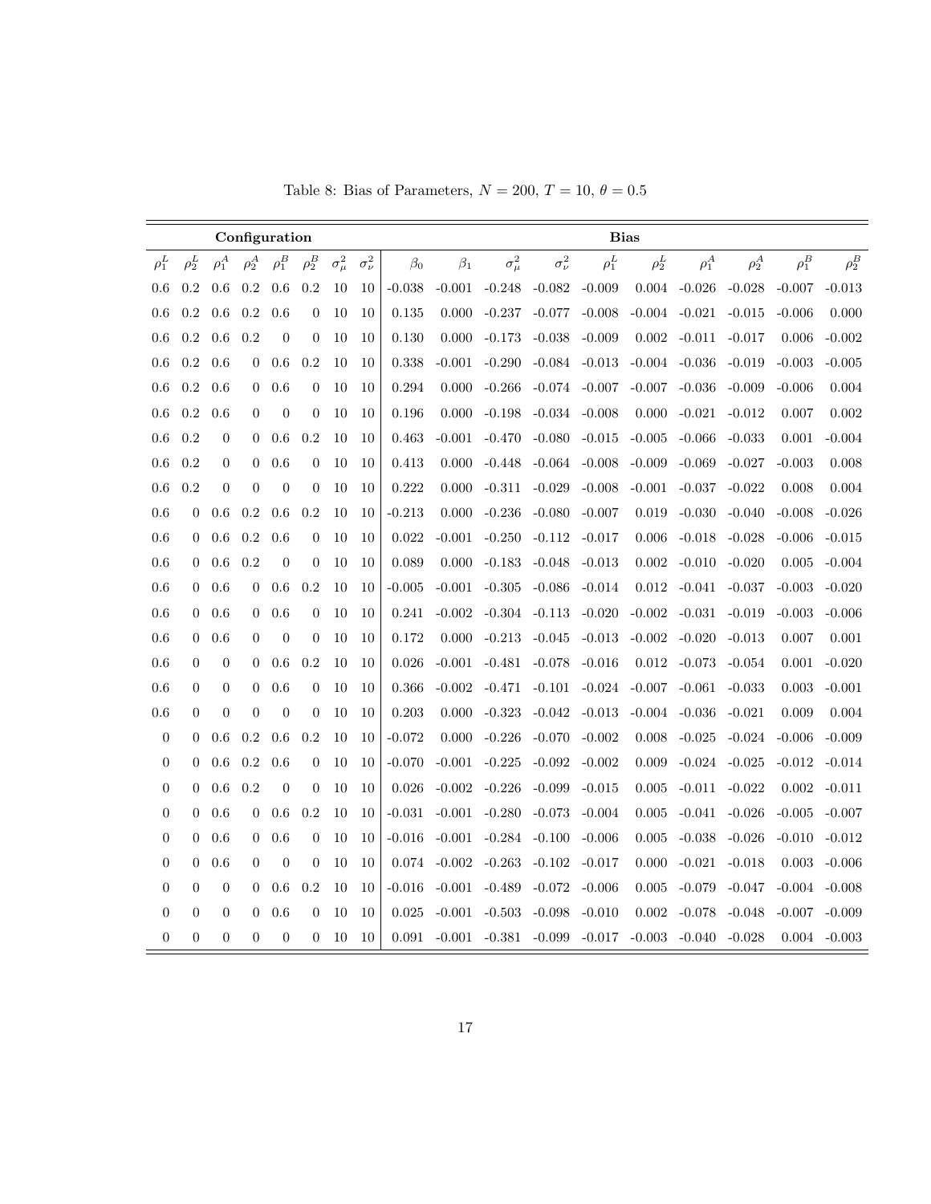Table 8: Bias of Parameters, $N = 200$, $T = 10$, $\theta = 0.5$

| Configuration | | | | | | | | Bias | | | | | | | | | |
|---|---|---|---|---|---|---|---|---|---|---|---|---|---|---|---|---|---|
| $\rho_1^L$ | $\rho_2^L$ | $\rho_1^A$ | $\rho_2^A$ | $\rho_1^B$ | $\rho_2^B$ | $\sigma_\mu^2$ | $\sigma_\nu^2$ | $\beta_0$ | $\beta_1$ | $\sigma_\mu^2$ | $\sigma_\nu^2$ | $\rho_1^L$ | $\rho_2^L$ | $\rho_1^A$ | $\rho_2^A$ | $\rho_1^B$ | $\rho_2^B$ |
| 0.6 | 0.2 | 0.6 | 0.2 | 0.6 | 0.2 | 10 | 10 | -0.038 | -0.001 | -0.248 | -0.082 | -0.009 | 0.004 | -0.026 | -0.028 | -0.007 | -0.013 |
| 0.6 | 0.2 | 0.6 | 0.2 | 0.6 | 0 | 10 | 10 | 0.135 | 0.000 | -0.237 | -0.077 | -0.008 | -0.004 | -0.021 | -0.015 | -0.006 | 0.000 |
| 0.6 | 0.2 | 0.6 | 0.2 | 0 | 0 | 10 | 10 | 0.130 | 0.000 | -0.173 | -0.038 | -0.009 | 0.002 | -0.011 | -0.017 | 0.006 | -0.002 |
| 0.6 | 0.2 | 0.6 | 0 | 0.6 | 0.2 | 10 | 10 | 0.338 | -0.001 | -0.290 | -0.084 | -0.013 | -0.004 | -0.036 | -0.019 | -0.003 | -0.005 |
| 0.6 | 0.2 | 0.6 | 0 | 0.6 | 0 | 10 | 10 | 0.294 | 0.000 | -0.266 | -0.074 | -0.007 | -0.007 | -0.036 | -0.009 | -0.006 | 0.004 |
| 0.6 | 0.2 | 0.6 | 0 | 0 | 0 | 10 | 10 | 0.196 | 0.000 | -0.198 | -0.034 | -0.008 | 0.000 | -0.021 | -0.012 | 0.007 | 0.002 |
| 0.6 | 0.2 | 0 | 0 | 0.6 | 0.2 | 10 | 10 | 0.463 | -0.001 | -0.470 | -0.080 | -0.015 | -0.005 | -0.066 | -0.033 | 0.001 | -0.004 |
| 0.6 | 0.2 | 0 | 0 | 0.6 | 0 | 10 | 10 | 0.413 | 0.000 | -0.448 | -0.064 | -0.008 | -0.009 | -0.069 | -0.027 | -0.003 | 0.008 |
| 0.6 | 0.2 | 0 | 0 | 0 | 0 | 10 | 10 | 0.222 | 0.000 | -0.311 | -0.029 | -0.008 | -0.001 | -0.037 | -0.022 | 0.008 | 0.004 |
| 0.6 | 0 | 0.6 | 0.2 | 0.6 | 0.2 | 10 | 10 | -0.213 | 0.000 | -0.236 | -0.080 | -0.007 | 0.019 | -0.030 | -0.040 | -0.008 | -0.026 |
| 0.6 | 0 | 0.6 | 0.2 | 0.6 | 0 | 10 | 10 | 0.022 | -0.001 | -0.250 | -0.112 | -0.017 | 0.006 | -0.018 | -0.028 | -0.006 | -0.015 |
| 0.6 | 0 | 0.6 | 0.2 | 0 | 0 | 10 | 10 | 0.089 | 0.000 | -0.183 | -0.048 | -0.013 | 0.002 | -0.010 | -0.020 | 0.005 | -0.004 |
| 0.6 | 0 | 0.6 | 0 | 0.6 | 0.2 | 10 | 10 | -0.005 | -0.001 | -0.305 | -0.086 | -0.014 | 0.012 | -0.041 | -0.037 | -0.003 | -0.020 |
| 0.6 | 0 | 0.6 | 0 | 0.6 | 0 | 10 | 10 | 0.241 | -0.002 | -0.304 | -0.113 | -0.020 | -0.002 | -0.031 | -0.019 | -0.003 | -0.006 |
| 0.6 | 0 | 0.6 | 0 | 0 | 0 | 10 | 10 | 0.172 | 0.000 | -0.213 | -0.045 | -0.013 | -0.002 | -0.020 | -0.013 | 0.007 | 0.001 |
| 0.6 | 0 | 0 | 0 | 0.6 | 0.2 | 10 | 10 | 0.026 | -0.001 | -0.481 | -0.078 | -0.016 | 0.012 | -0.073 | -0.054 | 0.001 | -0.020 |
| 0.6 | 0 | 0 | 0 | 0.6 | 0 | 10 | 10 | 0.366 | -0.002 | -0.471 | -0.101 | -0.024 | -0.007 | -0.061 | -0.033 | 0.003 | -0.001 |
| 0.6 | 0 | 0 | 0 | 0 | 0 | 10 | 10 | 0.203 | 0.000 | -0.323 | -0.042 | -0.013 | -0.004 | -0.036 | -0.021 | 0.009 | 0.004 |
| 0 | 0 | 0.6 | 0.2 | 0.6 | 0.2 | 10 | 10 | -0.072 | 0.000 | -0.226 | -0.070 | -0.002 | 0.008 | -0.025 | -0.024 | -0.006 | -0.009 |
| 0 | 0 | 0.6 | 0.2 | 0.6 | 0 | 10 | 10 | -0.070 | -0.001 | -0.225 | -0.092 | -0.002 | 0.009 | -0.024 | -0.025 | -0.012 | -0.014 |
| 0 | 0 | 0.6 | 0.2 | 0 | 0 | 10 | 10 | 0.026 | -0.002 | -0.226 | -0.099 | -0.015 | 0.005 | -0.011 | -0.022 | 0.002 | -0.011 |
| 0 | 0 | 0.6 | 0 | 0.6 | 0.2 | 10 | 10 | -0.031 | -0.001 | -0.280 | -0.073 | -0.004 | 0.005 | -0.041 | -0.026 | -0.005 | -0.007 |
| 0 | 0 | 0.6 | 0 | 0.6 | 0 | 10 | 10 | -0.016 | -0.001 | -0.284 | -0.100 | -0.006 | 0.005 | -0.038 | -0.026 | -0.010 | -0.012 |
| 0 | 0 | 0.6 | 0 | 0 | 0 | 10 | 10 | 0.074 | -0.002 | -0.263 | -0.102 | -0.017 | 0.000 | -0.021 | -0.018 | 0.003 | -0.006 |
| 0 | 0 | 0 | 0 | 0.6 | 0.2 | 10 | 10 | -0.016 | -0.001 | -0.489 | -0.072 | -0.006 | 0.005 | -0.079 | -0.047 | -0.004 | -0.008 |
| 0 | 0 | 0 | 0 | 0.6 | 0 | 10 | 10 | 0.025 | -0.001 | -0.503 | -0.098 | -0.010 | 0.002 | -0.078 | -0.048 | -0.007 | -0.009 |
| 0 | 0 | 0 | 0 | 0 | 0 | 10 | 10 | 0.091 | -0.001 | -0.381 | -0.099 | -0.017 | -0.003 | -0.040 | -0.028 | 0.004 | -0.003 |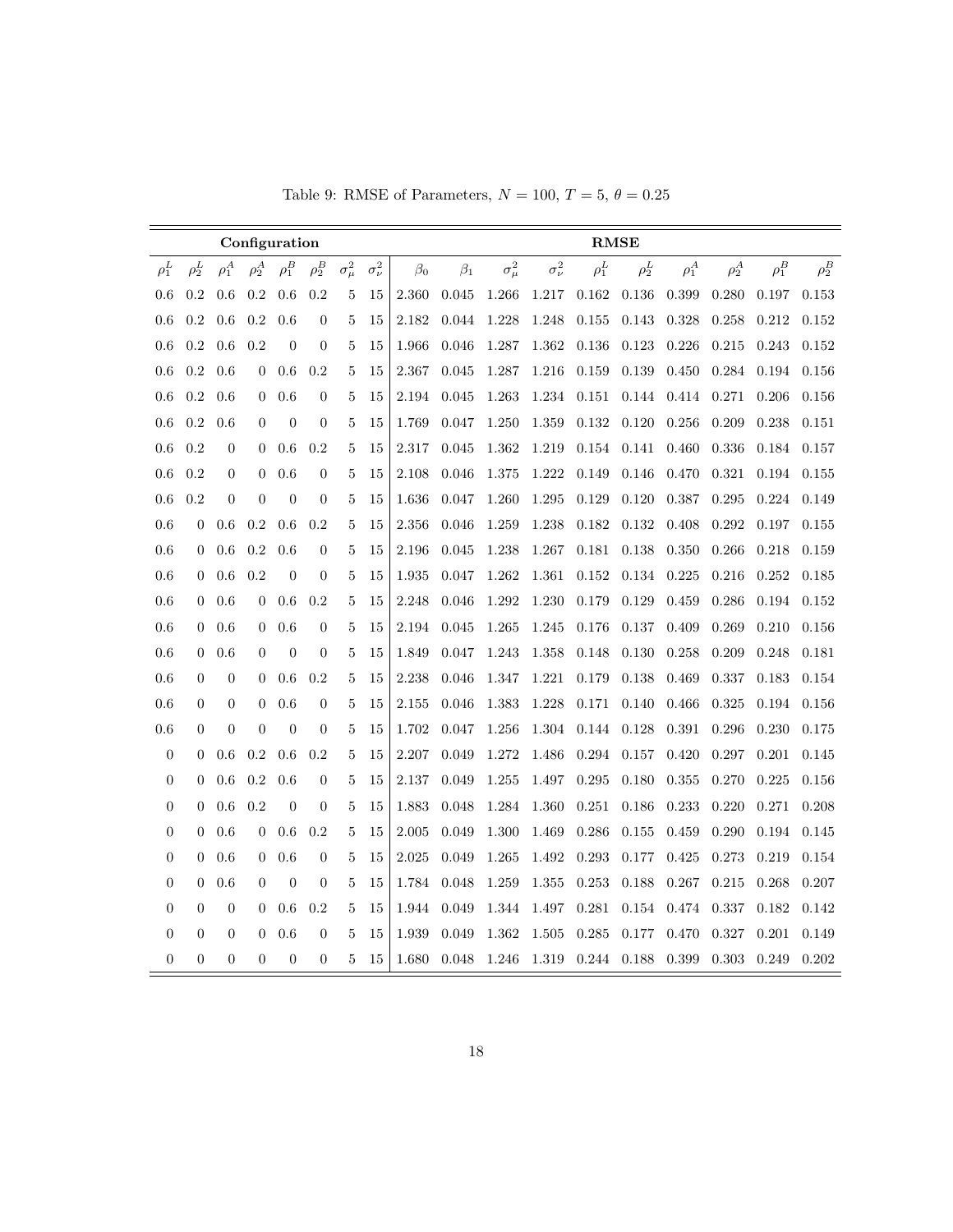Table 9: RMSE of Parameters, $N = 100$, $T = 5$, $\theta = 0.25$

| Configuration | | | | | | | | RMSE | | | | | | | | | |
|---|---|---|---|---|---|---|---|---|---|---|---|---|---|---|---|---|---|
| $\rho_1^L$ | $\rho_2^L$ | $\rho_1^A$ | $\rho_2^A$ | $\rho_1^B$ | $\rho_2^B$ | $\sigma_\mu^2$ | $\sigma_\nu^2$ | $\beta_0$ | $\beta_1$ | $\sigma_\mu^2$ | $\sigma_\nu^2$ | $\rho_1^L$ | $\rho_2^L$ | $\rho_1^A$ | $\rho_2^A$ | $\rho_1^B$ | $\rho_2^B$ |
| 0.6 | 0.2 | 0.6 | 0.2 | 0.6 | 0.2 | 5 | 15 | 2.360 | 0.045 | 1.266 | 1.217 | 0.162 | 0.136 | 0.399 | 0.280 | 0.197 | 0.153 |
| 0.6 | 0.2 | 0.6 | 0.2 | 0.6 | 0 | 5 | 15 | 2.182 | 0.044 | 1.228 | 1.248 | 0.155 | 0.143 | 0.328 | 0.258 | 0.212 | 0.152 |
| 0.6 | 0.2 | 0.6 | 0.2 | 0 | 0 | 5 | 15 | 1.966 | 0.046 | 1.287 | 1.362 | 0.136 | 0.123 | 0.226 | 0.215 | 0.243 | 0.152 |
| 0.6 | 0.2 | 0.6 | 0 | 0.6 | 0.2 | 5 | 15 | 2.367 | 0.045 | 1.287 | 1.216 | 0.159 | 0.139 | 0.450 | 0.284 | 0.194 | 0.156 |
| 0.6 | 0.2 | 0.6 | 0 | 0.6 | 0 | 5 | 15 | 2.194 | 0.045 | 1.263 | 1.234 | 0.151 | 0.144 | 0.414 | 0.271 | 0.206 | 0.156 |
| 0.6 | 0.2 | 0.6 | 0 | 0 | 0 | 5 | 15 | 1.769 | 0.047 | 1.250 | 1.359 | 0.132 | 0.120 | 0.256 | 0.209 | 0.238 | 0.151 |
| 0.6 | 0.2 | 0 | 0 | 0.6 | 0.2 | 5 | 15 | 2.317 | 0.045 | 1.362 | 1.219 | 0.154 | 0.141 | 0.460 | 0.336 | 0.184 | 0.157 |
| 0.6 | 0.2 | 0 | 0 | 0.6 | 0 | 5 | 15 | 2.108 | 0.046 | 1.375 | 1.222 | 0.149 | 0.146 | 0.470 | 0.321 | 0.194 | 0.155 |
| 0.6 | 0.2 | 0 | 0 | 0 | 0 | 5 | 15 | 1.636 | 0.047 | 1.260 | 1.295 | 0.129 | 0.120 | 0.387 | 0.295 | 0.224 | 0.149 |
| 0.6 | 0 | 0.6 | 0.2 | 0.6 | 0.2 | 5 | 15 | 2.356 | 0.046 | 1.259 | 1.238 | 0.182 | 0.132 | 0.408 | 0.292 | 0.197 | 0.155 |
| 0.6 | 0 | 0.6 | 0.2 | 0.6 | 0 | 5 | 15 | 2.196 | 0.045 | 1.238 | 1.267 | 0.181 | 0.138 | 0.350 | 0.266 | 0.218 | 0.159 |
| 0.6 | 0 | 0.6 | 0.2 | 0 | 0 | 5 | 15 | 1.935 | 0.047 | 1.262 | 1.361 | 0.152 | 0.134 | 0.225 | 0.216 | 0.252 | 0.185 |
| 0.6 | 0 | 0.6 | 0 | 0.6 | 0.2 | 5 | 15 | 2.248 | 0.046 | 1.292 | 1.230 | 0.179 | 0.129 | 0.459 | 0.286 | 0.194 | 0.152 |
| 0.6 | 0 | 0.6 | 0 | 0.6 | 0 | 5 | 15 | 2.194 | 0.045 | 1.265 | 1.245 | 0.176 | 0.137 | 0.409 | 0.269 | 0.210 | 0.156 |
| 0.6 | 0 | 0.6 | 0 | 0 | 0 | 5 | 15 | 1.849 | 0.047 | 1.243 | 1.358 | 0.148 | 0.130 | 0.258 | 0.209 | 0.248 | 0.181 |
| 0.6 | 0 | 0 | 0 | 0.6 | 0.2 | 5 | 15 | 2.238 | 0.046 | 1.347 | 1.221 | 0.179 | 0.138 | 0.469 | 0.337 | 0.183 | 0.154 |
| 0.6 | 0 | 0 | 0 | 0.6 | 0 | 5 | 15 | 2.155 | 0.046 | 1.383 | 1.228 | 0.171 | 0.140 | 0.466 | 0.325 | 0.194 | 0.156 |
| 0.6 | 0 | 0 | 0 | 0 | 0 | 5 | 15 | 1.702 | 0.047 | 1.256 | 1.304 | 0.144 | 0.128 | 0.391 | 0.296 | 0.230 | 0.175 |
| 0 | 0 | 0.6 | 0.2 | 0.6 | 0.2 | 5 | 15 | 2.207 | 0.049 | 1.272 | 1.486 | 0.294 | 0.157 | 0.420 | 0.297 | 0.201 | 0.145 |
| 0 | 0 | 0.6 | 0.2 | 0.6 | 0 | 5 | 15 | 2.137 | 0.049 | 1.255 | 1.497 | 0.295 | 0.180 | 0.355 | 0.270 | 0.225 | 0.156 |
| 0 | 0 | 0.6 | 0.2 | 0 | 0 | 5 | 15 | 1.883 | 0.048 | 1.284 | 1.360 | 0.251 | 0.186 | 0.233 | 0.220 | 0.271 | 0.208 |
| 0 | 0 | 0.6 | 0 | 0.6 | 0.2 | 5 | 15 | 2.005 | 0.049 | 1.300 | 1.469 | 0.286 | 0.155 | 0.459 | 0.290 | 0.194 | 0.145 |
| 0 | 0 | 0.6 | 0 | 0.6 | 0 | 5 | 15 | 2.025 | 0.049 | 1.265 | 1.492 | 0.293 | 0.177 | 0.425 | 0.273 | 0.219 | 0.154 |
| 0 | 0 | 0.6 | 0 | 0 | 0 | 5 | 15 | 1.784 | 0.048 | 1.259 | 1.355 | 0.253 | 0.188 | 0.267 | 0.215 | 0.268 | 0.207 |
| 0 | 0 | 0 | 0 | 0.6 | 0.2 | 5 | 15 | 1.944 | 0.049 | 1.344 | 1.497 | 0.281 | 0.154 | 0.474 | 0.337 | 0.182 | 0.142 |
| 0 | 0 | 0 | 0 | 0.6 | 0 | 5 | 15 | 1.939 | 0.049 | 1.362 | 1.505 | 0.285 | 0.177 | 0.470 | 0.327 | 0.201 | 0.149 |
| 0 | 0 | 0 | 0 | 0 | 0 | 5 | 15 | 1.680 | 0.048 | 1.246 | 1.319 | 0.244 | 0.188 | 0.399 | 0.303 | 0.249 | 0.202 |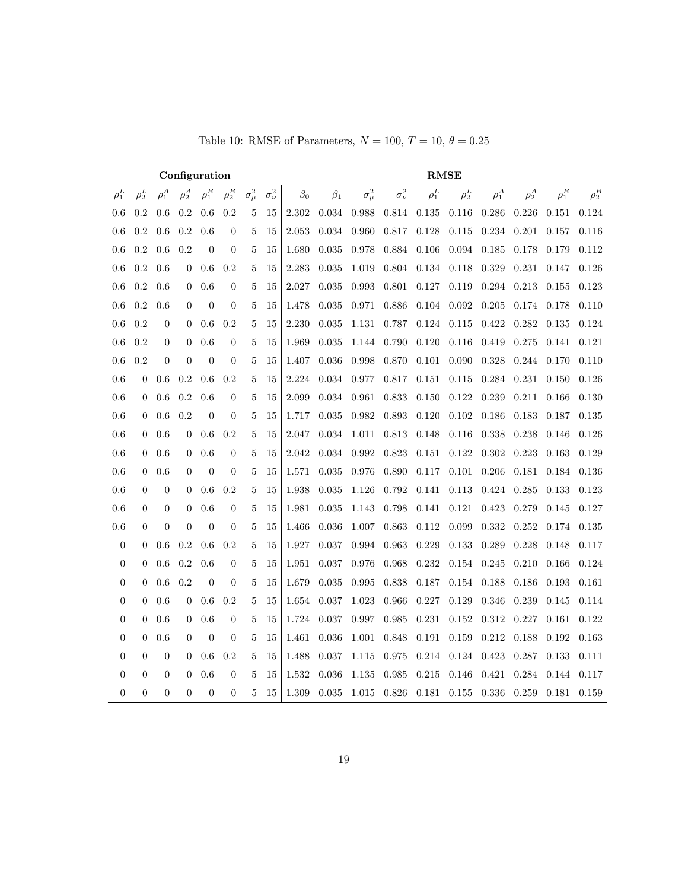Table 10: RMSE of Parameters, $N = 100$, $T = 10$, $\theta = 0.25$

| **Configuration** | | | | | | | | **RMSE** | | | | | | | | | |
|---|---|---|---|---|---|---|---|---|---|---|---|---|---|---|---|---|---|
| $\rho_1^L$ | $\rho_2^L$ | $\rho_1^A$ | $\rho_2^A$ | $\rho_1^B$ | $\rho_2^B$ | $\sigma_\mu^2$ | $\sigma_\nu^2$ | $\beta_0$ | $\beta_1$ | $\sigma_\mu^2$ | $\sigma_\nu^2$ | $\rho_1^L$ | $\rho_2^L$ | $\rho_1^A$ | $\rho_2^A$ | $\rho_1^B$ | $\rho_2^B$ |
| 0.6 | 0.2 | 0.6 | 0.2 | 0.6 | 0.2 | 5 | 15 | 2.302 | 0.034 | 0.988 | 0.814 | 0.135 | 0.116 | 0.286 | 0.226 | 0.151 | 0.124 |
| 0.6 | 0.2 | 0.6 | 0.2 | 0.6 | 0 | 5 | 15 | 2.053 | 0.034 | 0.960 | 0.817 | 0.128 | 0.115 | 0.234 | 0.201 | 0.157 | 0.116 |
| 0.6 | 0.2 | 0.6 | 0.2 | 0 | 0 | 5 | 15 | 1.680 | 0.035 | 0.978 | 0.884 | 0.106 | 0.094 | 0.185 | 0.178 | 0.179 | 0.112 |
| 0.6 | 0.2 | 0.6 | 0 | 0.6 | 0.2 | 5 | 15 | 2.283 | 0.035 | 1.019 | 0.804 | 0.134 | 0.118 | 0.329 | 0.231 | 0.147 | 0.126 |
| 0.6 | 0.2 | 0.6 | 0 | 0.6 | 0 | 5 | 15 | 2.027 | 0.035 | 0.993 | 0.801 | 0.127 | 0.119 | 0.294 | 0.213 | 0.155 | 0.123 |
| 0.6 | 0.2 | 0.6 | 0 | 0 | 0 | 5 | 15 | 1.478 | 0.035 | 0.971 | 0.886 | 0.104 | 0.092 | 0.205 | 0.174 | 0.178 | 0.110 |
| 0.6 | 0.2 | 0 | 0 | 0.6 | 0.2 | 5 | 15 | 2.230 | 0.035 | 1.131 | 0.787 | 0.124 | 0.115 | 0.422 | 0.282 | 0.135 | 0.124 |
| 0.6 | 0.2 | 0 | 0 | 0.6 | 0 | 5 | 15 | 1.969 | 0.035 | 1.144 | 0.790 | 0.120 | 0.116 | 0.419 | 0.275 | 0.141 | 0.121 |
| 0.6 | 0.2 | 0 | 0 | 0 | 0 | 5 | 15 | 1.407 | 0.036 | 0.998 | 0.870 | 0.101 | 0.090 | 0.328 | 0.244 | 0.170 | 0.110 |
| 0.6 | 0 | 0.6 | 0.2 | 0.6 | 0.2 | 5 | 15 | 2.224 | 0.034 | 0.977 | 0.817 | 0.151 | 0.115 | 0.284 | 0.231 | 0.150 | 0.126 |
| 0.6 | 0 | 0.6 | 0.2 | 0.6 | 0 | 5 | 15 | 2.099 | 0.034 | 0.961 | 0.833 | 0.150 | 0.122 | 0.239 | 0.211 | 0.166 | 0.130 |
| 0.6 | 0 | 0.6 | 0.2 | 0 | 0 | 5 | 15 | 1.717 | 0.035 | 0.982 | 0.893 | 0.120 | 0.102 | 0.186 | 0.183 | 0.187 | 0.135 |
| 0.6 | 0 | 0.6 | 0 | 0.6 | 0.2 | 5 | 15 | 2.047 | 0.034 | 1.011 | 0.813 | 0.148 | 0.116 | 0.338 | 0.238 | 0.146 | 0.126 |
| 0.6 | 0 | 0.6 | 0 | 0.6 | 0 | 5 | 15 | 2.042 | 0.034 | 0.992 | 0.823 | 0.151 | 0.122 | 0.302 | 0.223 | 0.163 | 0.129 |
| 0.6 | 0 | 0.6 | 0 | 0 | 0 | 5 | 15 | 1.571 | 0.035 | 0.976 | 0.890 | 0.117 | 0.101 | 0.206 | 0.181 | 0.184 | 0.136 |
| 0.6 | 0 | 0 | 0 | 0.6 | 0.2 | 5 | 15 | 1.938 | 0.035 | 1.126 | 0.792 | 0.141 | 0.113 | 0.424 | 0.285 | 0.133 | 0.123 |
| 0.6 | 0 | 0 | 0 | 0.6 | 0 | 5 | 15 | 1.981 | 0.035 | 1.143 | 0.798 | 0.141 | 0.121 | 0.423 | 0.279 | 0.145 | 0.127 |
| 0.6 | 0 | 0 | 0 | 0 | 0 | 5 | 15 | 1.466 | 0.036 | 1.007 | 0.863 | 0.112 | 0.099 | 0.332 | 0.252 | 0.174 | 0.135 |
| 0 | 0 | 0.6 | 0.2 | 0.6 | 0.2 | 5 | 15 | 1.927 | 0.037 | 0.994 | 0.963 | 0.229 | 0.133 | 0.289 | 0.228 | 0.148 | 0.117 |
| 0 | 0 | 0.6 | 0.2 | 0.6 | 0 | 5 | 15 | 1.951 | 0.037 | 0.976 | 0.968 | 0.232 | 0.154 | 0.245 | 0.210 | 0.166 | 0.124 |
| 0 | 0 | 0.6 | 0.2 | 0 | 0 | 5 | 15 | 1.679 | 0.035 | 0.995 | 0.838 | 0.187 | 0.154 | 0.188 | 0.186 | 0.193 | 0.161 |
| 0 | 0 | 0.6 | 0 | 0.6 | 0.2 | 5 | 15 | 1.654 | 0.037 | 1.023 | 0.966 | 0.227 | 0.129 | 0.346 | 0.239 | 0.145 | 0.114 |
| 0 | 0 | 0.6 | 0 | 0.6 | 0 | 5 | 15 | 1.724 | 0.037 | 0.997 | 0.985 | 0.231 | 0.152 | 0.312 | 0.227 | 0.161 | 0.122 |
| 0 | 0 | 0.6 | 0 | 0 | 0 | 5 | 15 | 1.461 | 0.036 | 1.001 | 0.848 | 0.191 | 0.159 | 0.212 | 0.188 | 0.192 | 0.163 |
| 0 | 0 | 0 | 0 | 0.6 | 0.2 | 5 | 15 | 1.488 | 0.037 | 1.115 | 0.975 | 0.214 | 0.124 | 0.423 | 0.287 | 0.133 | 0.111 |
| 0 | 0 | 0 | 0 | 0.6 | 0 | 5 | 15 | 1.532 | 0.036 | 1.135 | 0.985 | 0.215 | 0.146 | 0.421 | 0.284 | 0.144 | 0.117 |
| 0 | 0 | 0 | 0 | 0 | 0 | 5 | 15 | 1.309 | 0.035 | 1.015 | 0.826 | 0.181 | 0.155 | 0.336 | 0.259 | 0.181 | 0.159 |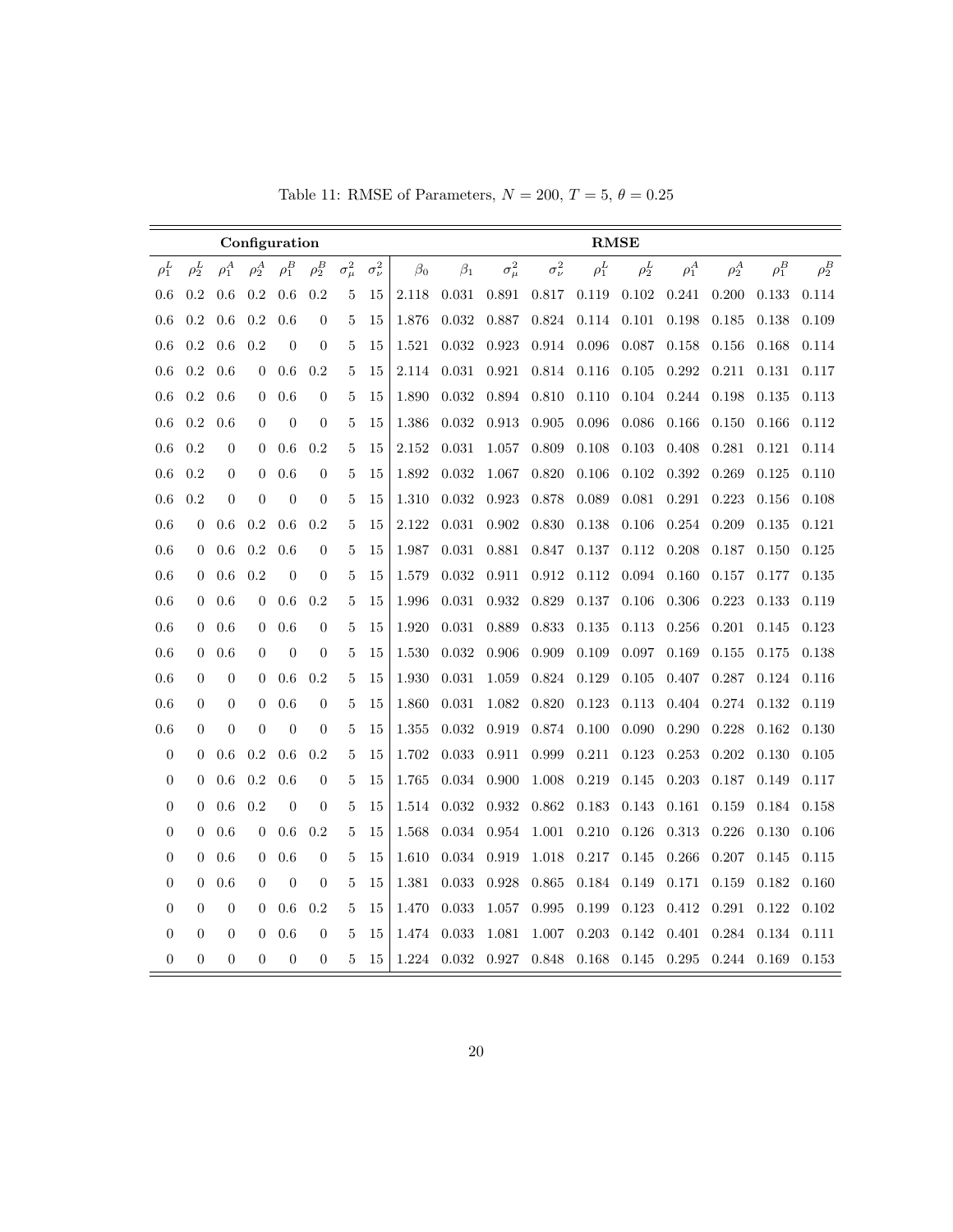Table 11: RMSE of Parameters, $N = 200$, $T = 5$, $\theta = 0.25$

| **Configuration** | | | | | | | | **RMSE** | | | | | | | | | |
|---|---|---|---|---|---|---|---|---|---|---|---|---|---|---|---|---|---|
| $\rho_1^L$ | $\rho_2^L$ | $\rho_1^A$ | $\rho_2^A$ | $\rho_1^B$ | $\rho_2^B$ | $\sigma_\mu^2$ | $\sigma_\nu^2$ | $\beta_0$ | $\beta_1$ | $\sigma_\mu^2$ | $\sigma_\nu^2$ | $\rho_1^L$ | $\rho_2^L$ | $\rho_1^A$ | $\rho_2^A$ | $\rho_1^B$ | $\rho_2^B$ |
| 0.6 | 0.2 | 0.6 | 0.2 | 0.6 | 0.2 | 5 | 15 | 2.118 | 0.031 | 0.891 | 0.817 | 0.119 | 0.102 | 0.241 | 0.200 | 0.133 | 0.114 |
| 0.6 | 0.2 | 0.6 | 0.2 | 0.6 | 0 | 5 | 15 | 1.876 | 0.032 | 0.887 | 0.824 | 0.114 | 0.101 | 0.198 | 0.185 | 0.138 | 0.109 |
| 0.6 | 0.2 | 0.6 | 0.2 | 0 | 0 | 5 | 15 | 1.521 | 0.032 | 0.923 | 0.914 | 0.096 | 0.087 | 0.158 | 0.156 | 0.168 | 0.114 |
| 0.6 | 0.2 | 0.6 | 0 | 0.6 | 0.2 | 5 | 15 | 2.114 | 0.031 | 0.921 | 0.814 | 0.116 | 0.105 | 0.292 | 0.211 | 0.131 | 0.117 |
| 0.6 | 0.2 | 0.6 | 0 | 0.6 | 0 | 5 | 15 | 1.890 | 0.032 | 0.894 | 0.810 | 0.110 | 0.104 | 0.244 | 0.198 | 0.135 | 0.113 |
| 0.6 | 0.2 | 0.6 | 0 | 0 | 0 | 5 | 15 | 1.386 | 0.032 | 0.913 | 0.905 | 0.096 | 0.086 | 0.166 | 0.150 | 0.166 | 0.112 |
| 0.6 | 0.2 | 0 | 0 | 0.6 | 0.2 | 5 | 15 | 2.152 | 0.031 | 1.057 | 0.809 | 0.108 | 0.103 | 0.408 | 0.281 | 0.121 | 0.114 |
| 0.6 | 0.2 | 0 | 0 | 0.6 | 0 | 5 | 15 | 1.892 | 0.032 | 1.067 | 0.820 | 0.106 | 0.102 | 0.392 | 0.269 | 0.125 | 0.110 |
| 0.6 | 0.2 | 0 | 0 | 0 | 0 | 5 | 15 | 1.310 | 0.032 | 0.923 | 0.878 | 0.089 | 0.081 | 0.291 | 0.223 | 0.156 | 0.108 |
| 0.6 | 0 | 0.6 | 0.2 | 0.6 | 0.2 | 5 | 15 | 2.122 | 0.031 | 0.902 | 0.830 | 0.138 | 0.106 | 0.254 | 0.209 | 0.135 | 0.121 |
| 0.6 | 0 | 0.6 | 0.2 | 0.6 | 0 | 5 | 15 | 1.987 | 0.031 | 0.881 | 0.847 | 0.137 | 0.112 | 0.208 | 0.187 | 0.150 | 0.125 |
| 0.6 | 0 | 0.6 | 0.2 | 0 | 0 | 5 | 15 | 1.579 | 0.032 | 0.911 | 0.912 | 0.112 | 0.094 | 0.160 | 0.157 | 0.177 | 0.135 |
| 0.6 | 0 | 0.6 | 0 | 0.6 | 0.2 | 5 | 15 | 1.996 | 0.031 | 0.932 | 0.829 | 0.137 | 0.106 | 0.306 | 0.223 | 0.133 | 0.119 |
| 0.6 | 0 | 0.6 | 0 | 0.6 | 0 | 5 | 15 | 1.920 | 0.031 | 0.889 | 0.833 | 0.135 | 0.113 | 0.256 | 0.201 | 0.145 | 0.123 |
| 0.6 | 0 | 0.6 | 0 | 0 | 0 | 5 | 15 | 1.530 | 0.032 | 0.906 | 0.909 | 0.109 | 0.097 | 0.169 | 0.155 | 0.175 | 0.138 |
| 0.6 | 0 | 0 | 0 | 0.6 | 0.2 | 5 | 15 | 1.930 | 0.031 | 1.059 | 0.824 | 0.129 | 0.105 | 0.407 | 0.287 | 0.124 | 0.116 |
| 0.6 | 0 | 0 | 0 | 0.6 | 0 | 5 | 15 | 1.860 | 0.031 | 1.082 | 0.820 | 0.123 | 0.113 | 0.404 | 0.274 | 0.132 | 0.119 |
| 0.6 | 0 | 0 | 0 | 0 | 0 | 5 | 15 | 1.355 | 0.032 | 0.919 | 0.874 | 0.100 | 0.090 | 0.290 | 0.228 | 0.162 | 0.130 |
| 0 | 0 | 0.6 | 0.2 | 0.6 | 0.2 | 5 | 15 | 1.702 | 0.033 | 0.911 | 0.999 | 0.211 | 0.123 | 0.253 | 0.202 | 0.130 | 0.105 |
| 0 | 0 | 0.6 | 0.2 | 0.6 | 0 | 5 | 15 | 1.765 | 0.034 | 0.900 | 1.008 | 0.219 | 0.145 | 0.203 | 0.187 | 0.149 | 0.117 |
| 0 | 0 | 0.6 | 0.2 | 0 | 0 | 5 | 15 | 1.514 | 0.032 | 0.932 | 0.862 | 0.183 | 0.143 | 0.161 | 0.159 | 0.184 | 0.158 |
| 0 | 0 | 0.6 | 0 | 0.6 | 0.2 | 5 | 15 | 1.568 | 0.034 | 0.954 | 1.001 | 0.210 | 0.126 | 0.313 | 0.226 | 0.130 | 0.106 |
| 0 | 0 | 0.6 | 0 | 0.6 | 0 | 5 | 15 | 1.610 | 0.034 | 0.919 | 1.018 | 0.217 | 0.145 | 0.266 | 0.207 | 0.145 | 0.115 |
| 0 | 0 | 0.6 | 0 | 0 | 0 | 5 | 15 | 1.381 | 0.033 | 0.928 | 0.865 | 0.184 | 0.149 | 0.171 | 0.159 | 0.182 | 0.160 |
| 0 | 0 | 0 | 0 | 0.6 | 0.2 | 5 | 15 | 1.470 | 0.033 | 1.057 | 0.995 | 0.199 | 0.123 | 0.412 | 0.291 | 0.122 | 0.102 |
| 0 | 0 | 0 | 0 | 0.6 | 0 | 5 | 15 | 1.474 | 0.033 | 1.081 | 1.007 | 0.203 | 0.142 | 0.401 | 0.284 | 0.134 | 0.111 |
| 0 | 0 | 0 | 0 | 0 | 0 | 5 | 15 | 1.224 | 0.032 | 0.927 | 0.848 | 0.168 | 0.145 | 0.295 | 0.244 | 0.169 | 0.153 |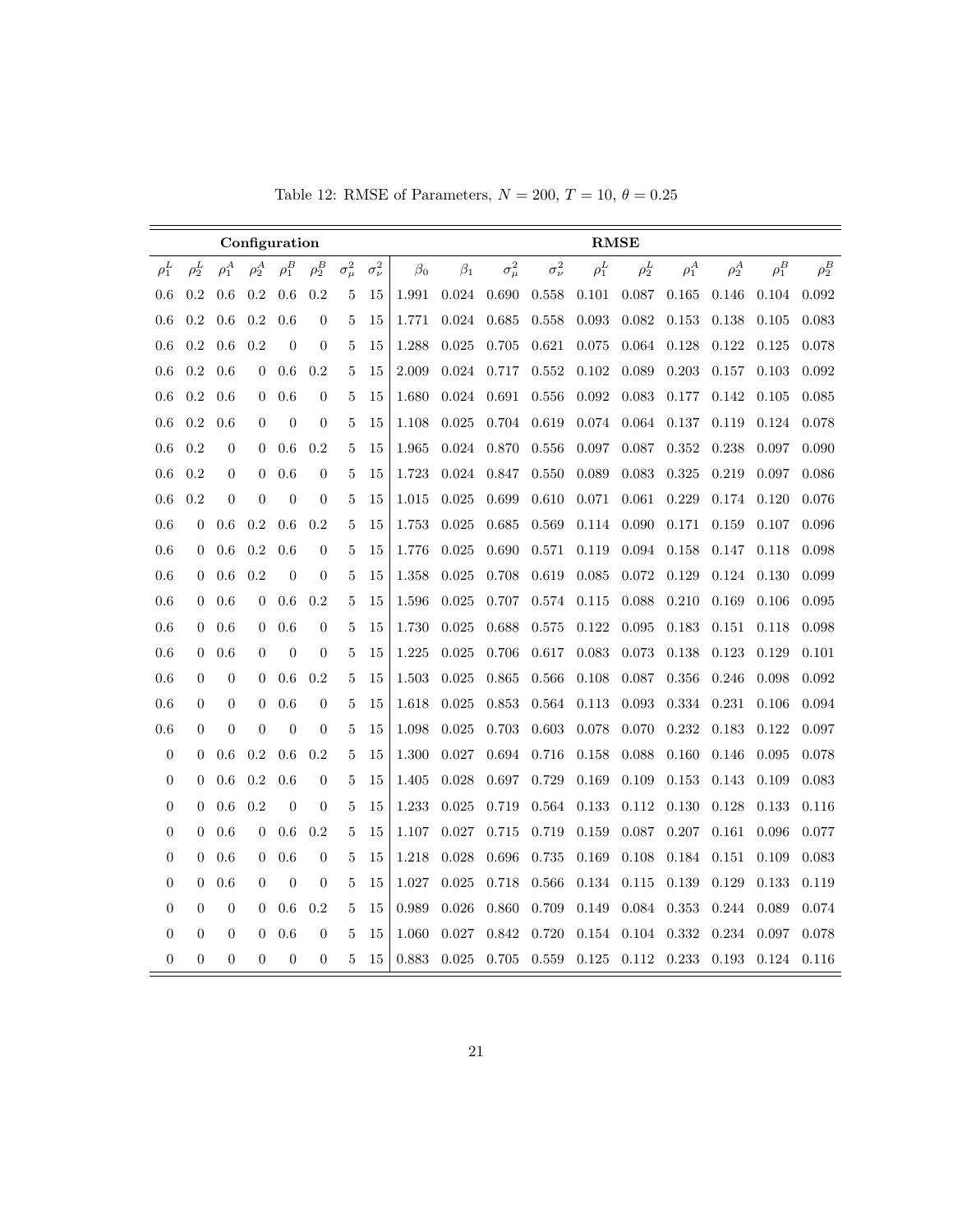Table 12: RMSE of Parameters, $N = 200$, $T = 10$, $\theta = 0.25$

| **Configuration** | | | | | | | | **RMSE** | | | | | | | | | |
|---|---|---|---|---|---|---|---|---|---|---|---|---|---|---|---|---|---|
| $\rho_1^L$ | $\rho_2^L$ | $\rho_1^A$ | $\rho_2^A$ | $\rho_1^B$ | $\rho_2^B$ | $\sigma_\mu^2$ | $\sigma_\nu^2$ | $\beta_0$ | $\beta_1$ | $\sigma_\mu^2$ | $\sigma_\nu^2$ | $\rho_1^L$ | $\rho_2^L$ | $\rho_1^A$ | $\rho_2^A$ | $\rho_1^B$ | $\rho_2^B$ |
| 0.6 | 0.2 | 0.6 | 0.2 | 0.6 | 0.2 | 5 | 15 | 1.991 | 0.024 | 0.690 | 0.558 | 0.101 | 0.087 | 0.165 | 0.146 | 0.104 | 0.092 |
| 0.6 | 0.2 | 0.6 | 0.2 | 0.6 | 0 | 5 | 15 | 1.771 | 0.024 | 0.685 | 0.558 | 0.093 | 0.082 | 0.153 | 0.138 | 0.105 | 0.083 |
| 0.6 | 0.2 | 0.6 | 0.2 | 0 | 0 | 5 | 15 | 1.288 | 0.025 | 0.705 | 0.621 | 0.075 | 0.064 | 0.128 | 0.122 | 0.125 | 0.078 |
| 0.6 | 0.2 | 0.6 | 0 | 0.6 | 0.2 | 5 | 15 | 2.009 | 0.024 | 0.717 | 0.552 | 0.102 | 0.089 | 0.203 | 0.157 | 0.103 | 0.092 |
| 0.6 | 0.2 | 0.6 | 0 | 0.6 | 0 | 5 | 15 | 1.680 | 0.024 | 0.691 | 0.556 | 0.092 | 0.083 | 0.177 | 0.142 | 0.105 | 0.085 |
| 0.6 | 0.2 | 0.6 | 0 | 0 | 0 | 5 | 15 | 1.108 | 0.025 | 0.704 | 0.619 | 0.074 | 0.064 | 0.137 | 0.119 | 0.124 | 0.078 |
| 0.6 | 0.2 | 0 | 0 | 0.6 | 0.2 | 5 | 15 | 1.965 | 0.024 | 0.870 | 0.556 | 0.097 | 0.087 | 0.352 | 0.238 | 0.097 | 0.090 |
| 0.6 | 0.2 | 0 | 0 | 0.6 | 0 | 5 | 15 | 1.723 | 0.024 | 0.847 | 0.550 | 0.089 | 0.083 | 0.325 | 0.219 | 0.097 | 0.086 |
| 0.6 | 0.2 | 0 | 0 | 0 | 0 | 5 | 15 | 1.015 | 0.025 | 0.699 | 0.610 | 0.071 | 0.061 | 0.229 | 0.174 | 0.120 | 0.076 |
| 0.6 | 0 | 0.6 | 0.2 | 0.6 | 0.2 | 5 | 15 | 1.753 | 0.025 | 0.685 | 0.569 | 0.114 | 0.090 | 0.171 | 0.159 | 0.107 | 0.096 |
| 0.6 | 0 | 0.6 | 0.2 | 0.6 | 0 | 5 | 15 | 1.776 | 0.025 | 0.690 | 0.571 | 0.119 | 0.094 | 0.158 | 0.147 | 0.118 | 0.098 |
| 0.6 | 0 | 0.6 | 0.2 | 0 | 0 | 5 | 15 | 1.358 | 0.025 | 0.708 | 0.619 | 0.085 | 0.072 | 0.129 | 0.124 | 0.130 | 0.099 |
| 0.6 | 0 | 0.6 | 0 | 0.6 | 0.2 | 5 | 15 | 1.596 | 0.025 | 0.707 | 0.574 | 0.115 | 0.088 | 0.210 | 0.169 | 0.106 | 0.095 |
| 0.6 | 0 | 0.6 | 0 | 0.6 | 0 | 5 | 15 | 1.730 | 0.025 | 0.688 | 0.575 | 0.122 | 0.095 | 0.183 | 0.151 | 0.118 | 0.098 |
| 0.6 | 0 | 0.6 | 0 | 0 | 0 | 5 | 15 | 1.225 | 0.025 | 0.706 | 0.617 | 0.083 | 0.073 | 0.138 | 0.123 | 0.129 | 0.101 |
| 0.6 | 0 | 0 | 0 | 0.6 | 0.2 | 5 | 15 | 1.503 | 0.025 | 0.865 | 0.566 | 0.108 | 0.087 | 0.356 | 0.246 | 0.098 | 0.092 |
| 0.6 | 0 | 0 | 0 | 0.6 | 0 | 5 | 15 | 1.618 | 0.025 | 0.853 | 0.564 | 0.113 | 0.093 | 0.334 | 0.231 | 0.106 | 0.094 |
| 0.6 | 0 | 0 | 0 | 0 | 0 | 5 | 15 | 1.098 | 0.025 | 0.703 | 0.603 | 0.078 | 0.070 | 0.232 | 0.183 | 0.122 | 0.097 |
| 0 | 0 | 0.6 | 0.2 | 0.6 | 0.2 | 5 | 15 | 1.300 | 0.027 | 0.694 | 0.716 | 0.158 | 0.088 | 0.160 | 0.146 | 0.095 | 0.078 |
| 0 | 0 | 0.6 | 0.2 | 0.6 | 0 | 5 | 15 | 1.405 | 0.028 | 0.697 | 0.729 | 0.169 | 0.109 | 0.153 | 0.143 | 0.109 | 0.083 |
| 0 | 0 | 0.6 | 0.2 | 0 | 0 | 5 | 15 | 1.233 | 0.025 | 0.719 | 0.564 | 0.133 | 0.112 | 0.130 | 0.128 | 0.133 | 0.116 |
| 0 | 0 | 0.6 | 0 | 0.6 | 0.2 | 5 | 15 | 1.107 | 0.027 | 0.715 | 0.719 | 0.159 | 0.087 | 0.207 | 0.161 | 0.096 | 0.077 |
| 0 | 0 | 0.6 | 0 | 0.6 | 0 | 5 | 15 | 1.218 | 0.028 | 0.696 | 0.735 | 0.169 | 0.108 | 0.184 | 0.151 | 0.109 | 0.083 |
| 0 | 0 | 0.6 | 0 | 0 | 0 | 5 | 15 | 1.027 | 0.025 | 0.718 | 0.566 | 0.134 | 0.115 | 0.139 | 0.129 | 0.133 | 0.119 |
| 0 | 0 | 0 | 0 | 0.6 | 0.2 | 5 | 15 | 0.989 | 0.026 | 0.860 | 0.709 | 0.149 | 0.084 | 0.353 | 0.244 | 0.089 | 0.074 |
| 0 | 0 | 0 | 0 | 0.6 | 0 | 5 | 15 | 1.060 | 0.027 | 0.842 | 0.720 | 0.154 | 0.104 | 0.332 | 0.234 | 0.097 | 0.078 |
| 0 | 0 | 0 | 0 | 0 | 0 | 5 | 15 | 0.883 | 0.025 | 0.705 | 0.559 | 0.125 | 0.112 | 0.233 | 0.193 | 0.124 | 0.116 |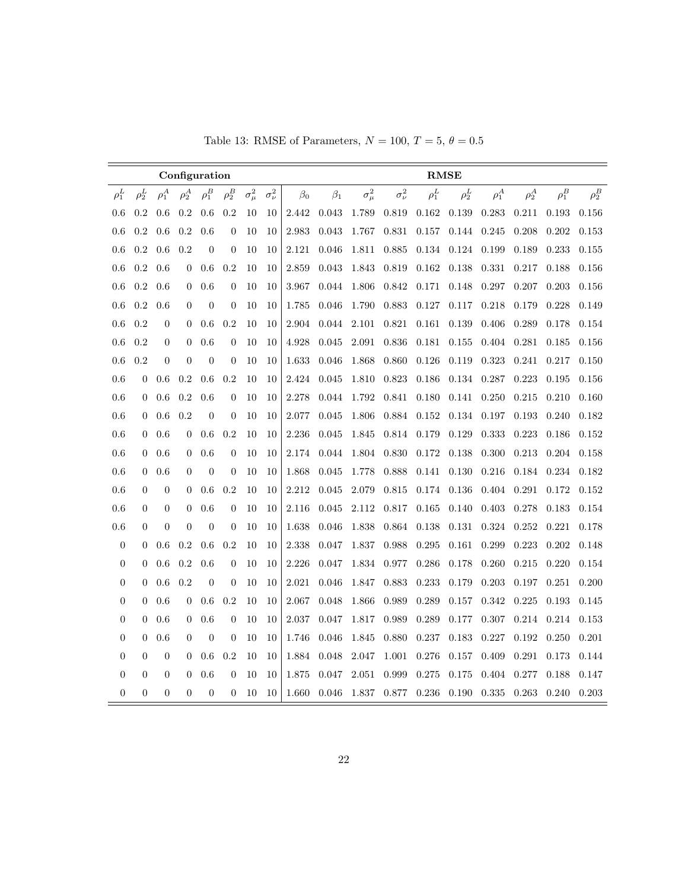Table 13: RMSE of Parameters, $N = 100$, $T = 5$, $\theta = 0.5$

| **Configuration** | | | | | | | | **RMSE** | | | | | | | | | |
|---|---|---|---|---|---|---|---|---|---|---|---|---|---|---|---|---|---|
| $\rho_1^L$ | $\rho_2^L$ | $\rho_1^A$ | $\rho_2^A$ | $\rho_1^B$ | $\rho_2^B$ | $\sigma_\mu^2$ | $\sigma_\nu^2$ | $\beta_0$ | $\beta_1$ | $\sigma_\mu^2$ | $\sigma_\nu^2$ | $\rho_1^L$ | $\rho_2^L$ | $\rho_1^A$ | $\rho_2^A$ | $\rho_1^B$ | $\rho_2^B$ |
| 0.6 | 0.2 | 0.6 | 0.2 | 0.6 | 0.2 | 10 | 10 | 2.442 | 0.043 | 1.789 | 0.819 | 0.162 | 0.139 | 0.283 | 0.211 | 0.193 | 0.156 |
| 0.6 | 0.2 | 0.6 | 0.2 | 0.6 | 0 | 10 | 10 | 2.983 | 0.043 | 1.767 | 0.831 | 0.157 | 0.144 | 0.245 | 0.208 | 0.202 | 0.153 |
| 0.6 | 0.2 | 0.6 | 0.2 | 0 | 0 | 10 | 10 | 2.121 | 0.046 | 1.811 | 0.885 | 0.134 | 0.124 | 0.199 | 0.189 | 0.233 | 0.155 |
| 0.6 | 0.2 | 0.6 | 0 | 0.6 | 0.2 | 10 | 10 | 2.859 | 0.043 | 1.843 | 0.819 | 0.162 | 0.138 | 0.331 | 0.217 | 0.188 | 0.156 |
| 0.6 | 0.2 | 0.6 | 0 | 0.6 | 0 | 10 | 10 | 3.967 | 0.044 | 1.806 | 0.842 | 0.171 | 0.148 | 0.297 | 0.207 | 0.203 | 0.156 |
| 0.6 | 0.2 | 0.6 | 0 | 0 | 0 | 10 | 10 | 1.785 | 0.046 | 1.790 | 0.883 | 0.127 | 0.117 | 0.218 | 0.179 | 0.228 | 0.149 |
| 0.6 | 0.2 | 0 | 0 | 0.6 | 0.2 | 10 | 10 | 2.904 | 0.044 | 2.101 | 0.821 | 0.161 | 0.139 | 0.406 | 0.289 | 0.178 | 0.154 |
| 0.6 | 0.2 | 0 | 0 | 0.6 | 0 | 10 | 10 | 4.928 | 0.045 | 2.091 | 0.836 | 0.181 | 0.155 | 0.404 | 0.281 | 0.185 | 0.156 |
| 0.6 | 0.2 | 0 | 0 | 0 | 0 | 10 | 10 | 1.633 | 0.046 | 1.868 | 0.860 | 0.126 | 0.119 | 0.323 | 0.241 | 0.217 | 0.150 |
| 0.6 | 0 | 0.6 | 0.2 | 0.6 | 0.2 | 10 | 10 | 2.424 | 0.045 | 1.810 | 0.823 | 0.186 | 0.134 | 0.287 | 0.223 | 0.195 | 0.156 |
| 0.6 | 0 | 0.6 | 0.2 | 0.6 | 0 | 10 | 10 | 2.278 | 0.044 | 1.792 | 0.841 | 0.180 | 0.141 | 0.250 | 0.215 | 0.210 | 0.160 |
| 0.6 | 0 | 0.6 | 0.2 | 0 | 0 | 10 | 10 | 2.077 | 0.045 | 1.806 | 0.884 | 0.152 | 0.134 | 0.197 | 0.193 | 0.240 | 0.182 |
| 0.6 | 0 | 0.6 | 0 | 0.6 | 0.2 | 10 | 10 | 2.236 | 0.045 | 1.845 | 0.814 | 0.179 | 0.129 | 0.333 | 0.223 | 0.186 | 0.152 |
| 0.6 | 0 | 0.6 | 0 | 0.6 | 0 | 10 | 10 | 2.174 | 0.044 | 1.804 | 0.830 | 0.172 | 0.138 | 0.300 | 0.213 | 0.204 | 0.158 |
| 0.6 | 0 | 0.6 | 0 | 0 | 0 | 10 | 10 | 1.868 | 0.045 | 1.778 | 0.888 | 0.141 | 0.130 | 0.216 | 0.184 | 0.234 | 0.182 |
| 0.6 | 0 | 0 | 0 | 0.6 | 0.2 | 10 | 10 | 2.212 | 0.045 | 2.079 | 0.815 | 0.174 | 0.136 | 0.404 | 0.291 | 0.172 | 0.152 |
| 0.6 | 0 | 0 | 0 | 0.6 | 0 | 10 | 10 | 2.116 | 0.045 | 2.112 | 0.817 | 0.165 | 0.140 | 0.403 | 0.278 | 0.183 | 0.154 |
| 0.6 | 0 | 0 | 0 | 0 | 0 | 10 | 10 | 1.638 | 0.046 | 1.838 | 0.864 | 0.138 | 0.131 | 0.324 | 0.252 | 0.221 | 0.178 |
| 0 | 0 | 0.6 | 0.2 | 0.6 | 0.2 | 10 | 10 | 2.338 | 0.047 | 1.837 | 0.988 | 0.295 | 0.161 | 0.299 | 0.223 | 0.202 | 0.148 |
| 0 | 0 | 0.6 | 0.2 | 0.6 | 0 | 10 | 10 | 2.226 | 0.047 | 1.834 | 0.977 | 0.286 | 0.178 | 0.260 | 0.215 | 0.220 | 0.154 |
| 0 | 0 | 0.6 | 0.2 | 0 | 0 | 10 | 10 | 2.021 | 0.046 | 1.847 | 0.883 | 0.233 | 0.179 | 0.203 | 0.197 | 0.251 | 0.200 |
| 0 | 0 | 0.6 | 0 | 0.6 | 0.2 | 10 | 10 | 2.067 | 0.048 | 1.866 | 0.989 | 0.289 | 0.157 | 0.342 | 0.225 | 0.193 | 0.145 |
| 0 | 0 | 0.6 | 0 | 0.6 | 0 | 10 | 10 | 2.037 | 0.047 | 1.817 | 0.989 | 0.289 | 0.177 | 0.307 | 0.214 | 0.214 | 0.153 |
| 0 | 0 | 0.6 | 0 | 0 | 0 | 10 | 10 | 1.746 | 0.046 | 1.845 | 0.880 | 0.237 | 0.183 | 0.227 | 0.192 | 0.250 | 0.201 |
| 0 | 0 | 0 | 0 | 0.6 | 0.2 | 10 | 10 | 1.884 | 0.048 | 2.047 | 1.001 | 0.276 | 0.157 | 0.409 | 0.291 | 0.173 | 0.144 |
| 0 | 0 | 0 | 0 | 0.6 | 0 | 10 | 10 | 1.875 | 0.047 | 2.051 | 0.999 | 0.275 | 0.175 | 0.404 | 0.277 | 0.188 | 0.147 |
| 0 | 0 | 0 | 0 | 0 | 0 | 10 | 10 | 1.660 | 0.046 | 1.837 | 0.877 | 0.236 | 0.190 | 0.335 | 0.263 | 0.240 | 0.203 |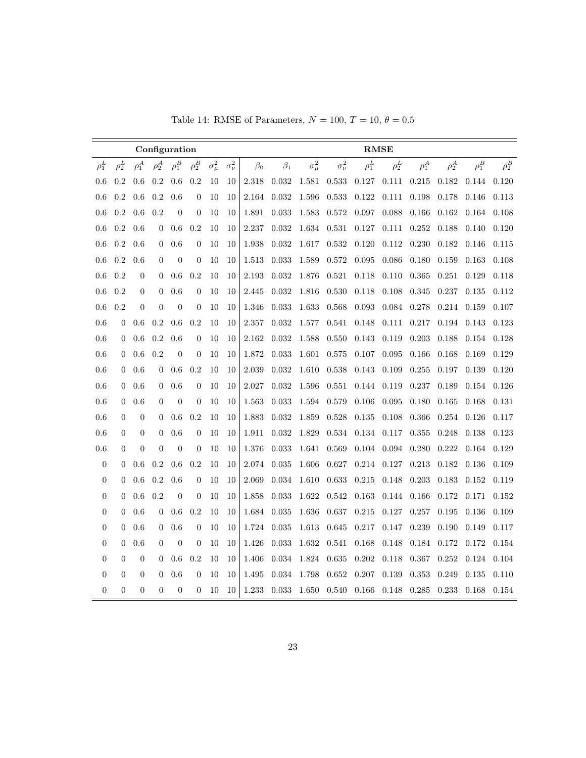Table 14: RMSE of Parameters, $N = 100$, $T = 10$, $\theta = 0.5$

| **Configuration** | | | | | | | | **RMSE** | | | | | | | | | |
|---|---|---|---|---|---|---|---|---|---|---|---|---|---|---|---|---|---|
| $\rho_1^L$ | $\rho_2^L$ | $\rho_1^A$ | $\rho_2^A$ | $\rho_1^B$ | $\rho_2^B$ | $\sigma_\mu^2$ | $\sigma_\nu^2$ | $\beta_0$ | $\beta_1$ | $\sigma_\mu^2$ | $\sigma_\nu^2$ | $\rho_1^L$ | $\rho_2^L$ | $\rho_1^A$ | $\rho_2^A$ | $\rho_1^B$ | $\rho_2^B$ |
| 0.6 | 0.2 | 0.6 | 0.2 | 0.6 | 0.2 | 10 | 10 | 2.318 | 0.032 | 1.581 | 0.533 | 0.127 | 0.111 | 0.215 | 0.182 | 0.144 | 0.120 |
| 0.6 | 0.2 | 0.6 | 0.2 | 0.6 | 0 | 10 | 10 | 2.164 | 0.032 | 1.596 | 0.533 | 0.122 | 0.111 | 0.198 | 0.178 | 0.146 | 0.113 |
| 0.6 | 0.2 | 0.6 | 0.2 | 0 | 0 | 10 | 10 | 1.891 | 0.033 | 1.583 | 0.572 | 0.097 | 0.088 | 0.166 | 0.162 | 0.164 | 0.108 |
| 0.6 | 0.2 | 0.6 | 0 | 0.6 | 0.2 | 10 | 10 | 2.237 | 0.032 | 1.634 | 0.531 | 0.127 | 0.111 | 0.252 | 0.188 | 0.140 | 0.120 |
| 0.6 | 0.2 | 0.6 | 0 | 0.6 | 0 | 10 | 10 | 1.938 | 0.032 | 1.617 | 0.532 | 0.120 | 0.112 | 0.230 | 0.182 | 0.146 | 0.115 |
| 0.6 | 0.2 | 0.6 | 0 | 0 | 0 | 10 | 10 | 1.513 | 0.033 | 1.589 | 0.572 | 0.095 | 0.086 | 0.180 | 0.159 | 0.163 | 0.108 |
| 0.6 | 0.2 | 0 | 0 | 0.6 | 0.2 | 10 | 10 | 2.193 | 0.032 | 1.876 | 0.521 | 0.118 | 0.110 | 0.365 | 0.251 | 0.129 | 0.118 |
| 0.6 | 0.2 | 0 | 0 | 0.6 | 0 | 10 | 10 | 2.445 | 0.032 | 1.816 | 0.530 | 0.118 | 0.108 | 0.345 | 0.237 | 0.135 | 0.112 |
| 0.6 | 0.2 | 0 | 0 | 0 | 0 | 10 | 10 | 1.346 | 0.033 | 1.633 | 0.568 | 0.093 | 0.084 | 0.278 | 0.214 | 0.159 | 0.107 |
| 0.6 | 0 | 0.6 | 0.2 | 0.6 | 0.2 | 10 | 10 | 2.357 | 0.032 | 1.577 | 0.541 | 0.148 | 0.111 | 0.217 | 0.194 | 0.143 | 0.123 |
| 0.6 | 0 | 0.6 | 0.2 | 0.6 | 0 | 10 | 10 | 2.162 | 0.032 | 1.588 | 0.550 | 0.143 | 0.119 | 0.203 | 0.188 | 0.154 | 0.128 |
| 0.6 | 0 | 0.6 | 0.2 | 0 | 0 | 10 | 10 | 1.872 | 0.033 | 1.601 | 0.575 | 0.107 | 0.095 | 0.166 | 0.168 | 0.169 | 0.129 |
| 0.6 | 0 | 0.6 | 0 | 0.6 | 0.2 | 10 | 10 | 2.039 | 0.032 | 1.610 | 0.538 | 0.143 | 0.109 | 0.255 | 0.197 | 0.139 | 0.120 |
| 0.6 | 0 | 0.6 | 0 | 0.6 | 0 | 10 | 10 | 2.027 | 0.032 | 1.596 | 0.551 | 0.144 | 0.119 | 0.237 | 0.189 | 0.154 | 0.126 |
| 0.6 | 0 | 0.6 | 0 | 0 | 0 | 10 | 10 | 1.563 | 0.033 | 1.594 | 0.579 | 0.106 | 0.095 | 0.180 | 0.165 | 0.168 | 0.131 |
| 0.6 | 0 | 0 | 0 | 0.6 | 0.2 | 10 | 10 | 1.883 | 0.032 | 1.859 | 0.528 | 0.135 | 0.108 | 0.366 | 0.254 | 0.126 | 0.117 |
| 0.6 | 0 | 0 | 0 | 0.6 | 0 | 10 | 10 | 1.911 | 0.032 | 1.829 | 0.534 | 0.134 | 0.117 | 0.355 | 0.248 | 0.138 | 0.123 |
| 0.6 | 0 | 0 | 0 | 0 | 0 | 10 | 10 | 1.376 | 0.033 | 1.641 | 0.569 | 0.104 | 0.094 | 0.280 | 0.222 | 0.164 | 0.129 |
| 0 | 0 | 0.6 | 0.2 | 0.6 | 0.2 | 10 | 10 | 2.074 | 0.035 | 1.606 | 0.627 | 0.214 | 0.127 | 0.213 | 0.182 | 0.136 | 0.109 |
| 0 | 0 | 0.6 | 0.2 | 0.6 | 0 | 10 | 10 | 2.069 | 0.034 | 1.610 | 0.633 | 0.215 | 0.148 | 0.203 | 0.183 | 0.152 | 0.119 |
| 0 | 0 | 0.6 | 0.2 | 0 | 0 | 10 | 10 | 1.858 | 0.033 | 1.622 | 0.542 | 0.163 | 0.144 | 0.166 | 0.172 | 0.171 | 0.152 |
| 0 | 0 | 0.6 | 0 | 0.6 | 0.2 | 10 | 10 | 1.684 | 0.035 | 1.636 | 0.637 | 0.215 | 0.127 | 0.257 | 0.195 | 0.136 | 0.109 |
| 0 | 0 | 0.6 | 0 | 0.6 | 0 | 10 | 10 | 1.724 | 0.035 | 1.613 | 0.645 | 0.217 | 0.147 | 0.239 | 0.190 | 0.149 | 0.117 |
| 0 | 0 | 0.6 | 0 | 0 | 0 | 10 | 10 | 1.426 | 0.033 | 1.632 | 0.541 | 0.168 | 0.148 | 0.184 | 0.172 | 0.172 | 0.154 |
| 0 | 0 | 0 | 0 | 0.6 | 0.2 | 10 | 10 | 1.406 | 0.034 | 1.824 | 0.635 | 0.202 | 0.118 | 0.367 | 0.252 | 0.124 | 0.104 |
| 0 | 0 | 0 | 0 | 0.6 | 0 | 10 | 10 | 1.495 | 0.034 | 1.798 | 0.652 | 0.207 | 0.139 | 0.353 | 0.249 | 0.135 | 0.110 |
| 0 | 0 | 0 | 0 | 0 | 0 | 10 | 10 | 1.233 | 0.033 | 1.650 | 0.540 | 0.166 | 0.148 | 0.285 | 0.233 | 0.168 | 0.154 |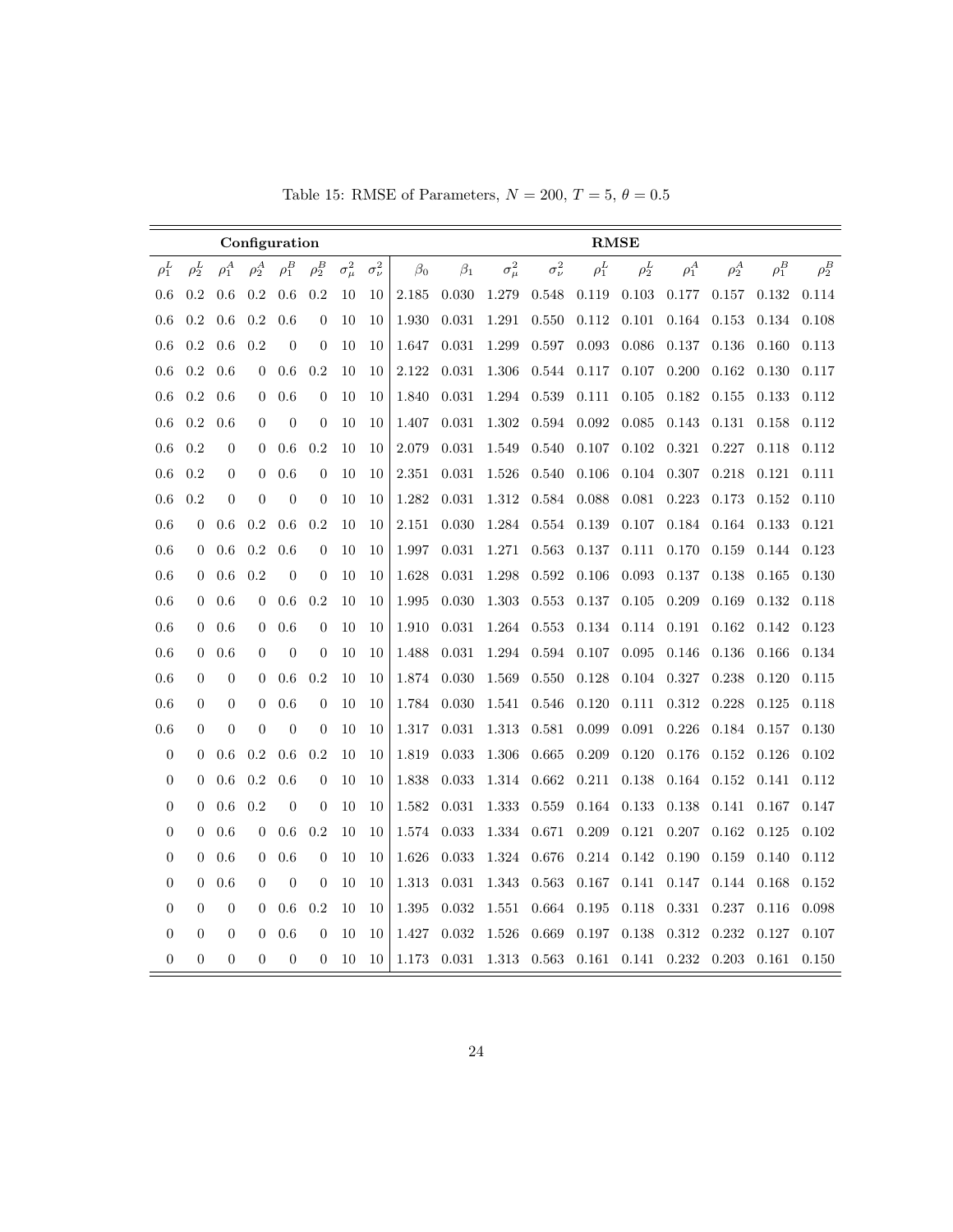Table 15: RMSE of Parameters, $N = 200$, $T = 5$, $\theta = 0.5$

| **Configuration** | | | | | | | | **RMSE** | | | | | | | | | |
|---|---|---|---|---|---|---|---|---|---|---|---|---|---|---|---|---|---|
| $\rho_1^L$ | $\rho_2^L$ | $\rho_1^A$ | $\rho_2^A$ | $\rho_1^B$ | $\rho_2^B$ | $\sigma_\mu^2$ | $\sigma_\nu^2$ | $\beta_0$ | $\beta_1$ | $\sigma_\mu^2$ | $\sigma_\nu^2$ | $\rho_1^L$ | $\rho_2^L$ | $\rho_1^A$ | $\rho_2^A$ | $\rho_1^B$ | $\rho_2^B$ |
| 0.6 | 0.2 | 0.6 | 0.2 | 0.6 | 0.2 | 10 | 10 | 2.185 | 0.030 | 1.279 | 0.548 | 0.119 | 0.103 | 0.177 | 0.157 | 0.132 | 0.114 |
| 0.6 | 0.2 | 0.6 | 0.2 | 0.6 | 0 | 10 | 10 | 1.930 | 0.031 | 1.291 | 0.550 | 0.112 | 0.101 | 0.164 | 0.153 | 0.134 | 0.108 |
| 0.6 | 0.2 | 0.6 | 0.2 | 0 | 0 | 10 | 10 | 1.647 | 0.031 | 1.299 | 0.597 | 0.093 | 0.086 | 0.137 | 0.136 | 0.160 | 0.113 |
| 0.6 | 0.2 | 0.6 | 0 | 0.6 | 0.2 | 10 | 10 | 2.122 | 0.031 | 1.306 | 0.544 | 0.117 | 0.107 | 0.200 | 0.162 | 0.130 | 0.117 |
| 0.6 | 0.2 | 0.6 | 0 | 0.6 | 0 | 10 | 10 | 1.840 | 0.031 | 1.294 | 0.539 | 0.111 | 0.105 | 0.182 | 0.155 | 0.133 | 0.112 |
| 0.6 | 0.2 | 0.6 | 0 | 0 | 0 | 10 | 10 | 1.407 | 0.031 | 1.302 | 0.594 | 0.092 | 0.085 | 0.143 | 0.131 | 0.158 | 0.112 |
| 0.6 | 0.2 | 0 | 0 | 0.6 | 0.2 | 10 | 10 | 2.079 | 0.031 | 1.549 | 0.540 | 0.107 | 0.102 | 0.321 | 0.227 | 0.118 | 0.112 |
| 0.6 | 0.2 | 0 | 0 | 0.6 | 0 | 10 | 10 | 2.351 | 0.031 | 1.526 | 0.540 | 0.106 | 0.104 | 0.307 | 0.218 | 0.121 | 0.111 |
| 0.6 | 0.2 | 0 | 0 | 0 | 0 | 10 | 10 | 1.282 | 0.031 | 1.312 | 0.584 | 0.088 | 0.081 | 0.223 | 0.173 | 0.152 | 0.110 |
| 0.6 | 0 | 0.6 | 0.2 | 0.6 | 0.2 | 10 | 10 | 2.151 | 0.030 | 1.284 | 0.554 | 0.139 | 0.107 | 0.184 | 0.164 | 0.133 | 0.121 |
| 0.6 | 0 | 0.6 | 0.2 | 0.6 | 0 | 10 | 10 | 1.997 | 0.031 | 1.271 | 0.563 | 0.137 | 0.111 | 0.170 | 0.159 | 0.144 | 0.123 |
| 0.6 | 0 | 0.6 | 0.2 | 0 | 0 | 10 | 10 | 1.628 | 0.031 | 1.298 | 0.592 | 0.106 | 0.093 | 0.137 | 0.138 | 0.165 | 0.130 |
| 0.6 | 0 | 0.6 | 0 | 0.6 | 0.2 | 10 | 10 | 1.995 | 0.030 | 1.303 | 0.553 | 0.137 | 0.105 | 0.209 | 0.169 | 0.132 | 0.118 |
| 0.6 | 0 | 0.6 | 0 | 0.6 | 0 | 10 | 10 | 1.910 | 0.031 | 1.264 | 0.553 | 0.134 | 0.114 | 0.191 | 0.162 | 0.142 | 0.123 |
| 0.6 | 0 | 0.6 | 0 | 0 | 0 | 10 | 10 | 1.488 | 0.031 | 1.294 | 0.594 | 0.107 | 0.095 | 0.146 | 0.136 | 0.166 | 0.134 |
| 0.6 | 0 | 0 | 0 | 0.6 | 0.2 | 10 | 10 | 1.874 | 0.030 | 1.569 | 0.550 | 0.128 | 0.104 | 0.327 | 0.238 | 0.120 | 0.115 |
| 0.6 | 0 | 0 | 0 | 0.6 | 0 | 10 | 10 | 1.784 | 0.030 | 1.541 | 0.546 | 0.120 | 0.111 | 0.312 | 0.228 | 0.125 | 0.118 |
| 0.6 | 0 | 0 | 0 | 0 | 0 | 10 | 10 | 1.317 | 0.031 | 1.313 | 0.581 | 0.099 | 0.091 | 0.226 | 0.184 | 0.157 | 0.130 |
| 0 | 0 | 0.6 | 0.2 | 0.6 | 0.2 | 10 | 10 | 1.819 | 0.033 | 1.306 | 0.665 | 0.209 | 0.120 | 0.176 | 0.152 | 0.126 | 0.102 |
| 0 | 0 | 0.6 | 0.2 | 0.6 | 0 | 10 | 10 | 1.838 | 0.033 | 1.314 | 0.662 | 0.211 | 0.138 | 0.164 | 0.152 | 0.141 | 0.112 |
| 0 | 0 | 0.6 | 0.2 | 0 | 0 | 10 | 10 | 1.582 | 0.031 | 1.333 | 0.559 | 0.164 | 0.133 | 0.138 | 0.141 | 0.167 | 0.147 |
| 0 | 0 | 0.6 | 0 | 0.6 | 0.2 | 10 | 10 | 1.574 | 0.033 | 1.334 | 0.671 | 0.209 | 0.121 | 0.207 | 0.162 | 0.125 | 0.102 |
| 0 | 0 | 0.6 | 0 | 0.6 | 0 | 10 | 10 | 1.626 | 0.033 | 1.324 | 0.676 | 0.214 | 0.142 | 0.190 | 0.159 | 0.140 | 0.112 |
| 0 | 0 | 0.6 | 0 | 0 | 0 | 10 | 10 | 1.313 | 0.031 | 1.343 | 0.563 | 0.167 | 0.141 | 0.147 | 0.144 | 0.168 | 0.152 |
| 0 | 0 | 0 | 0 | 0.6 | 0.2 | 10 | 10 | 1.395 | 0.032 | 1.551 | 0.664 | 0.195 | 0.118 | 0.331 | 0.237 | 0.116 | 0.098 |
| 0 | 0 | 0 | 0 | 0.6 | 0 | 10 | 10 | 1.427 | 0.032 | 1.526 | 0.669 | 0.197 | 0.138 | 0.312 | 0.232 | 0.127 | 0.107 |
| 0 | 0 | 0 | 0 | 0 | 0 | 10 | 10 | 1.173 | 0.031 | 1.313 | 0.563 | 0.161 | 0.141 | 0.232 | 0.203 | 0.161 | 0.150 |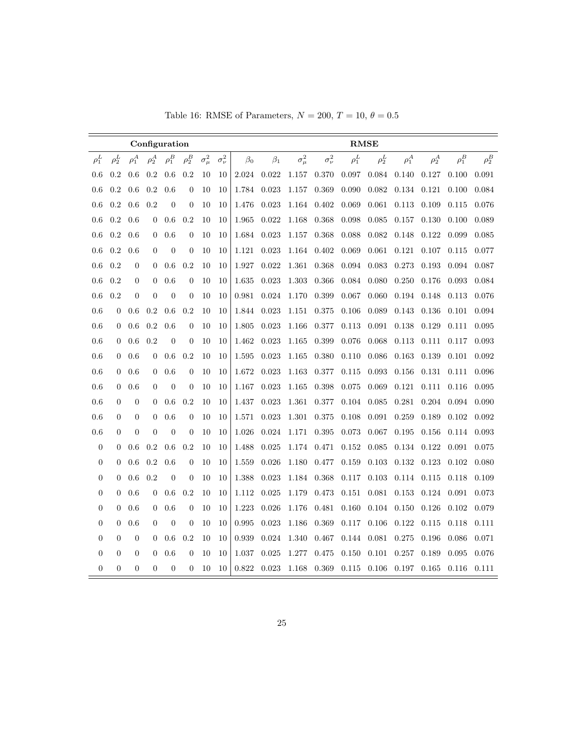Table 16: RMSE of Parameters, $N = 200$, $T = 10$, $\theta = 0.5$

| **Configuration** | | | | | | | | **RMSE** | | | | | | | | | |
|---|---|---|---|---|---|---|---|---|---|---|---|---|---|---|---|---|---|
| $\rho_1^L$ | $\rho_2^L$ | $\rho_1^A$ | $\rho_2^A$ | $\rho_1^B$ | $\rho_2^B$ | $\sigma_\mu^2$ | $\sigma_\nu^2$ | $\beta_0$ | $\beta_1$ | $\sigma_\mu^2$ | $\sigma_\nu^2$ | $\rho_1^L$ | $\rho_2^L$ | $\rho_1^A$ | $\rho_2^A$ | $\rho_1^B$ | $\rho_2^B$ |
| 0.6 | 0.2 | 0.6 | 0.2 | 0.6 | 0.2 | 10 | 10 | 2.024 | 0.022 | 1.157 | 0.370 | 0.097 | 0.084 | 0.140 | 0.127 | 0.100 | 0.091 |
| 0.6 | 0.2 | 0.6 | 0.2 | 0.6 | 0 | 10 | 10 | 1.784 | 0.023 | 1.157 | 0.369 | 0.090 | 0.082 | 0.134 | 0.121 | 0.100 | 0.084 |
| 0.6 | 0.2 | 0.6 | 0.2 | 0 | 0 | 10 | 10 | 1.476 | 0.023 | 1.164 | 0.402 | 0.069 | 0.061 | 0.113 | 0.109 | 0.115 | 0.076 |
| 0.6 | 0.2 | 0.6 | 0 | 0.6 | 0.2 | 10 | 10 | 1.965 | 0.022 | 1.168 | 0.368 | 0.098 | 0.085 | 0.157 | 0.130 | 0.100 | 0.089 |
| 0.6 | 0.2 | 0.6 | 0 | 0.6 | 0 | 10 | 10 | 1.684 | 0.023 | 1.157 | 0.368 | 0.088 | 0.082 | 0.148 | 0.122 | 0.099 | 0.085 |
| 0.6 | 0.2 | 0.6 | 0 | 0 | 0 | 10 | 10 | 1.121 | 0.023 | 1.164 | 0.402 | 0.069 | 0.061 | 0.121 | 0.107 | 0.115 | 0.077 |
| 0.6 | 0.2 | 0 | 0 | 0.6 | 0.2 | 10 | 10 | 1.927 | 0.022 | 1.361 | 0.368 | 0.094 | 0.083 | 0.273 | 0.193 | 0.094 | 0.087 |
| 0.6 | 0.2 | 0 | 0 | 0.6 | 0 | 10 | 10 | 1.635 | 0.023 | 1.303 | 0.366 | 0.084 | 0.080 | 0.250 | 0.176 | 0.093 | 0.084 |
| 0.6 | 0.2 | 0 | 0 | 0 | 0 | 10 | 10 | 0.981 | 0.024 | 1.170 | 0.399 | 0.067 | 0.060 | 0.194 | 0.148 | 0.113 | 0.076 |
| 0.6 | 0 | 0.6 | 0.2 | 0.6 | 0.2 | 10 | 10 | 1.844 | 0.023 | 1.151 | 0.375 | 0.106 | 0.089 | 0.143 | 0.136 | 0.101 | 0.094 |
| 0.6 | 0 | 0.6 | 0.2 | 0.6 | 0 | 10 | 10 | 1.805 | 0.023 | 1.166 | 0.377 | 0.113 | 0.091 | 0.138 | 0.129 | 0.111 | 0.095 |
| 0.6 | 0 | 0.6 | 0.2 | 0 | 0 | 10 | 10 | 1.462 | 0.023 | 1.165 | 0.399 | 0.076 | 0.068 | 0.113 | 0.111 | 0.117 | 0.093 |
| 0.6 | 0 | 0.6 | 0 | 0.6 | 0.2 | 10 | 10 | 1.595 | 0.023 | 1.165 | 0.380 | 0.110 | 0.086 | 0.163 | 0.139 | 0.101 | 0.092 |
| 0.6 | 0 | 0.6 | 0 | 0.6 | 0 | 10 | 10 | 1.672 | 0.023 | 1.163 | 0.377 | 0.115 | 0.093 | 0.156 | 0.131 | 0.111 | 0.096 |
| 0.6 | 0 | 0.6 | 0 | 0 | 0 | 10 | 10 | 1.167 | 0.023 | 1.165 | 0.398 | 0.075 | 0.069 | 0.121 | 0.111 | 0.116 | 0.095 |
| 0.6 | 0 | 0 | 0 | 0.6 | 0.2 | 10 | 10 | 1.437 | 0.023 | 1.361 | 0.377 | 0.104 | 0.085 | 0.281 | 0.204 | 0.094 | 0.090 |
| 0.6 | 0 | 0 | 0 | 0.6 | 0 | 10 | 10 | 1.571 | 0.023 | 1.301 | 0.375 | 0.108 | 0.091 | 0.259 | 0.189 | 0.102 | 0.092 |
| 0.6 | 0 | 0 | 0 | 0 | 0 | 10 | 10 | 1.026 | 0.024 | 1.171 | 0.395 | 0.073 | 0.067 | 0.195 | 0.156 | 0.114 | 0.093 |
| 0 | 0 | 0.6 | 0.2 | 0.6 | 0.2 | 10 | 10 | 1.488 | 0.025 | 1.174 | 0.471 | 0.152 | 0.085 | 0.134 | 0.122 | 0.091 | 0.075 |
| 0 | 0 | 0.6 | 0.2 | 0.6 | 0 | 10 | 10 | 1.559 | 0.026 | 1.180 | 0.477 | 0.159 | 0.103 | 0.132 | 0.123 | 0.102 | 0.080 |
| 0 | 0 | 0.6 | 0.2 | 0 | 0 | 10 | 10 | 1.388 | 0.023 | 1.184 | 0.368 | 0.117 | 0.103 | 0.114 | 0.115 | 0.118 | 0.109 |
| 0 | 0 | 0.6 | 0 | 0.6 | 0.2 | 10 | 10 | 1.112 | 0.025 | 1.179 | 0.473 | 0.151 | 0.081 | 0.153 | 0.124 | 0.091 | 0.073 |
| 0 | 0 | 0.6 | 0 | 0.6 | 0 | 10 | 10 | 1.223 | 0.026 | 1.176 | 0.481 | 0.160 | 0.104 | 0.150 | 0.126 | 0.102 | 0.079 |
| 0 | 0 | 0.6 | 0 | 0 | 0 | 10 | 10 | 0.995 | 0.023 | 1.186 | 0.369 | 0.117 | 0.106 | 0.122 | 0.115 | 0.118 | 0.111 |
| 0 | 0 | 0 | 0 | 0.6 | 0.2 | 10 | 10 | 0.939 | 0.024 | 1.340 | 0.467 | 0.144 | 0.081 | 0.275 | 0.196 | 0.086 | 0.071 |
| 0 | 0 | 0 | 0 | 0.6 | 0 | 10 | 10 | 1.037 | 0.025 | 1.277 | 0.475 | 0.150 | 0.101 | 0.257 | 0.189 | 0.095 | 0.076 |
| 0 | 0 | 0 | 0 | 0 | 0 | 10 | 10 | 0.822 | 0.023 | 1.168 | 0.369 | 0.115 | 0.106 | 0.197 | 0.165 | 0.116 | 0.111 |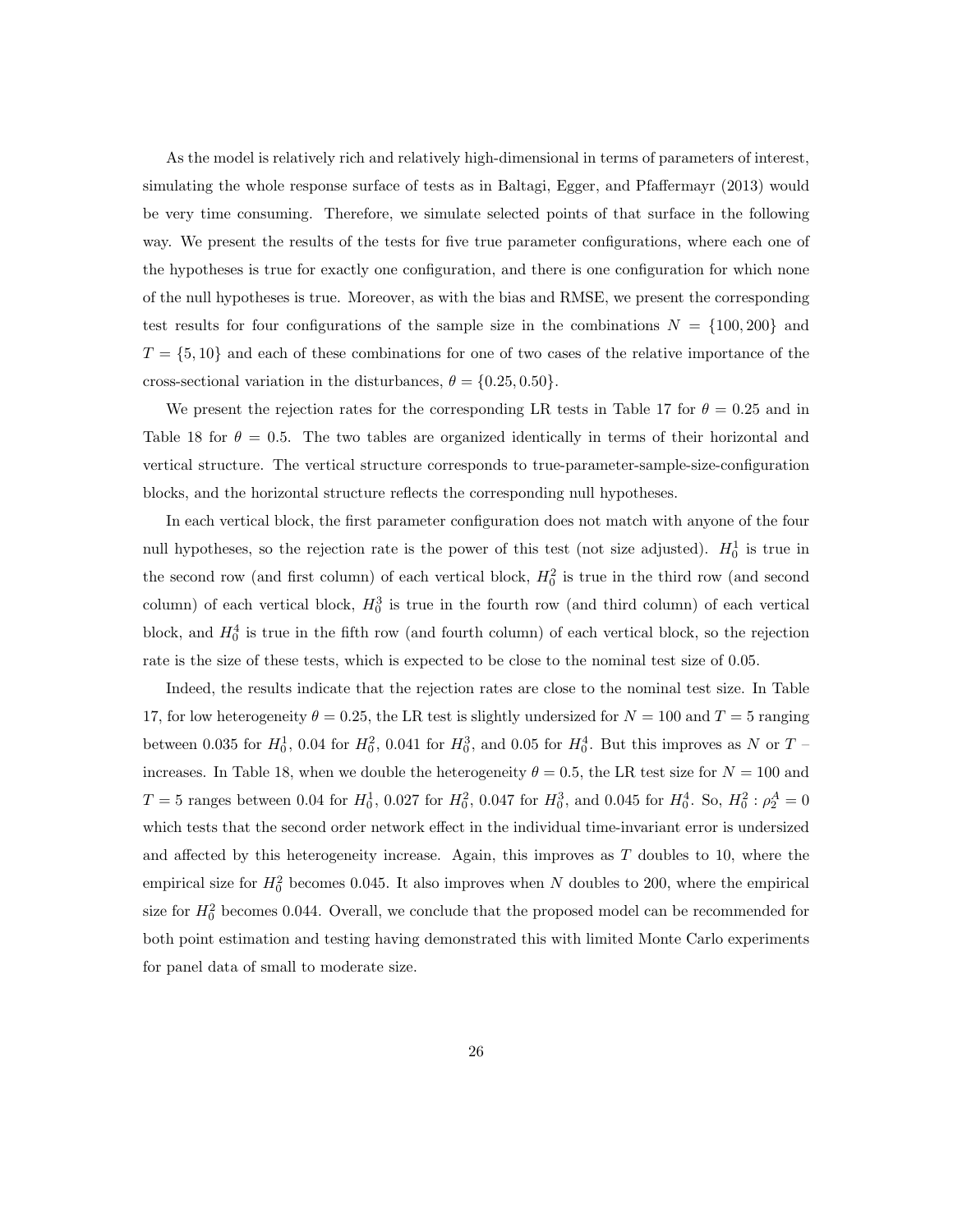As the model is relatively rich and relatively high-dimensional in terms of parameters of interest, simulating the whole response surface of tests as in Baltagi, Egger, and Pfaffermayr (2013) would be very time consuming. Therefore, we simulate selected points of that surface in the following way. We present the results of the tests for five true parameter configurations, where each one of the hypotheses is true for exactly one configuration, and there is one configuration for which none of the null hypotheses is true. Moreover, as with the bias and RMSE, we present the corresponding test results for four configurations of the sample size in the combinations $N = \{100, 200\}$ and $T = \{5, 10\}$ and each of these combinations for one of two cases of the relative importance of the cross-sectional variation in the disturbances, $\theta = \{0.25, 0.50\}$.

We present the rejection rates for the corresponding LR tests in Table 17 for $\theta = 0.25$ and in Table 18 for $\theta = 0.5$. The two tables are organized identically in terms of their horizontal and vertical structure. The vertical structure corresponds to true-parameter-sample-size-configuration blocks, and the horizontal structure reflects the corresponding null hypotheses.

In each vertical block, the first parameter configuration does not match with anyone of the four null hypotheses, so the rejection rate is the power of this test (not size adjusted). $H_0^1$ is true in the second row (and first column) of each vertical block, $H_0^2$ is true in the third row (and second column) of each vertical block, $H_0^3$ is true in the fourth row (and third column) of each vertical block, and $H_0^4$ is true in the fifth row (and fourth column) of each vertical block, so the rejection rate is the size of these tests, which is expected to be close to the nominal test size of 0.05.

Indeed, the results indicate that the rejection rates are close to the nominal test size. In Table 17, for low heterogeneity $\theta = 0.25$, the LR test is slightly undersized for $N = 100$ and $T = 5$ ranging between 0.035 for $H_0^1$, 0.04 for $H_0^2$, 0.041 for $H_0^3$, and 0.05 for $H_0^4$. But this improves as $N$ or $T$ – increases. In Table 18, when we double the heterogeneity $\theta = 0.5$, the LR test size for $N = 100$ and $T = 5$ ranges between 0.04 for $H_0^1$, 0.027 for $H_0^2$, 0.047 for $H_0^3$, and 0.045 for $H_0^4$. So, $H_0^2 : \rho_2^A = 0$ which tests that the second order network effect in the individual time-invariant error is undersized and affected by this heterogeneity increase. Again, this improves as $T$ doubles to 10, where the empirical size for $H_0^2$ becomes 0.045. It also improves when $N$ doubles to 200, where the empirical size for $H_0^2$ becomes 0.044. Overall, we conclude that the proposed model can be recommended for both point estimation and testing having demonstrated this with limited Monte Carlo experiments for panel data of small to moderate size.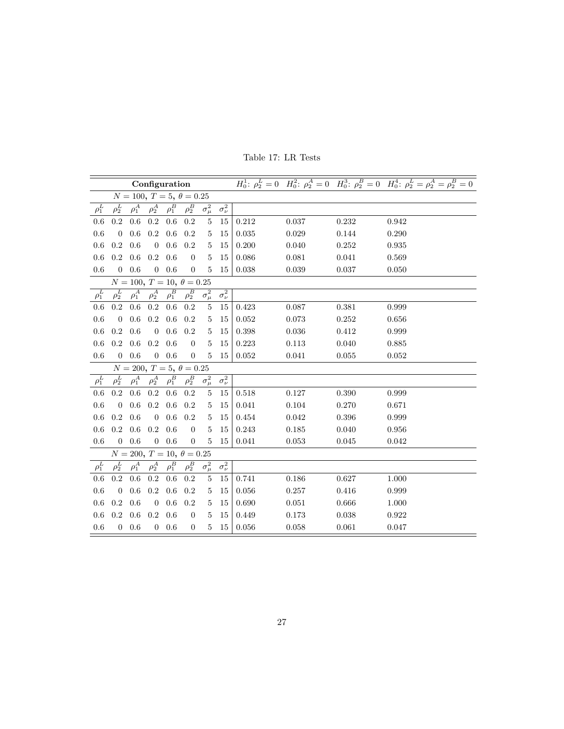Table 17: LR Tests

| Configuration | | | | | | | | $H_0^1$: $\rho_2^L = 0$ | $H_0^2$: $\rho_2^A = 0$ | $H_0^3$: $\rho_2^B = 0$ | $H_0^4$: $\rho_2^L = \rho_2^A = \rho_2^B = 0$ |
|---|---|---|---|---|---|---|---|---|---|---|---|
| $N = 100,\ T = 5,\ \theta = 0.25$ | | | | | | | | | | | |
| $\rho_1^L$ | $\rho_2^L$ | $\rho_1^A$ | $\rho_2^A$ | $\rho_1^B$ | $\rho_2^B$ | $\sigma_\mu^2$ | $\sigma_\nu^2$ | | | | |
| 0.6 | 0.2 | 0.6 | 0.2 | 0.6 | 0.2 | 5 | 15 | 0.212 | 0.037 | 0.232 | 0.942 |
| 0.6 | 0 | 0.6 | 0.2 | 0.6 | 0.2 | 5 | 15 | 0.035 | 0.029 | 0.144 | 0.290 |
| 0.6 | 0.2 | 0.6 | 0 | 0.6 | 0.2 | 5 | 15 | 0.200 | 0.040 | 0.252 | 0.935 |
| 0.6 | 0.2 | 0.6 | 0.2 | 0.6 | 0 | 5 | 15 | 0.086 | 0.081 | 0.041 | 0.569 |
| 0.6 | 0 | 0.6 | 0 | 0.6 | 0 | 5 | 15 | 0.038 | 0.039 | 0.037 | 0.050 |
| $N = 100,\ T = 10,\ \theta = 0.25$ | | | | | | | | | | | |
| $\rho_1^L$ | $\rho_2^L$ | $\rho_1^A$ | $\rho_2^A$ | $\rho_1^B$ | $\rho_2^B$ | $\sigma_\mu^2$ | $\sigma_\nu^2$ | | | | |
| 0.6 | 0.2 | 0.6 | 0.2 | 0.6 | 0.2 | 5 | 15 | 0.423 | 0.087 | 0.381 | 0.999 |
| 0.6 | 0 | 0.6 | 0.2 | 0.6 | 0.2 | 5 | 15 | 0.052 | 0.073 | 0.252 | 0.656 |
| 0.6 | 0.2 | 0.6 | 0 | 0.6 | 0.2 | 5 | 15 | 0.398 | 0.036 | 0.412 | 0.999 |
| 0.6 | 0.2 | 0.6 | 0.2 | 0.6 | 0 | 5 | 15 | 0.223 | 0.113 | 0.040 | 0.885 |
| 0.6 | 0 | 0.6 | 0 | 0.6 | 0 | 5 | 15 | 0.052 | 0.041 | 0.055 | 0.052 |
| $N = 200,\ T = 5,\ \theta = 0.25$ | | | | | | | | | | | |
| $\rho_1^L$ | $\rho_2^L$ | $\rho_1^A$ | $\rho_2^A$ | $\rho_1^B$ | $\rho_2^B$ | $\sigma_\mu^2$ | $\sigma_\nu^2$ | | | | |
| 0.6 | 0.2 | 0.6 | 0.2 | 0.6 | 0.2 | 5 | 15 | 0.518 | 0.127 | 0.390 | 0.999 |
| 0.6 | 0 | 0.6 | 0.2 | 0.6 | 0.2 | 5 | 15 | 0.041 | 0.104 | 0.270 | 0.671 |
| 0.6 | 0.2 | 0.6 | 0 | 0.6 | 0.2 | 5 | 15 | 0.454 | 0.042 | 0.396 | 0.999 |
| 0.6 | 0.2 | 0.6 | 0.2 | 0.6 | 0 | 5 | 15 | 0.243 | 0.185 | 0.040 | 0.956 |
| 0.6 | 0 | 0.6 | 0 | 0.6 | 0 | 5 | 15 | 0.041 | 0.053 | 0.045 | 0.042 |
| $N = 200,\ T = 10,\ \theta = 0.25$ | | | | | | | | | | | |
| $\rho_1^L$ | $\rho_2^L$ | $\rho_1^A$ | $\rho_2^A$ | $\rho_1^B$ | $\rho_2^B$ | $\sigma_\mu^2$ | $\sigma_\nu^2$ | | | | |
| 0.6 | 0.2 | 0.6 | 0.2 | 0.6 | 0.2 | 5 | 15 | 0.741 | 0.186 | 0.627 | 1.000 |
| 0.6 | 0 | 0.6 | 0.2 | 0.6 | 0.2 | 5 | 15 | 0.056 | 0.257 | 0.416 | 0.999 |
| 0.6 | 0.2 | 0.6 | 0 | 0.6 | 0.2 | 5 | 15 | 0.690 | 0.051 | 0.666 | 1.000 |
| 0.6 | 0.2 | 0.6 | 0.2 | 0.6 | 0 | 5 | 15 | 0.449 | 0.173 | 0.038 | 0.922 |
| 0.6 | 0 | 0.6 | 0 | 0.6 | 0 | 5 | 15 | 0.056 | 0.058 | 0.061 | 0.047 |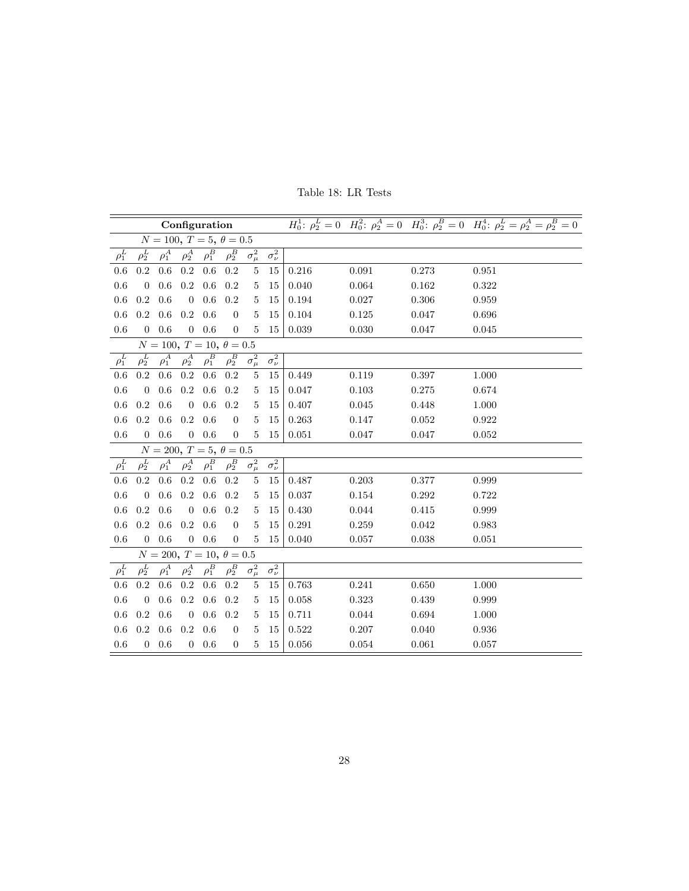Table 18: LR Tests

| Configuration | | | | | | | | $H_0^1$: $\rho_2^L = 0$ | $H_0^2$: $\rho_2^A = 0$ | $H_0^3$: $\rho_2^B = 0$ | $H_0^4$: $\rho_2^L = \rho_2^A = \rho_2^B = 0$ |
|---|---|---|---|---|---|---|---|---|---|---|---|
| $N = 100,\ T = 5,\ \theta = 0.5$ | | | | | | | | | | | |
| $\rho_1^L$ | $\rho_2^L$ | $\rho_1^A$ | $\rho_2^A$ | $\rho_1^B$ | $\rho_2^B$ | $\sigma_\mu^2$ | $\sigma_\nu^2$ | | | | |
| 0.6 | 0.2 | 0.6 | 0.2 | 0.6 | 0.2 | 5 | 15 | 0.216 | 0.091 | 0.273 | 0.951 |
| 0.6 | 0 | 0.6 | 0.2 | 0.6 | 0.2 | 5 | 15 | 0.040 | 0.064 | 0.162 | 0.322 |
| 0.6 | 0.2 | 0.6 | 0 | 0.6 | 0.2 | 5 | 15 | 0.194 | 0.027 | 0.306 | 0.959 |
| 0.6 | 0.2 | 0.6 | 0.2 | 0.6 | 0 | 5 | 15 | 0.104 | 0.125 | 0.047 | 0.696 |
| 0.6 | 0 | 0.6 | 0 | 0.6 | 0 | 5 | 15 | 0.039 | 0.030 | 0.047 | 0.045 |
| $N = 100,\ T = 10,\ \theta = 0.5$ | | | | | | | | | | | |
| $\rho_1^L$ | $\rho_2^L$ | $\rho_1^A$ | $\rho_2^A$ | $\rho_1^B$ | $\rho_2^B$ | $\sigma_\mu^2$ | $\sigma_\nu^2$ | | | | |
| 0.6 | 0.2 | 0.6 | 0.2 | 0.6 | 0.2 | 5 | 15 | 0.449 | 0.119 | 0.397 | 1.000 |
| 0.6 | 0 | 0.6 | 0.2 | 0.6 | 0.2 | 5 | 15 | 0.047 | 0.103 | 0.275 | 0.674 |
| 0.6 | 0.2 | 0.6 | 0 | 0.6 | 0.2 | 5 | 15 | 0.407 | 0.045 | 0.448 | 1.000 |
| 0.6 | 0.2 | 0.6 | 0.2 | 0.6 | 0 | 5 | 15 | 0.263 | 0.147 | 0.052 | 0.922 |
| 0.6 | 0 | 0.6 | 0 | 0.6 | 0 | 5 | 15 | 0.051 | 0.047 | 0.047 | 0.052 |
| $N = 200,\ T = 5,\ \theta = 0.5$ | | | | | | | | | | | |
| $\rho_1^L$ | $\rho_2^L$ | $\rho_1^A$ | $\rho_2^A$ | $\rho_1^B$ | $\rho_2^B$ | $\sigma_\mu^2$ | $\sigma_\nu^2$ | | | | |
| 0.6 | 0.2 | 0.6 | 0.2 | 0.6 | 0.2 | 5 | 15 | 0.487 | 0.203 | 0.377 | 0.999 |
| 0.6 | 0 | 0.6 | 0.2 | 0.6 | 0.2 | 5 | 15 | 0.037 | 0.154 | 0.292 | 0.722 |
| 0.6 | 0.2 | 0.6 | 0 | 0.6 | 0.2 | 5 | 15 | 0.430 | 0.044 | 0.415 | 0.999 |
| 0.6 | 0.2 | 0.6 | 0.2 | 0.6 | 0 | 5 | 15 | 0.291 | 0.259 | 0.042 | 0.983 |
| 0.6 | 0 | 0.6 | 0 | 0.6 | 0 | 5 | 15 | 0.040 | 0.057 | 0.038 | 0.051 |
| $N = 200,\ T = 10,\ \theta = 0.5$ | | | | | | | | | | | |
| $\rho_1^L$ | $\rho_2^L$ | $\rho_1^A$ | $\rho_2^A$ | $\rho_1^B$ | $\rho_2^B$ | $\sigma_\mu^2$ | $\sigma_\nu^2$ | | | | |
| 0.6 | 0.2 | 0.6 | 0.2 | 0.6 | 0.2 | 5 | 15 | 0.763 | 0.241 | 0.650 | 1.000 |
| 0.6 | 0 | 0.6 | 0.2 | 0.6 | 0.2 | 5 | 15 | 0.058 | 0.323 | 0.439 | 0.999 |
| 0.6 | 0.2 | 0.6 | 0 | 0.6 | 0.2 | 5 | 15 | 0.711 | 0.044 | 0.694 | 1.000 |
| 0.6 | 0.2 | 0.6 | 0.2 | 0.6 | 0 | 5 | 15 | 0.522 | 0.207 | 0.040 | 0.936 |
| 0.6 | 0 | 0.6 | 0 | 0.6 | 0 | 5 | 15 | 0.056 | 0.054 | 0.061 | 0.057 |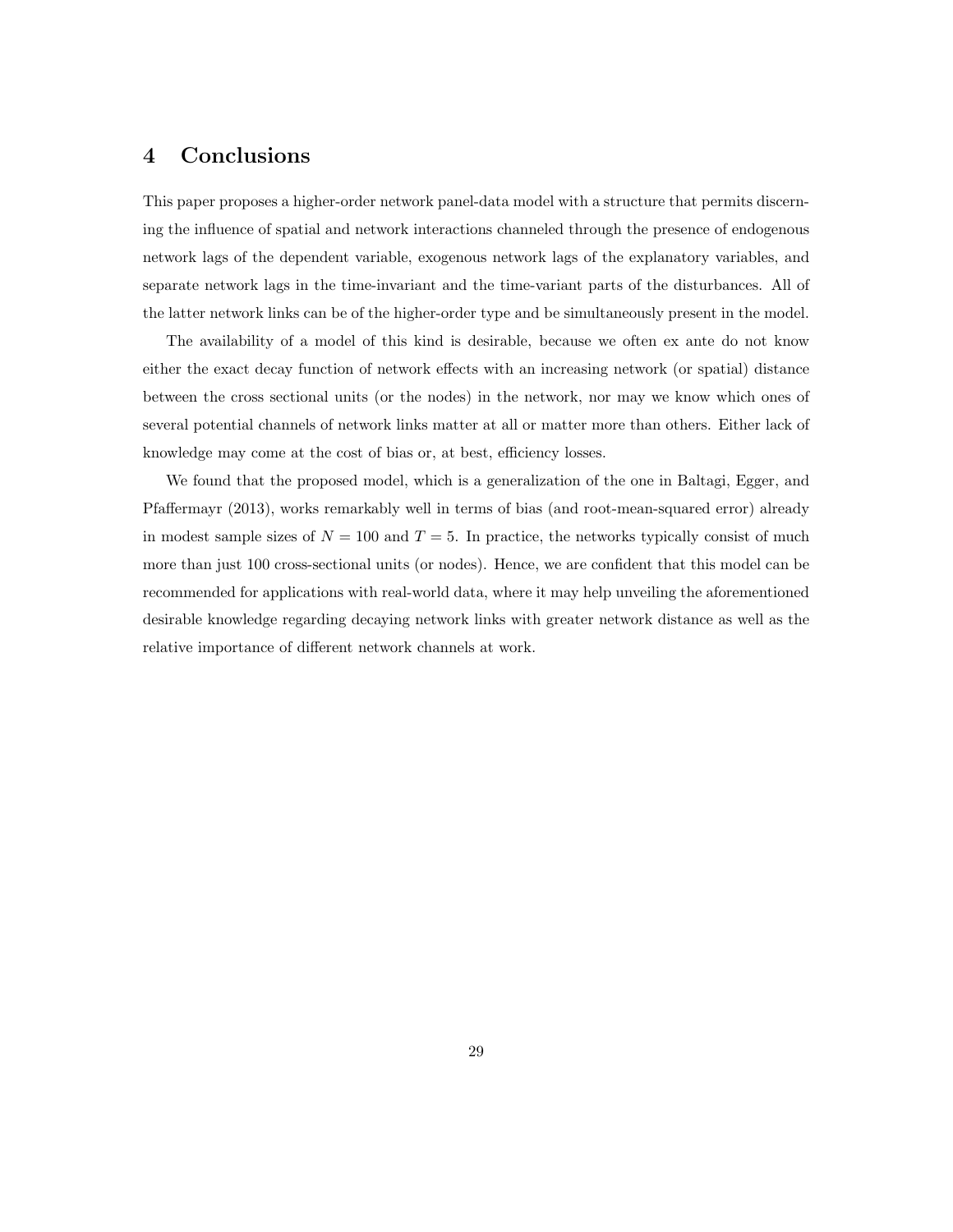# 4 Conclusions

This paper proposes a higher-order network panel-data model with a structure that permits discerning the influence of spatial and network interactions channeled through the presence of endogenous network lags of the dependent variable, exogenous network lags of the explanatory variables, and separate network lags in the time-invariant and the time-variant parts of the disturbances. All of the latter network links can be of the higher-order type and be simultaneously present in the model.

The availability of a model of this kind is desirable, because we often ex ante do not know either the exact decay function of network effects with an increasing network (or spatial) distance between the cross sectional units (or the nodes) in the network, nor may we know which ones of several potential channels of network links matter at all or matter more than others. Either lack of knowledge may come at the cost of bias or, at best, efficiency losses.

We found that the proposed model, which is a generalization of the one in Baltagi, Egger, and Pfaffermayr (2013), works remarkably well in terms of bias (and root-mean-squared error) already in modest sample sizes of $N = 100$ and $T = 5$. In practice, the networks typically consist of much more than just 100 cross-sectional units (or nodes). Hence, we are confident that this model can be recommended for applications with real-world data, where it may help unveiling the aforementioned desirable knowledge regarding decaying network links with greater network distance as well as the relative importance of different network channels at work.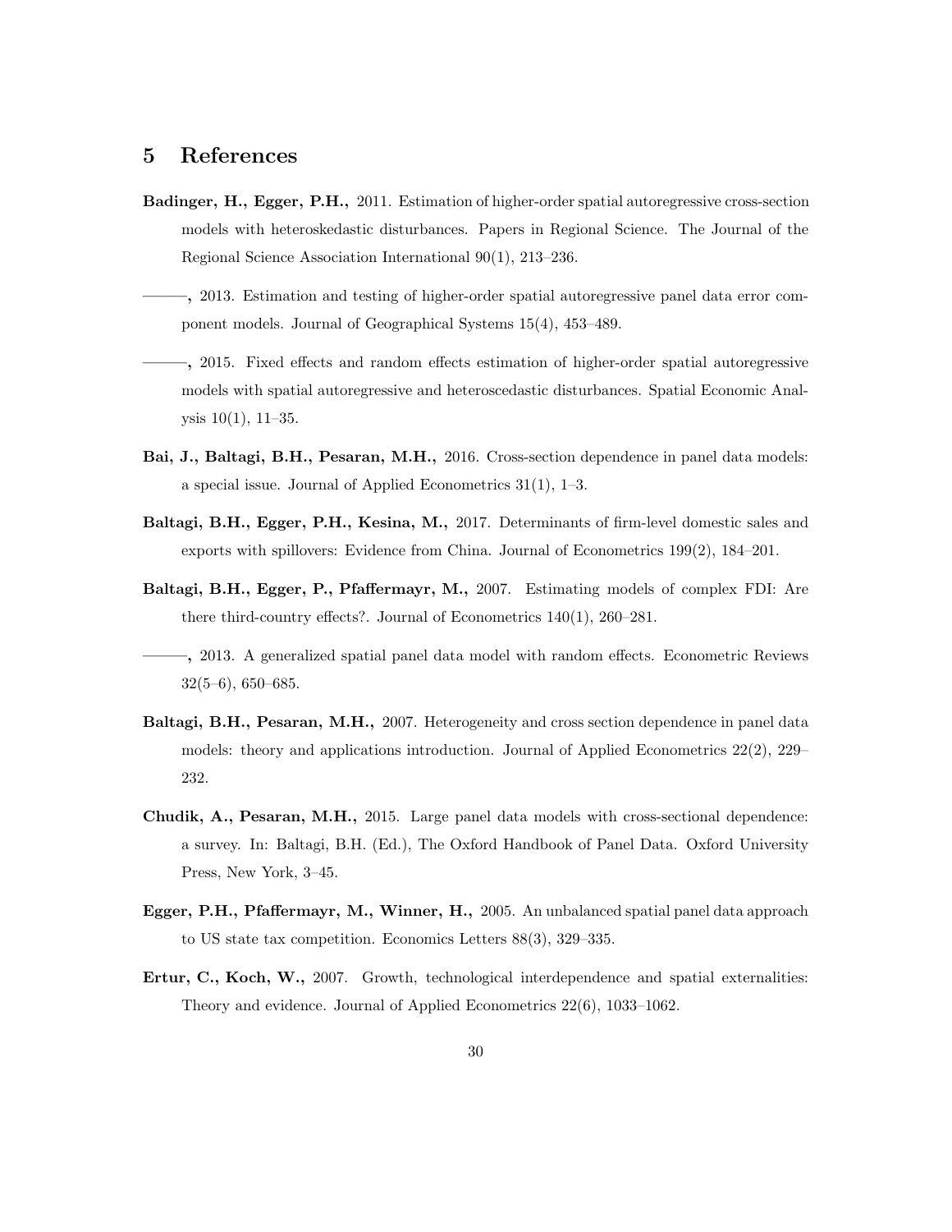# 5 References

**Badinger, H., Egger, P.H.,** 2011. Estimation of higher-order spatial autoregressive cross-section models with heteroskedastic disturbances. Papers in Regional Science. The Journal of the Regional Science Association International 90(1), 213–236.

**———,** 2013. Estimation and testing of higher-order spatial autoregressive panel data error component models. Journal of Geographical Systems 15(4), 453–489.

**———,** 2015. Fixed effects and random effects estimation of higher-order spatial autoregressive models with spatial autoregressive and heteroscedastic disturbances. Spatial Economic Analysis 10(1), 11–35.

**Bai, J., Baltagi, B.H., Pesaran, M.H.,** 2016. Cross-section dependence in panel data models: a special issue. Journal of Applied Econometrics 31(1), 1–3.

**Baltagi, B.H., Egger, P.H., Kesina, M.,** 2017. Determinants of firm-level domestic sales and exports with spillovers: Evidence from China. Journal of Econometrics 199(2), 184–201.

**Baltagi, B.H., Egger, P., Pfaffermayr, M.,** 2007. Estimating models of complex FDI: Are there third-country effects?. Journal of Econometrics 140(1), 260–281.

**———,** 2013. A generalized spatial panel data model with random effects. Econometric Reviews 32(5–6), 650–685.

**Baltagi, B.H., Pesaran, M.H.,** 2007. Heterogeneity and cross section dependence in panel data models: theory and applications introduction. Journal of Applied Econometrics 22(2), 229–232.

**Chudik, A., Pesaran, M.H.,** 2015. Large panel data models with cross-sectional dependence: a survey. In: Baltagi, B.H. (Ed.), The Oxford Handbook of Panel Data. Oxford University Press, New York, 3–45.

**Egger, P.H., Pfaffermayr, M., Winner, H.,** 2005. An unbalanced spatial panel data approach to US state tax competition. Economics Letters 88(3), 329–335.

**Ertur, C., Koch, W.,** 2007. Growth, technological interdependence and spatial externalities: Theory and evidence. Journal of Applied Econometrics 22(6), 1033–1062.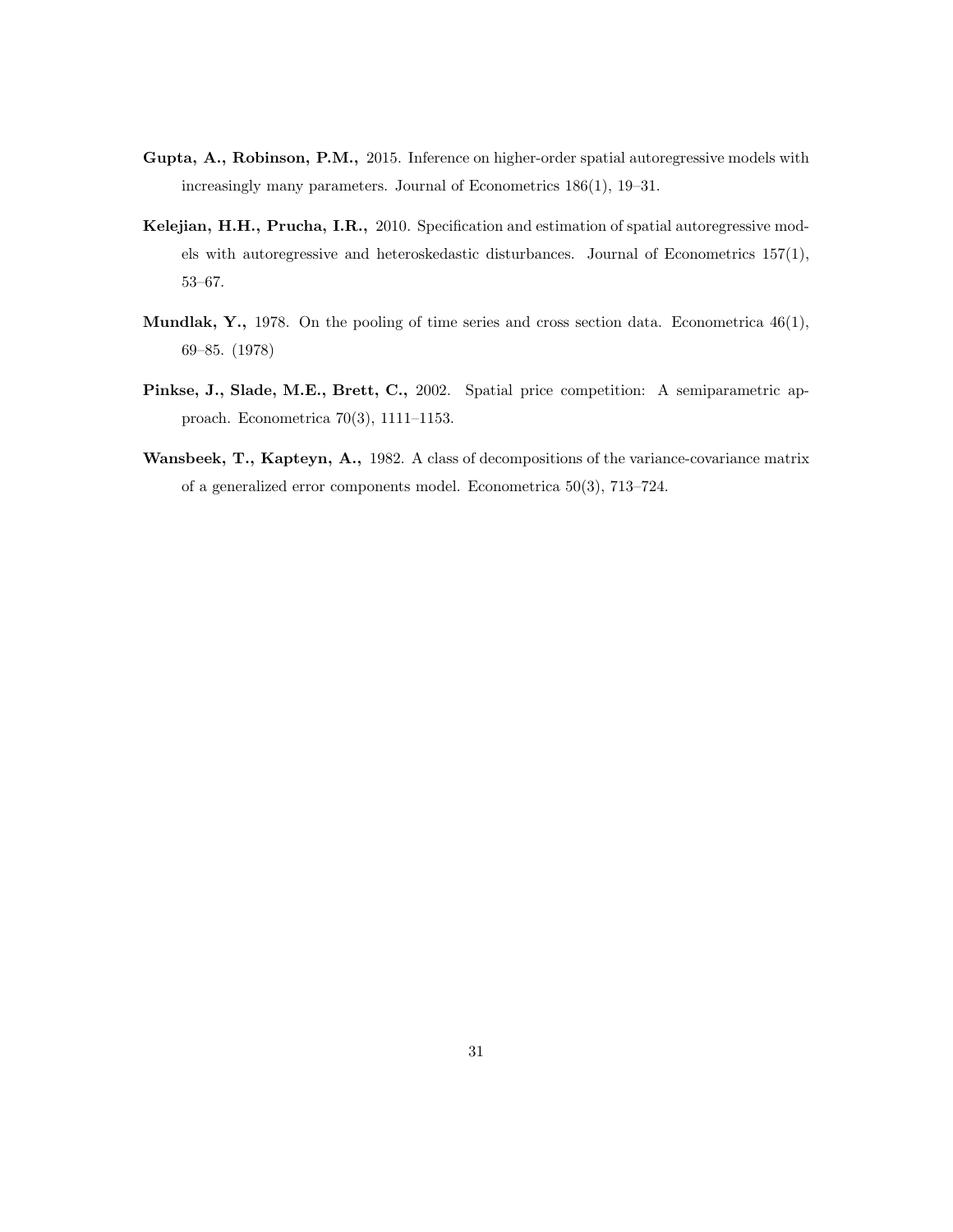**Gupta, A., Robinson, P.M.,** 2015. Inference on higher-order spatial autoregressive models with increasingly many parameters. Journal of Econometrics 186(1), 19–31.

**Kelejian, H.H., Prucha, I.R.,** 2010. Specification and estimation of spatial autoregressive models with autoregressive and heteroskedastic disturbances. Journal of Econometrics 157(1), 53–67.

**Mundlak, Y.,** 1978. On the pooling of time series and cross section data. Econometrica 46(1), 69–85. (1978)

**Pinkse, J., Slade, M.E., Brett, C.,** 2002. Spatial price competition: A semiparametric approach. Econometrica 70(3), 1111–1153.

**Wansbeek, T., Kapteyn, A.,** 1982. A class of decompositions of the variance-covariance matrix of a generalized error components model. Econometrica 50(3), 713–724.